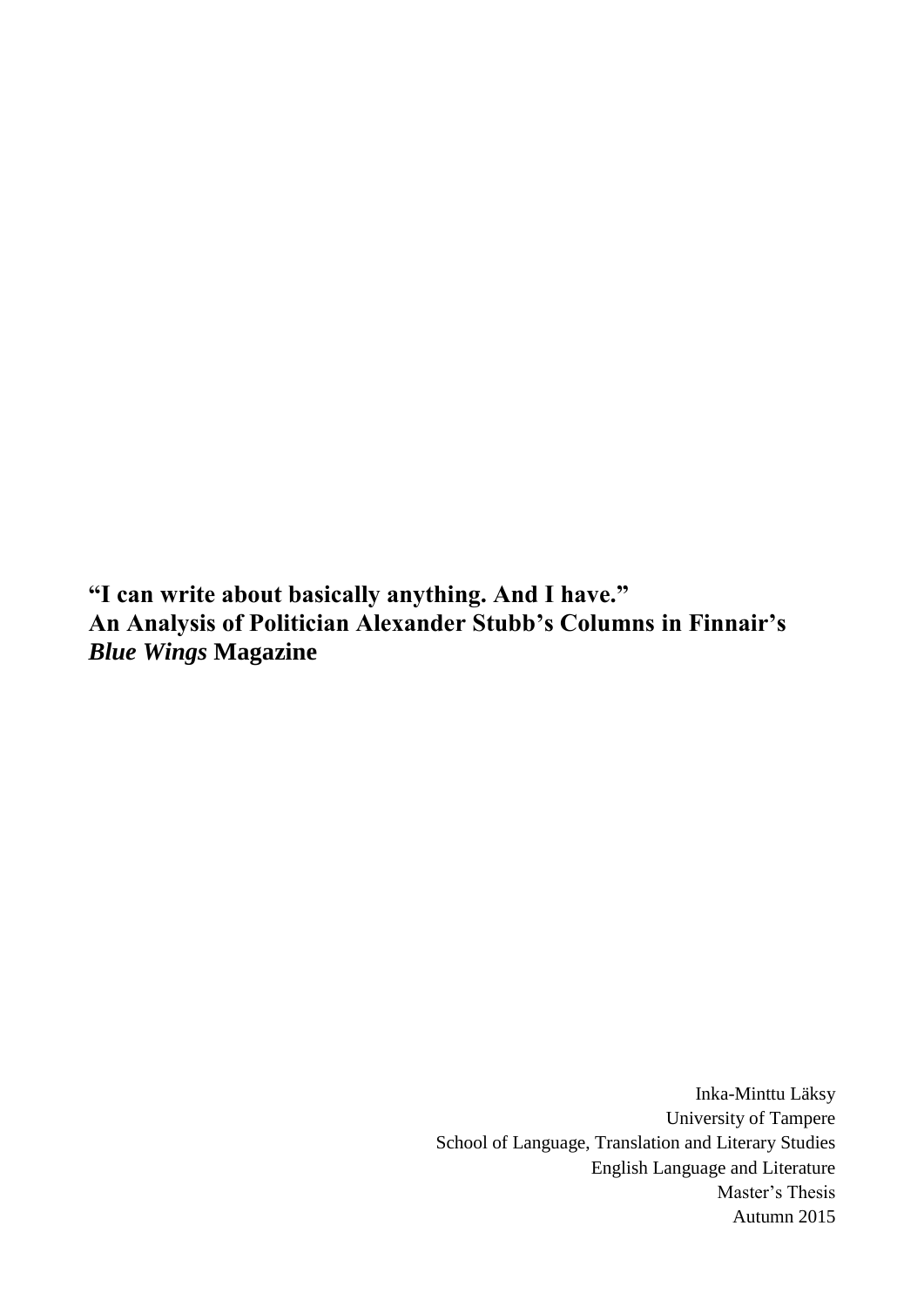# “I can write about basically anything. And I have.”
# An Analysis of Politician Alexander Stubb’s Columns in Finnair’s *Blue Wings* Magazine

Inka-Minttu Läksy
University of Tampere
School of Language, Translation and Literary Studies
English Language and Literature
Master’s Thesis
Autumn 2015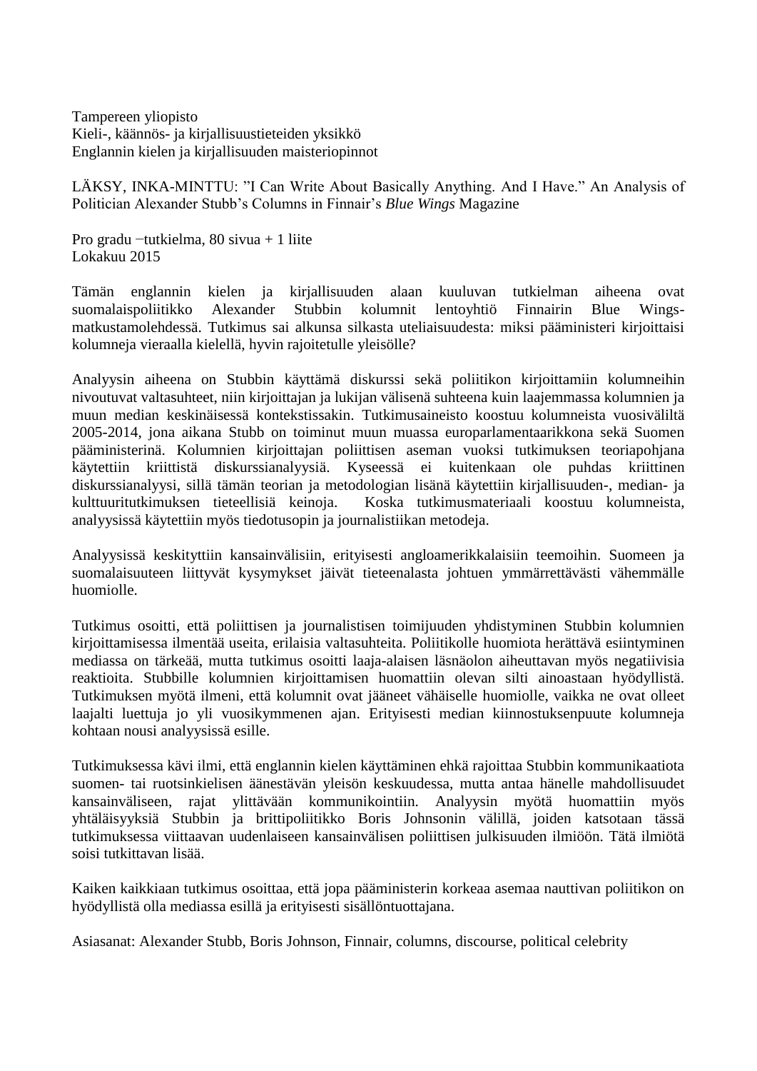Tampereen yliopisto
Kieli-, käännös- ja kirjallisuustieteiden yksikkö
Englannin kielen ja kirjallisuuden maisteriopinnot

LÄKSY, INKA-MINTTU: ”I Can Write About Basically Anything. And I Have.” An Analysis of Politician Alexander Stubb’s Columns in Finnair’s *Blue Wings* Magazine

Pro gradu −tutkielma, 80 sivua + 1 liite
Lokakuu 2015

Tämän englannin kielen ja kirjallisuuden alaan kuuluvan tutkielman aiheena ovat suomalaispoliitikko Alexander Stubbin kolumnit lentoyhtiö Finnairin Blue Wings-matkustamolehdessä. Tutkimus sai alkunsa silkasta uteliaisuudesta: miksi pääministeri kirjoittaisi kolumneja vieraalla kielellä, hyvin rajoitetulle yleisölle?

Analyysin aiheena on Stubbin käyttämä diskurssi sekä poliitikon kirjoittamiin kolumneihin nivoutuvat valtasuhteet, niin kirjoittajan ja lukijan välisenä suhteena kuin laajemmassa kolumnien ja muun median keskinäisessä kontekstissakin. Tutkimusaineisto koostuu kolumneista vuosiväliltä 2005-2014, jona aikana Stubb on toiminut muun muassa europarlamentaarikkona sekä Suomen pääministerinä. Kolumnien kirjoittajan poliittisen aseman vuoksi tutkimuksen teoriapohjana käytettiin kriittistä diskurssianalyysiä. Kyseessä ei kuitenkaan ole puhdas kriittinen diskurssianalyysi, sillä tämän teorian ja metodologian lisänä käytettiin kirjallisuuden-, median- ja kulttuuritutkimuksen tieteellisiä keinoja. Koska tutkimusmateriaali koostuu kolumneista, analyysissä käytettiin myös tiedotusopin ja journalistiikan metodeja.

Analyysissä keskityttiin kansainvälisiin, erityisesti angloamerikkalaisiin teemoihin. Suomeen ja suomalaisuuteen liittyvät kysymykset jäivät tieteenalasta johtuen ymmärrettävästi vähemmälle huomiolle.

Tutkimus osoitti, että poliittisen ja journalistisen toimijuuden yhdistyminen Stubbin kolumnien kirjoittamisessa ilmentää useita, erilaisia valtasuhteita. Poliitikolle huomiota herättävä esiintyminen mediassa on tärkeää, mutta tutkimus osoitti laaja-alaisen läsnäolon aiheuttavan myös negatiivisia reaktioita. Stubbille kolumnien kirjoittamisen huomattiin olevan silti ainoastaan hyödyllistä. Tutkimuksen myötä ilmeni, että kolumnit ovat jääneet vähäiselle huomiolle, vaikka ne ovat olleet laajalti luettuja jo yli vuosikymmenen ajan. Erityisesti median kiinnostuksenpuute kolumneja kohtaan nousi analyysissä esille.

Tutkimuksessa kävi ilmi, että englannin kielen käyttäminen ehkä rajoittaa Stubbin kommunikaatiota suomen- tai ruotsinkielisen äänestävän yleisön keskuudessa, mutta antaa hänelle mahdollisuudet kansainväliseen, rajat ylittävään kommunikointiin. Analyysin myötä huomattiin myös yhtäläisyyksiä Stubbin ja brittipoliitikko Boris Johnsonin välillä, joiden katsotaan tässä tutkimuksessa viittaavan uudenlaiseen kansainvälisen poliittisen julkisuuden ilmiöön. Tätä ilmiötä soisi tutkittavan lisää.

Kaiken kaikkiaan tutkimus osoittaa, että jopa pääministerin korkeaa asemaa nauttivan poliitikon on hyödyllistä olla mediassa esillä ja erityisesti sisällöntuottajana.

Asiasanat: Alexander Stubb, Boris Johnson, Finnair, columns, discourse, political celebrity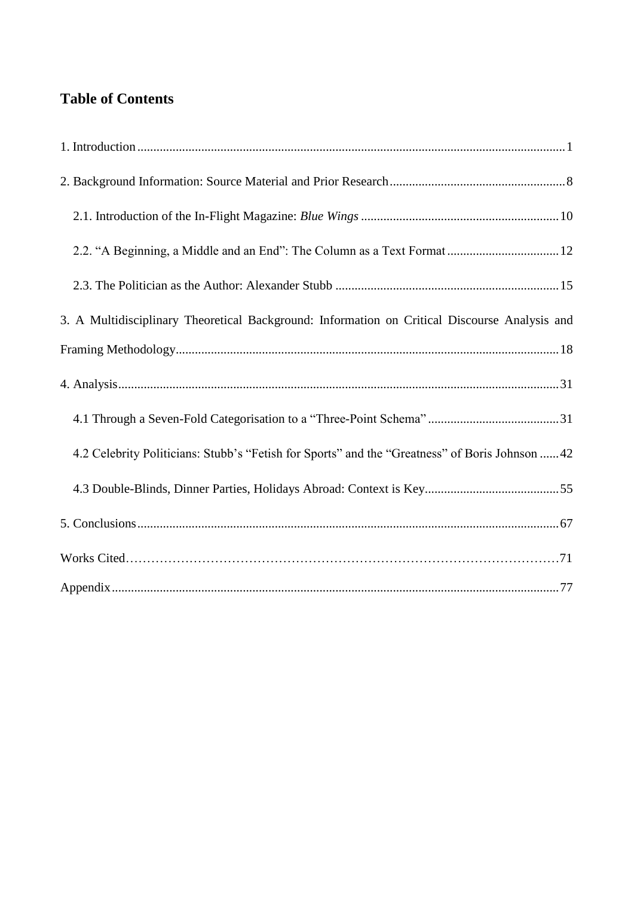## Table of Contents

1. Introduction ........................................................................................................................ 1

2. Background Information: Source Material and Prior Research ....................................................... 8

    2.1. Introduction of the In-Flight Magazine: *Blue Wings* ............................................................. 10

    2.2. "A Beginning, a Middle and an End": The Column as a Text Format ................................... 12

    2.3. The Politician as the Author: Alexander Stubb ...................................................................... 15

3. A Multidisciplinary Theoretical Background: Information on Critical Discourse Analysis and Framing Methodology ........................................................................................................................ 18

4. Analysis ........................................................................................................................ 31

    4.1 Through a Seven-Fold Categorisation to a "Three-Point Schema" ......................................... 31

    4.2 Celebrity Politicians: Stubb's "Fetish for Sports" and the "Greatness" of Boris Johnson ...... 42

    4.3 Double-Blinds, Dinner Parties, Holidays Abroad: Context is Key .......................................... 55

5. Conclusions ........................................................................................................................ 67

Works Cited ........................................................................................................................ 71

Appendix ........................................................................................................................ 77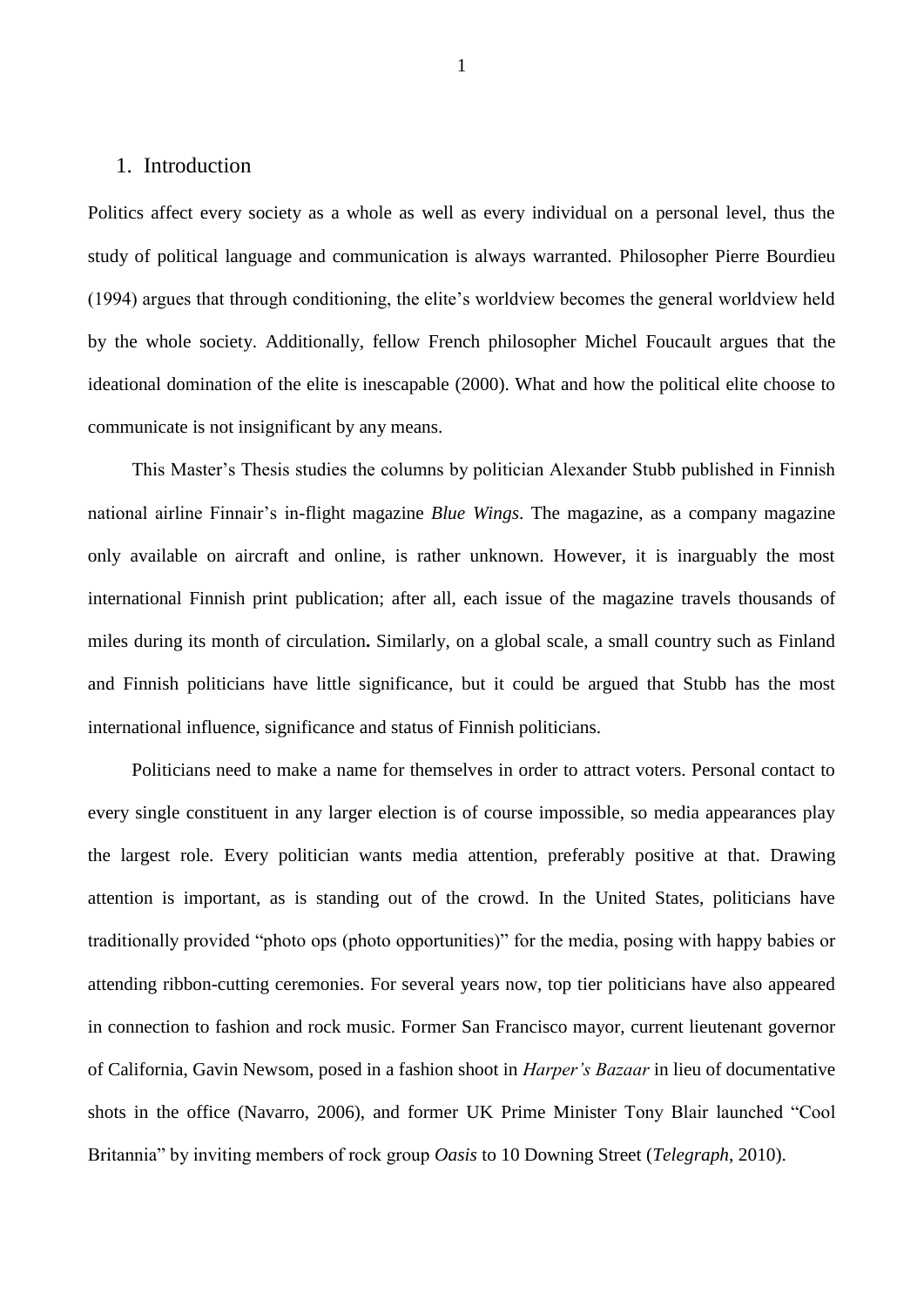# 1. Introduction

Politics affect every society as a whole as well as every individual on a personal level, thus the study of political language and communication is always warranted. Philosopher Pierre Bourdieu (1994) argues that through conditioning, the elite's worldview becomes the general worldview held by the whole society. Additionally, fellow French philosopher Michel Foucault argues that the ideational domination of the elite is inescapable (2000). What and how the political elite choose to communicate is not insignificant by any means.

This Master's Thesis studies the columns by politician Alexander Stubb published in Finnish national airline Finnair's in-flight magazine *Blue Wings*. The magazine, as a company magazine only available on aircraft and online, is rather unknown. However, it is inarguably the most international Finnish print publication; after all, each issue of the magazine travels thousands of miles during its month of circulation**.** Similarly, on a global scale, a small country such as Finland and Finnish politicians have little significance, but it could be argued that Stubb has the most international influence, significance and status of Finnish politicians.

Politicians need to make a name for themselves in order to attract voters. Personal contact to every single constituent in any larger election is of course impossible, so media appearances play the largest role. Every politician wants media attention, preferably positive at that. Drawing attention is important, as is standing out of the crowd. In the United States, politicians have traditionally provided "photo ops (photo opportunities)" for the media, posing with happy babies or attending ribbon-cutting ceremonies. For several years now, top tier politicians have also appeared in connection to fashion and rock music. Former San Francisco mayor, current lieutenant governor of California, Gavin Newsom, posed in a fashion shoot in *Harper's Bazaar* in lieu of documentative shots in the office (Navarro, 2006), and former UK Prime Minister Tony Blair launched "Cool Britannia" by inviting members of rock group *Oasis* to 10 Downing Street (*Telegraph*, 2010).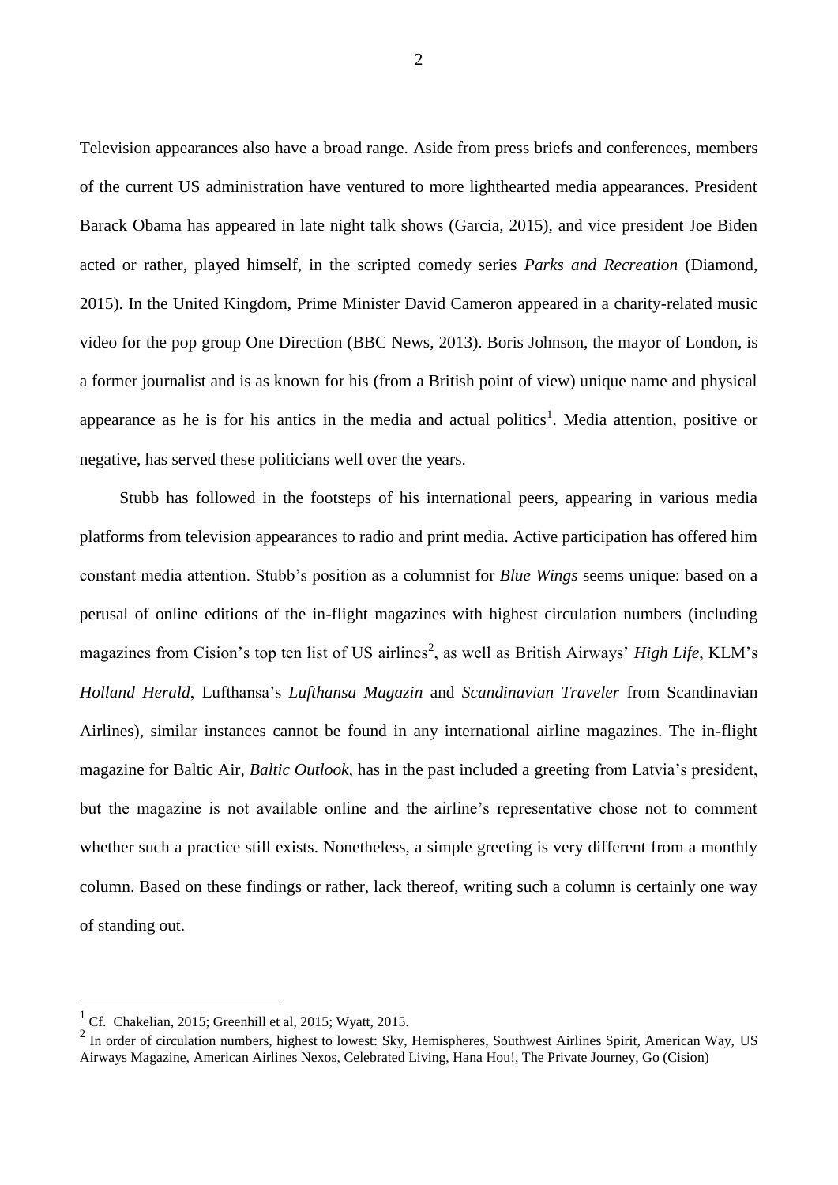Television appearances also have a broad range. Aside from press briefs and conferences, members of the current US administration have ventured to more lighthearted media appearances. President Barack Obama has appeared in late night talk shows (Garcia, 2015), and vice president Joe Biden acted or rather, played himself, in the scripted comedy series *Parks and Recreation* (Diamond, 2015). In the United Kingdom, Prime Minister David Cameron appeared in a charity-related music video for the pop group One Direction (BBC News, 2013). Boris Johnson, the mayor of London, is a former journalist and is as known for his (from a British point of view) unique name and physical appearance as he is for his antics in the media and actual politics[1]. Media attention, positive or negative, has served these politicians well over the years.

Stubb has followed in the footsteps of his international peers, appearing in various media platforms from television appearances to radio and print media. Active participation has offered him constant media attention. Stubb's position as a columnist for *Blue Wings* seems unique: based on a perusal of online editions of the in-flight magazines with highest circulation numbers (including magazines from Cision's top ten list of US airlines[2], as well as British Airways' *High Life*, KLM's *Holland Herald*, Lufthansa's *Lufthansa Magazin* and *Scandinavian Traveler* from Scandinavian Airlines), similar instances cannot be found in any international airline magazines. The in-flight magazine for Baltic Air, *Baltic Outlook*, has in the past included a greeting from Latvia's president, but the magazine is not available online and the airline's representative chose not to comment whether such a practice still exists. Nonetheless, a simple greeting is very different from a monthly column. Based on these findings or rather, lack thereof, writing such a column is certainly one way of standing out.

---

[1] Cf. Chakelian, 2015; Greenhill et al, 2015; Wyatt, 2015.

[2] In order of circulation numbers, highest to lowest: Sky, Hemispheres, Southwest Airlines Spirit, American Way, US Airways Magazine, American Airlines Nexos, Celebrated Living, Hana Hou!, The Private Journey, Go (Cision)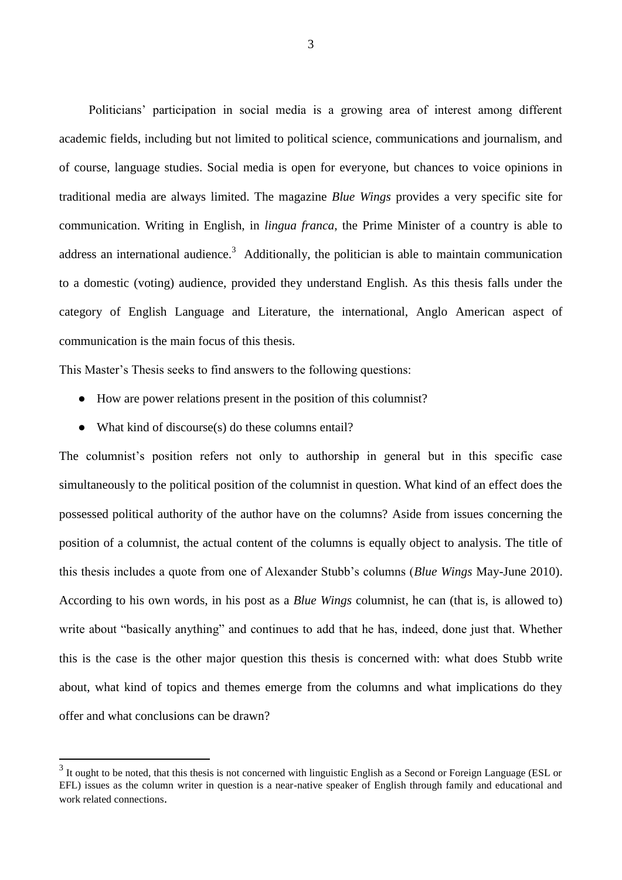Politicians' participation in social media is a growing area of interest among different academic fields, including but not limited to political science, communications and journalism, and of course, language studies. Social media is open for everyone, but chances to voice opinions in traditional media are always limited. The magazine *Blue Wings* provides a very specific site for communication. Writing in English, in *lingua franca*, the Prime Minister of a country is able to address an international audience.[3] Additionally, the politician is able to maintain communication to a domestic (voting) audience, provided they understand English. As this thesis falls under the category of English Language and Literature, the international, Anglo American aspect of communication is the main focus of this thesis.

This Master's Thesis seeks to find answers to the following questions:

- How are power relations present in the position of this columnist?
- What kind of discourse(s) do these columns entail?

The columnist's position refers not only to authorship in general but in this specific case simultaneously to the political position of the columnist in question. What kind of an effect does the possessed political authority of the author have on the columns? Aside from issues concerning the position of a columnist, the actual content of the columns is equally object to analysis. The title of this thesis includes a quote from one of Alexander Stubb's columns (*Blue Wings* May-June 2010). According to his own words, in his post as a *Blue Wings* columnist, he can (that is, is allowed to) write about "basically anything" and continues to add that he has, indeed, done just that. Whether this is the case is the other major question this thesis is concerned with: what does Stubb write about, what kind of topics and themes emerge from the columns and what implications do they offer and what conclusions can be drawn?

[3] It ought to be noted, that this thesis is not concerned with linguistic English as a Second or Foreign Language (ESL or EFL) issues as the column writer in question is a near-native speaker of English through family and educational and work related connections.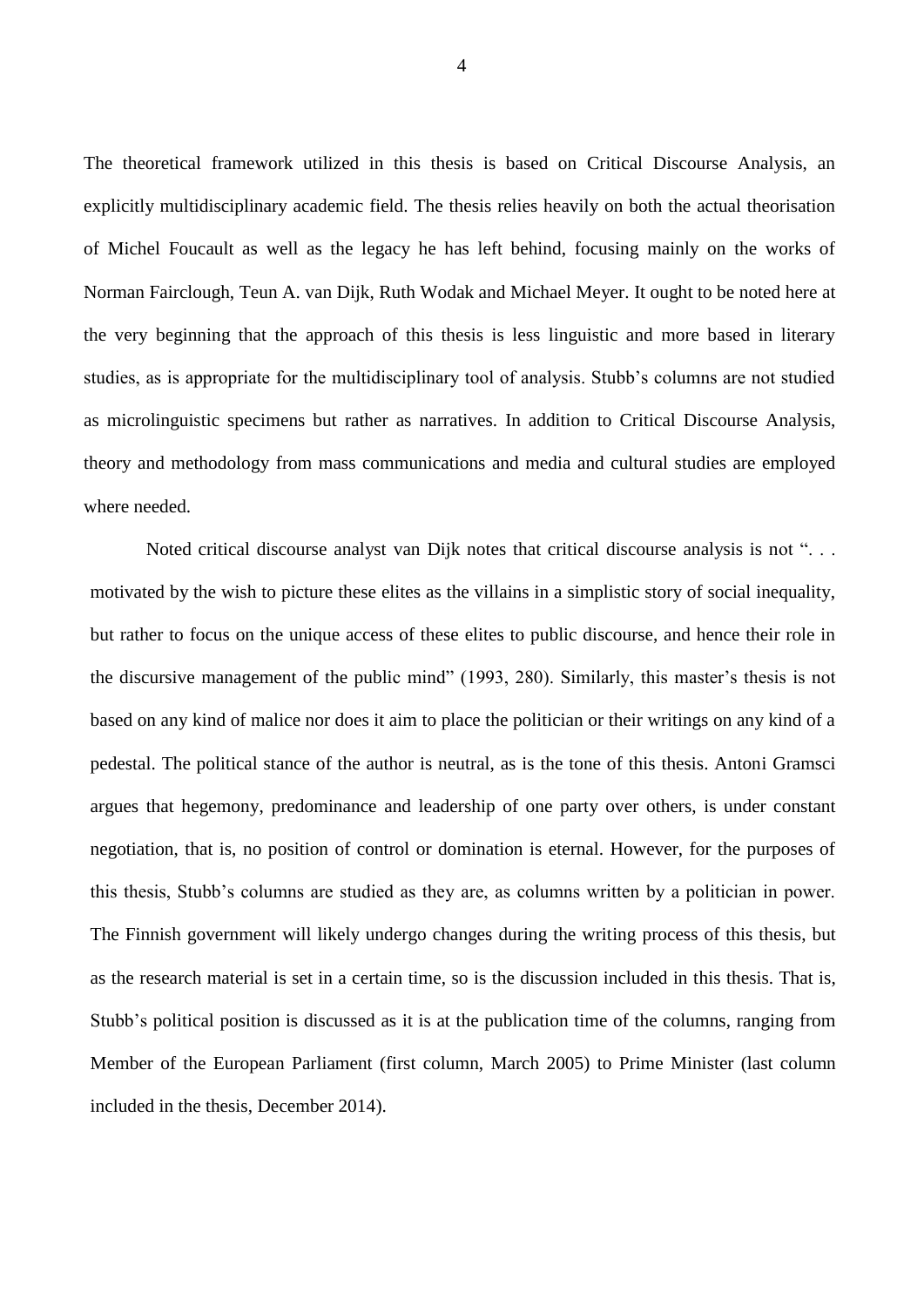The theoretical framework utilized in this thesis is based on Critical Discourse Analysis, an explicitly multidisciplinary academic field. The thesis relies heavily on both the actual theorisation of Michel Foucault as well as the legacy he has left behind, focusing mainly on the works of Norman Fairclough, Teun A. van Dijk, Ruth Wodak and Michael Meyer. It ought to be noted here at the very beginning that the approach of this thesis is less linguistic and more based in literary studies, as is appropriate for the multidisciplinary tool of analysis. Stubb's columns are not studied as microlinguistic specimens but rather as narratives. In addition to Critical Discourse Analysis, theory and methodology from mass communications and media and cultural studies are employed where needed.

Noted critical discourse analyst van Dijk notes that critical discourse analysis is not ". . . motivated by the wish to picture these elites as the villains in a simplistic story of social inequality, but rather to focus on the unique access of these elites to public discourse, and hence their role in the discursive management of the public mind" (1993, 280). Similarly, this master's thesis is not based on any kind of malice nor does it aim to place the politician or their writings on any kind of a pedestal. The political stance of the author is neutral, as is the tone of this thesis. Antoni Gramsci argues that hegemony, predominance and leadership of one party over others, is under constant negotiation, that is, no position of control or domination is eternal. However, for the purposes of this thesis, Stubb's columns are studied as they are, as columns written by a politician in power. The Finnish government will likely undergo changes during the writing process of this thesis, but as the research material is set in a certain time, so is the discussion included in this thesis. That is, Stubb's political position is discussed as it is at the publication time of the columns, ranging from Member of the European Parliament (first column, March 2005) to Prime Minister (last column included in the thesis, December 2014).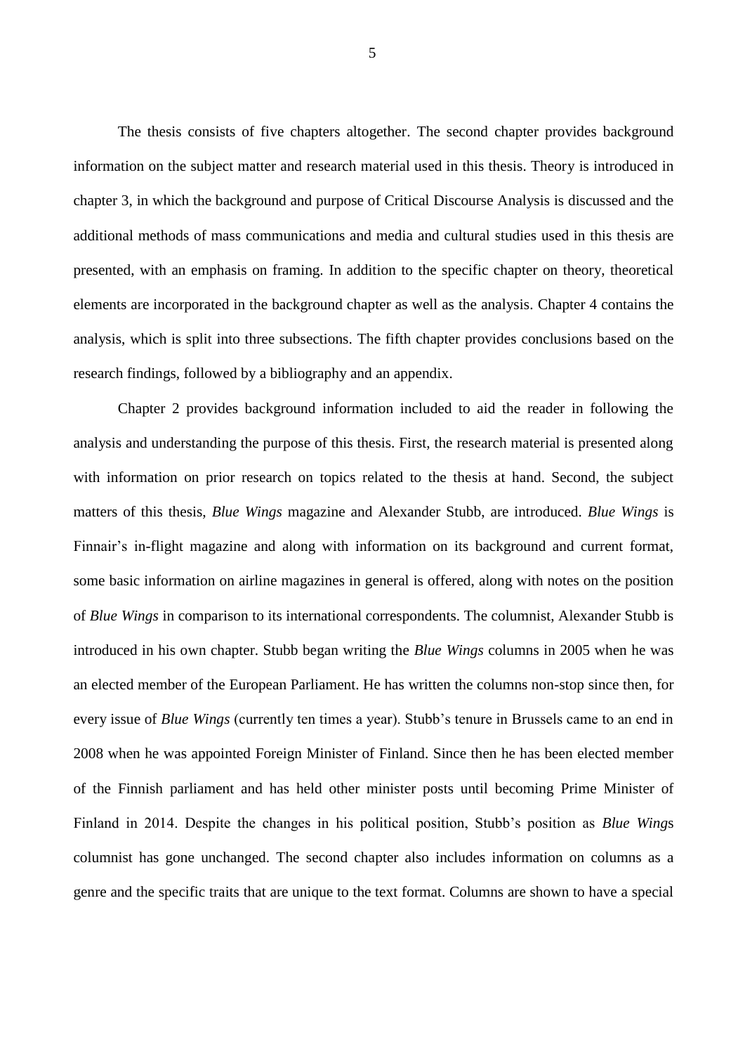The thesis consists of five chapters altogether. The second chapter provides background information on the subject matter and research material used in this thesis. Theory is introduced in chapter 3, in which the background and purpose of Critical Discourse Analysis is discussed and the additional methods of mass communications and media and cultural studies used in this thesis are presented, with an emphasis on framing. In addition to the specific chapter on theory, theoretical elements are incorporated in the background chapter as well as the analysis. Chapter 4 contains the analysis, which is split into three subsections. The fifth chapter provides conclusions based on the research findings, followed by a bibliography and an appendix.

Chapter 2 provides background information included to aid the reader in following the analysis and understanding the purpose of this thesis. First, the research material is presented along with information on prior research on topics related to the thesis at hand. Second, the subject matters of this thesis, *Blue Wings* magazine and Alexander Stubb, are introduced. *Blue Wings* is Finnair's in-flight magazine and along with information on its background and current format, some basic information on airline magazines in general is offered, along with notes on the position of *Blue Wings* in comparison to its international correspondents. The columnist, Alexander Stubb is introduced in his own chapter. Stubb began writing the *Blue Wings* columns in 2005 when he was an elected member of the European Parliament. He has written the columns non-stop since then, for every issue of *Blue Wings* (currently ten times a year). Stubb's tenure in Brussels came to an end in 2008 when he was appointed Foreign Minister of Finland. Since then he has been elected member of the Finnish parliament and has held other minister posts until becoming Prime Minister of Finland in 2014. Despite the changes in his political position, Stubb's position as *Blue Wing*s columnist has gone unchanged. The second chapter also includes information on columns as a genre and the specific traits that are unique to the text format. Columns are shown to have a special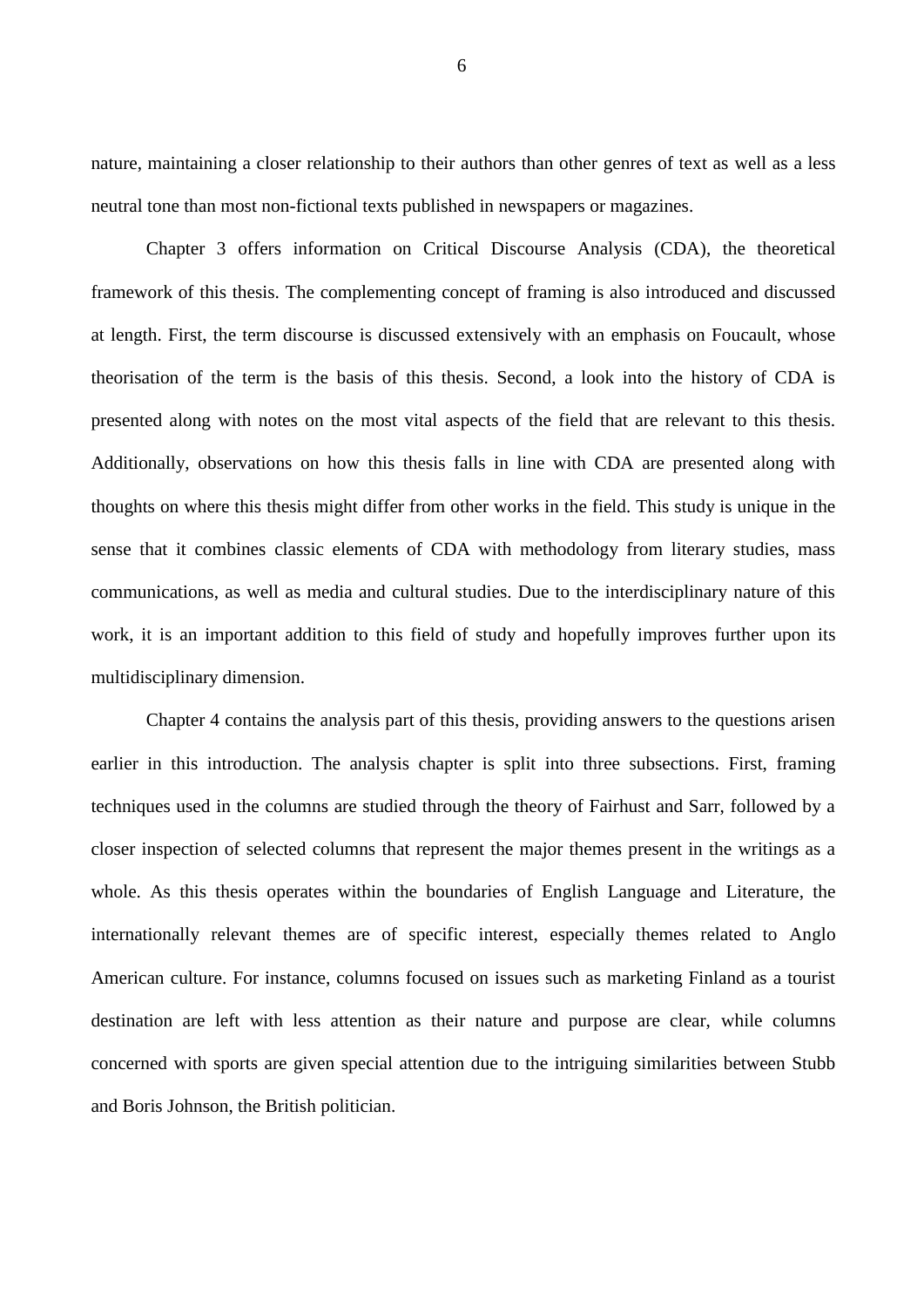nature, maintaining a closer relationship to their authors than other genres of text as well as a less neutral tone than most non-fictional texts published in newspapers or magazines.

Chapter 3 offers information on Critical Discourse Analysis (CDA), the theoretical framework of this thesis. The complementing concept of framing is also introduced and discussed at length. First, the term discourse is discussed extensively with an emphasis on Foucault, whose theorisation of the term is the basis of this thesis. Second, a look into the history of CDA is presented along with notes on the most vital aspects of the field that are relevant to this thesis. Additionally, observations on how this thesis falls in line with CDA are presented along with thoughts on where this thesis might differ from other works in the field. This study is unique in the sense that it combines classic elements of CDA with methodology from literary studies, mass communications, as well as media and cultural studies. Due to the interdisciplinary nature of this work, it is an important addition to this field of study and hopefully improves further upon its multidisciplinary dimension.

Chapter 4 contains the analysis part of this thesis, providing answers to the questions arisen earlier in this introduction. The analysis chapter is split into three subsections. First, framing techniques used in the columns are studied through the theory of Fairhust and Sarr, followed by a closer inspection of selected columns that represent the major themes present in the writings as a whole. As this thesis operates within the boundaries of English Language and Literature, the internationally relevant themes are of specific interest, especially themes related to Anglo American culture. For instance, columns focused on issues such as marketing Finland as a tourist destination are left with less attention as their nature and purpose are clear, while columns concerned with sports are given special attention due to the intriguing similarities between Stubb and Boris Johnson, the British politician.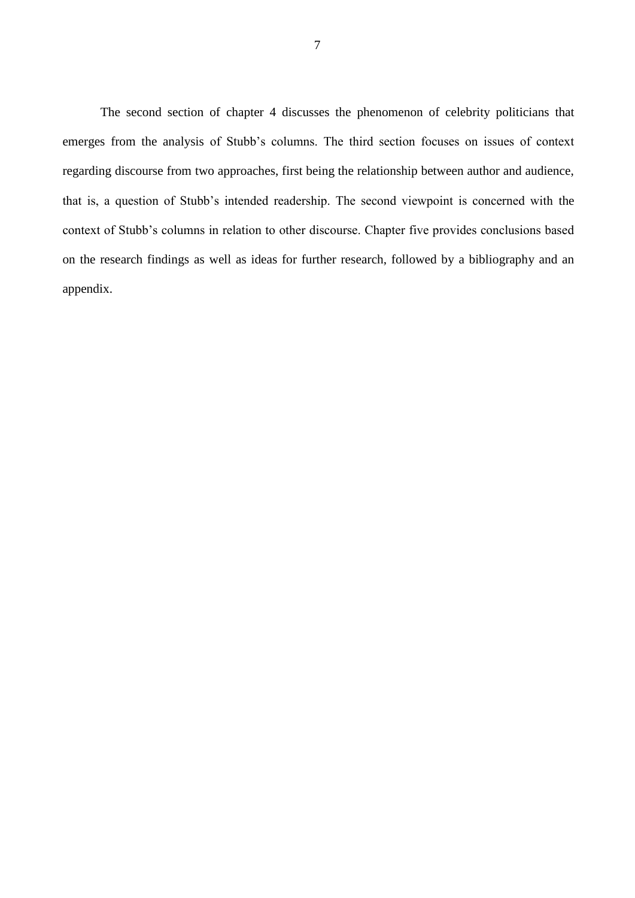The second section of chapter 4 discusses the phenomenon of celebrity politicians that emerges from the analysis of Stubb's columns. The third section focuses on issues of context regarding discourse from two approaches, first being the relationship between author and audience, that is, a question of Stubb's intended readership. The second viewpoint is concerned with the context of Stubb's columns in relation to other discourse. Chapter five provides conclusions based on the research findings as well as ideas for further research, followed by a bibliography and an appendix.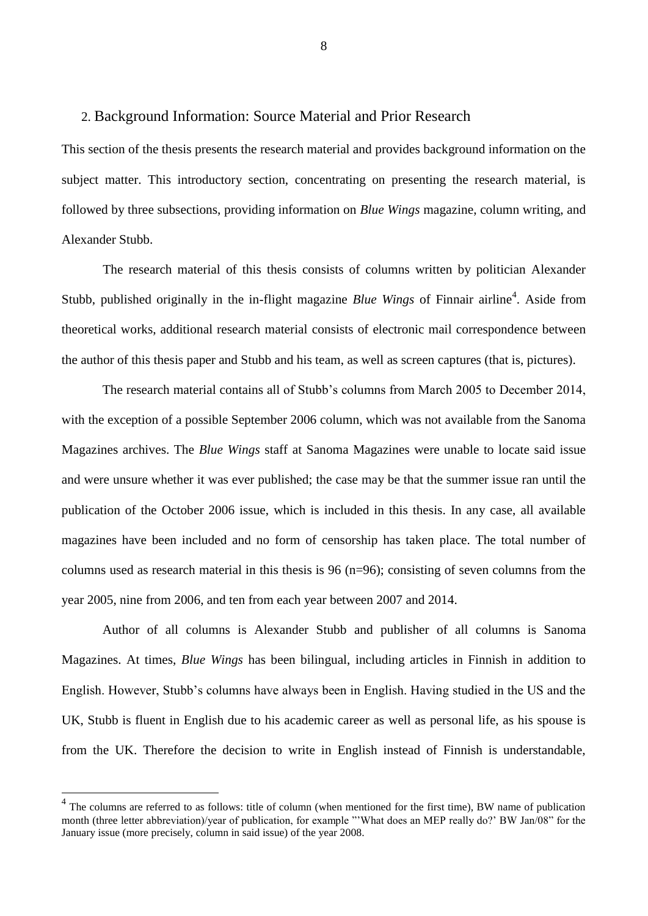## 2. Background Information: Source Material and Prior Research

This section of the thesis presents the research material and provides background information on the subject matter. This introductory section, concentrating on presenting the research material, is followed by three subsections, providing information on *Blue Wings* magazine, column writing, and Alexander Stubb.

The research material of this thesis consists of columns written by politician Alexander Stubb, published originally in the in-flight magazine *Blue Wings* of Finnair airline[4]. Aside from theoretical works, additional research material consists of electronic mail correspondence between the author of this thesis paper and Stubb and his team, as well as screen captures (that is, pictures).

The research material contains all of Stubb's columns from March 2005 to December 2014, with the exception of a possible September 2006 column, which was not available from the Sanoma Magazines archives. The *Blue Wings* staff at Sanoma Magazines were unable to locate said issue and were unsure whether it was ever published; the case may be that the summer issue ran until the publication of the October 2006 issue, which is included in this thesis. In any case, all available magazines have been included and no form of censorship has taken place. The total number of columns used as research material in this thesis is 96 (n=96); consisting of seven columns from the year 2005, nine from 2006, and ten from each year between 2007 and 2014.

Author of all columns is Alexander Stubb and publisher of all columns is Sanoma Magazines. At times, *Blue Wings* has been bilingual, including articles in Finnish in addition to English. However, Stubb's columns have always been in English. Having studied in the US and the UK, Stubb is fluent in English due to his academic career as well as personal life, as his spouse is from the UK. Therefore the decision to write in English instead of Finnish is understandable,

---

[4] The columns are referred to as follows: title of column (when mentioned for the first time), BW name of publication month (three letter abbreviation)/year of publication, for example "'What does an MEP really do?' BW Jan/08" for the January issue (more precisely, column in said issue) of the year 2008.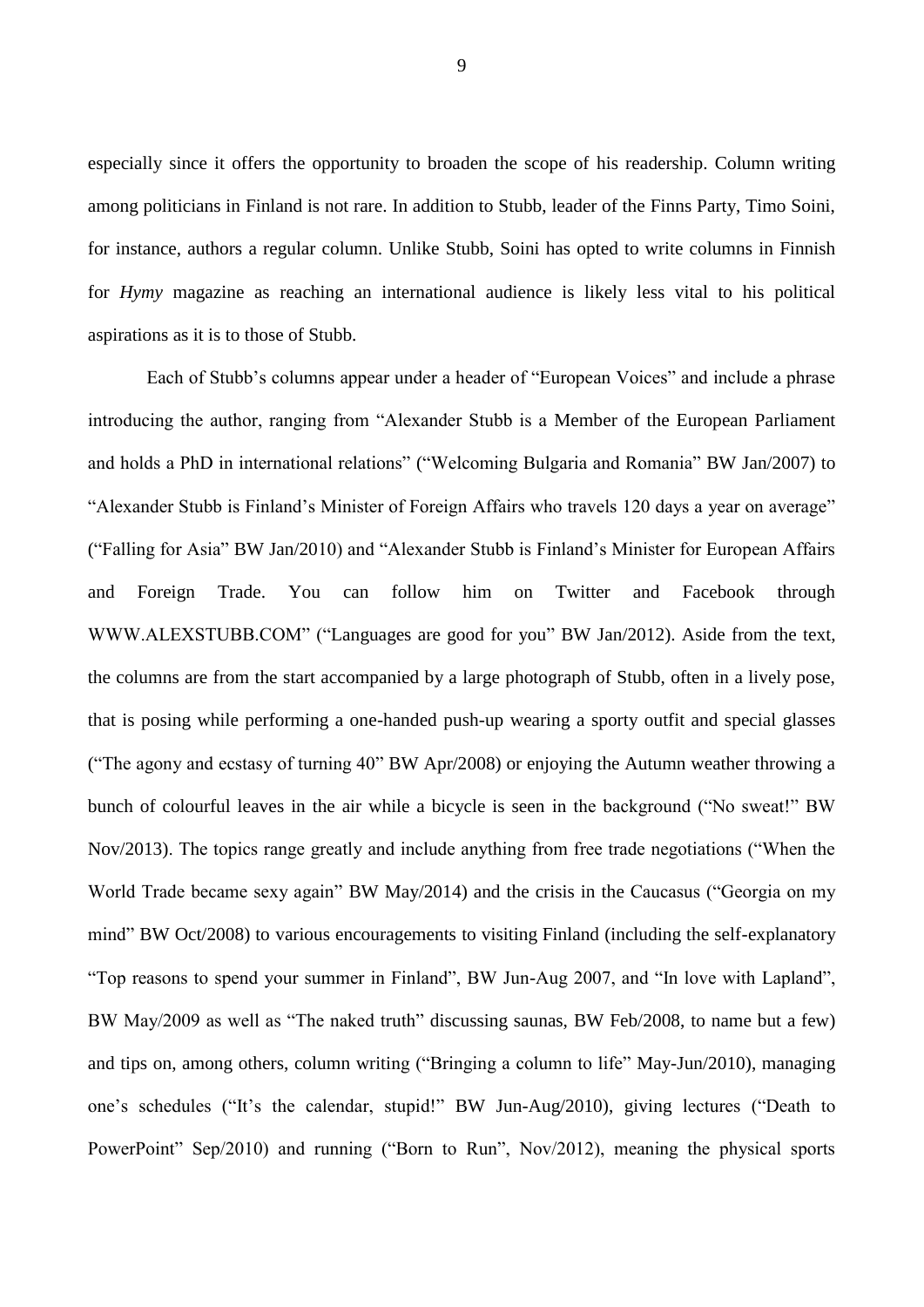especially since it offers the opportunity to broaden the scope of his readership. Column writing among politicians in Finland is not rare. In addition to Stubb, leader of the Finns Party, Timo Soini, for instance, authors a regular column. Unlike Stubb, Soini has opted to write columns in Finnish for *Hymy* magazine as reaching an international audience is likely less vital to his political aspirations as it is to those of Stubb.

Each of Stubb's columns appear under a header of "European Voices" and include a phrase introducing the author, ranging from "Alexander Stubb is a Member of the European Parliament and holds a PhD in international relations" ("Welcoming Bulgaria and Romania" BW Jan/2007) to "Alexander Stubb is Finland's Minister of Foreign Affairs who travels 120 days a year on average" ("Falling for Asia" BW Jan/2010) and "Alexander Stubb is Finland's Minister for European Affairs and Foreign Trade. You can follow him on Twitter and Facebook through WWW.ALEXSTUBB.COM" ("Languages are good for you" BW Jan/2012). Aside from the text, the columns are from the start accompanied by a large photograph of Stubb, often in a lively pose, that is posing while performing a one-handed push-up wearing a sporty outfit and special glasses ("The agony and ecstasy of turning 40" BW Apr/2008) or enjoying the Autumn weather throwing a bunch of colourful leaves in the air while a bicycle is seen in the background ("No sweat!" BW Nov/2013). The topics range greatly and include anything from free trade negotiations ("When the World Trade became sexy again" BW May/2014) and the crisis in the Caucasus ("Georgia on my mind" BW Oct/2008) to various encouragements to visiting Finland (including the self-explanatory "Top reasons to spend your summer in Finland", BW Jun-Aug 2007, and "In love with Lapland", BW May/2009 as well as "The naked truth" discussing saunas, BW Feb/2008, to name but a few) and tips on, among others, column writing ("Bringing a column to life" May-Jun/2010), managing one's schedules ("It's the calendar, stupid!" BW Jun-Aug/2010), giving lectures ("Death to PowerPoint" Sep/2010) and running ("Born to Run", Nov/2012), meaning the physical sports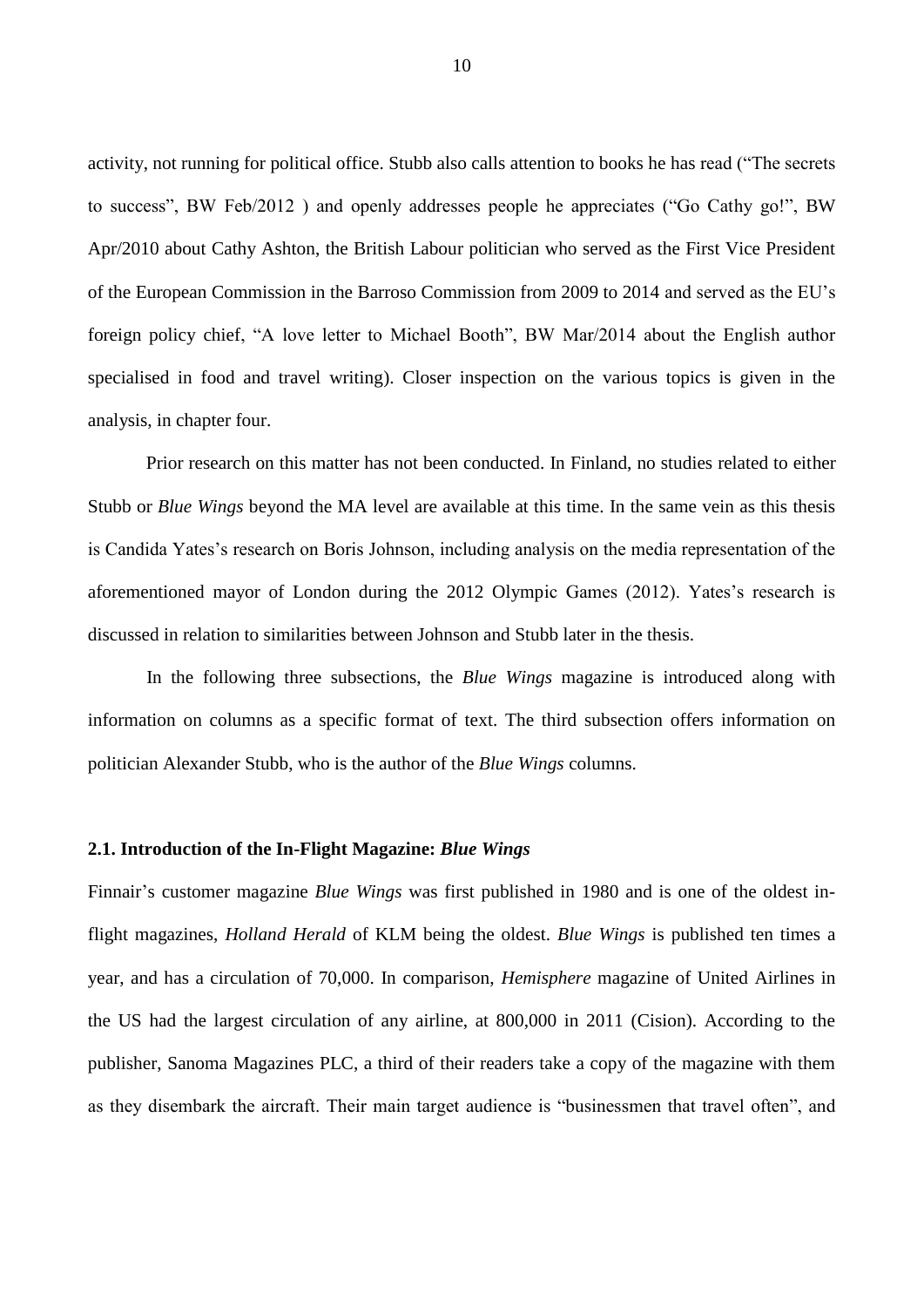activity, not running for political office. Stubb also calls attention to books he has read ("The secrets to success", BW Feb/2012 ) and openly addresses people he appreciates ("Go Cathy go!", BW Apr/2010 about Cathy Ashton, the British Labour politician who served as the First Vice President of the European Commission in the Barroso Commission from 2009 to 2014 and served as the EU's foreign policy chief, "A love letter to Michael Booth", BW Mar/2014 about the English author specialised in food and travel writing). Closer inspection on the various topics is given in the analysis, in chapter four.

Prior research on this matter has not been conducted. In Finland, no studies related to either Stubb or *Blue Wings* beyond the MA level are available at this time. In the same vein as this thesis is Candida Yates's research on Boris Johnson, including analysis on the media representation of the aforementioned mayor of London during the 2012 Olympic Games (2012). Yates's research is discussed in relation to similarities between Johnson and Stubb later in the thesis.

In the following three subsections, the *Blue Wings* magazine is introduced along with information on columns as a specific format of text. The third subsection offers information on politician Alexander Stubb, who is the author of the *Blue Wings* columns.

### 2.1. Introduction of the In-Flight Magazine: *Blue Wings*

Finnair's customer magazine *Blue Wings* was first published in 1980 and is one of the oldest in-flight magazines, *Holland Herald* of KLM being the oldest. *Blue Wings* is published ten times a year, and has a circulation of 70,000. In comparison, *Hemisphere* magazine of United Airlines in the US had the largest circulation of any airline, at 800,000 in 2011 (Cision). According to the publisher, Sanoma Magazines PLC, a third of their readers take a copy of the magazine with them as they disembark the aircraft. Their main target audience is "businessmen that travel often", and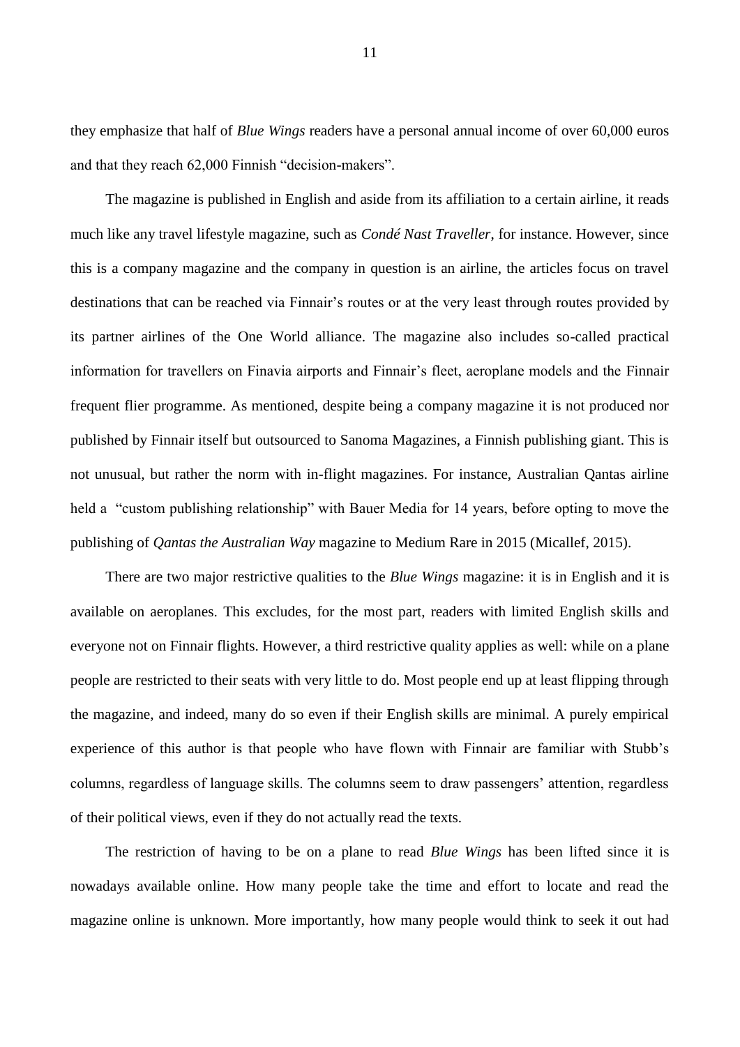they emphasize that half of *Blue Wings* readers have a personal annual income of over 60,000 euros and that they reach 62,000 Finnish “decision-makers”.

The magazine is published in English and aside from its affiliation to a certain airline, it reads much like any travel lifestyle magazine, such as *Condé Nast Traveller*, for instance. However, since this is a company magazine and the company in question is an airline, the articles focus on travel destinations that can be reached via Finnair’s routes or at the very least through routes provided by its partner airlines of the One World alliance. The magazine also includes so-called practical information for travellers on Finavia airports and Finnair’s fleet, aeroplane models and the Finnair frequent flier programme. As mentioned, despite being a company magazine it is not produced nor published by Finnair itself but outsourced to Sanoma Magazines, a Finnish publishing giant. This is not unusual, but rather the norm with in-flight magazines. For instance, Australian Qantas airline held a “custom publishing relationship” with Bauer Media for 14 years, before opting to move the publishing of *Qantas the Australian Way* magazine to Medium Rare in 2015 (Micallef, 2015).

There are two major restrictive qualities to the *Blue Wings* magazine: it is in English and it is available on aeroplanes. This excludes, for the most part, readers with limited English skills and everyone not on Finnair flights. However, a third restrictive quality applies as well: while on a plane people are restricted to their seats with very little to do. Most people end up at least flipping through the magazine, and indeed, many do so even if their English skills are minimal. A purely empirical experience of this author is that people who have flown with Finnair are familiar with Stubb’s columns, regardless of language skills. The columns seem to draw passengers’ attention, regardless of their political views, even if they do not actually read the texts.

The restriction of having to be on a plane to read *Blue Wings* has been lifted since it is nowadays available online. How many people take the time and effort to locate and read the magazine online is unknown. More importantly, how many people would think to seek it out had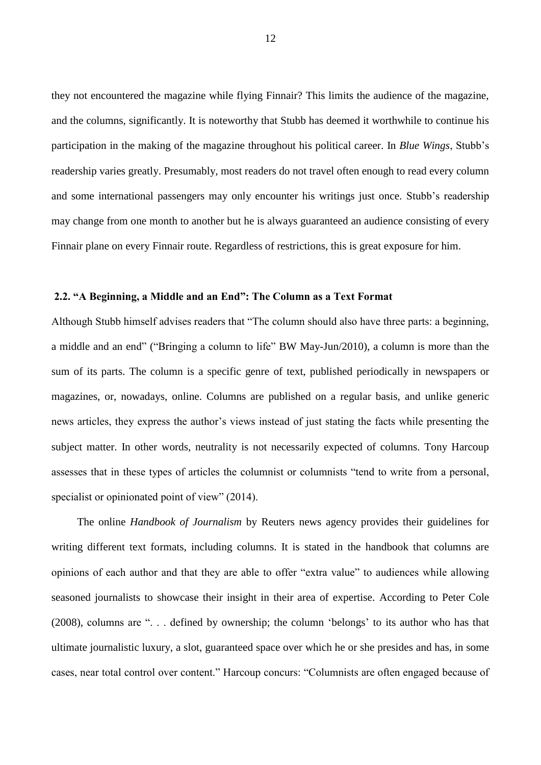they not encountered the magazine while flying Finnair? This limits the audience of the magazine, and the columns, significantly. It is noteworthy that Stubb has deemed it worthwhile to continue his participation in the making of the magazine throughout his political career. In *Blue Wings*, Stubb's readership varies greatly. Presumably, most readers do not travel often enough to read every column and some international passengers may only encounter his writings just once. Stubb's readership may change from one month to another but he is always guaranteed an audience consisting of every Finnair plane on every Finnair route. Regardless of restrictions, this is great exposure for him.

### 2.2. "A Beginning, a Middle and an End": The Column as a Text Format

Although Stubb himself advises readers that "The column should also have three parts: a beginning, a middle and an end" ("Bringing a column to life" BW May-Jun/2010), a column is more than the sum of its parts. The column is a specific genre of text, published periodically in newspapers or magazines, or, nowadays, online. Columns are published on a regular basis, and unlike generic news articles, they express the author's views instead of just stating the facts while presenting the subject matter. In other words, neutrality is not necessarily expected of columns. Tony Harcoup assesses that in these types of articles the columnist or columnists "tend to write from a personal, specialist or opinionated point of view" (2014).

The online *Handbook of Journalism* by Reuters news agency provides their guidelines for writing different text formats, including columns. It is stated in the handbook that columns are opinions of each author and that they are able to offer "extra value" to audiences while allowing seasoned journalists to showcase their insight in their area of expertise. According to Peter Cole (2008), columns are ". . . defined by ownership; the column 'belongs' to its author who has that ultimate journalistic luxury, a slot, guaranteed space over which he or she presides and has, in some cases, near total control over content." Harcoup concurs: "Columnists are often engaged because of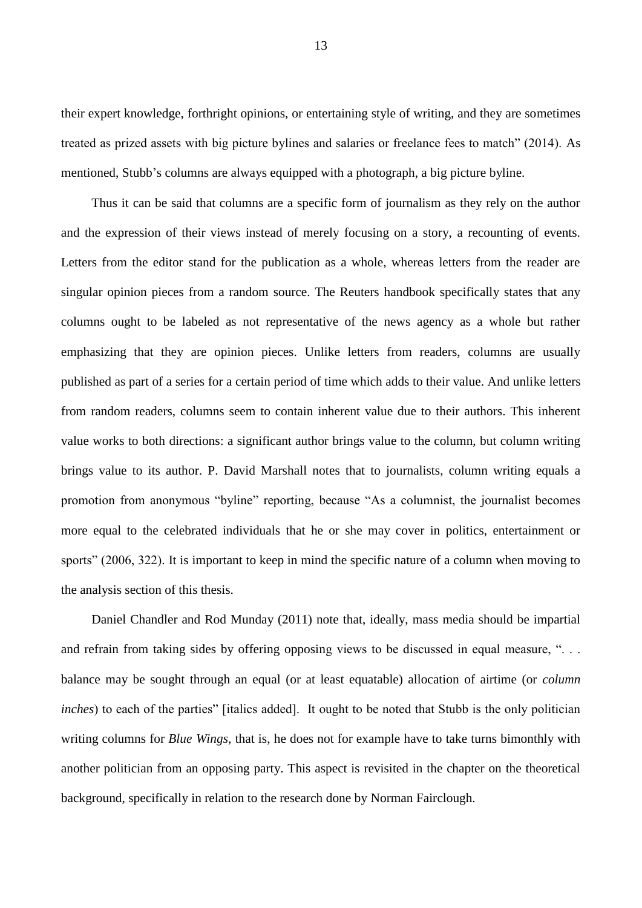their expert knowledge, forthright opinions, or entertaining style of writing, and they are sometimes treated as prized assets with big picture bylines and salaries or freelance fees to match" (2014). As mentioned, Stubb's columns are always equipped with a photograph, a big picture byline.

Thus it can be said that columns are a specific form of journalism as they rely on the author and the expression of their views instead of merely focusing on a story, a recounting of events. Letters from the editor stand for the publication as a whole, whereas letters from the reader are singular opinion pieces from a random source. The Reuters handbook specifically states that any columns ought to be labeled as not representative of the news agency as a whole but rather emphasizing that they are opinion pieces. Unlike letters from readers, columns are usually published as part of a series for a certain period of time which adds to their value. And unlike letters from random readers, columns seem to contain inherent value due to their authors. This inherent value works to both directions: a significant author brings value to the column, but column writing brings value to its author. P. David Marshall notes that to journalists, column writing equals a promotion from anonymous "byline" reporting, because "As a columnist, the journalist becomes more equal to the celebrated individuals that he or she may cover in politics, entertainment or sports" (2006, 322). It is important to keep in mind the specific nature of a column when moving to the analysis section of this thesis.

Daniel Chandler and Rod Munday (2011) note that, ideally, mass media should be impartial and refrain from taking sides by offering opposing views to be discussed in equal measure, ". . . balance may be sought through an equal (or at least equatable) allocation of airtime (or *column inches*) to each of the parties" [italics added]. It ought to be noted that Stubb is the only politician writing columns for *Blue Wings*, that is, he does not for example have to take turns bimonthly with another politician from an opposing party. This aspect is revisited in the chapter on the theoretical background, specifically in relation to the research done by Norman Fairclough.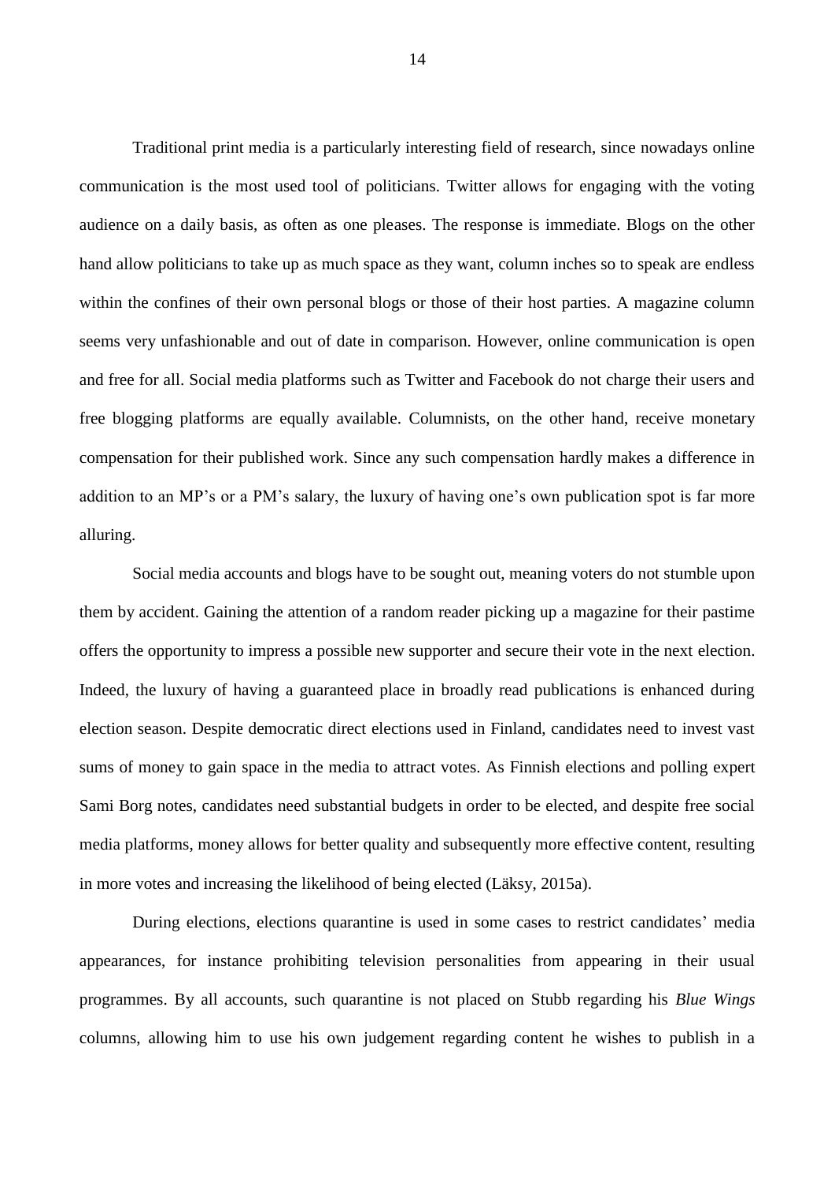Traditional print media is a particularly interesting field of research, since nowadays online communication is the most used tool of politicians. Twitter allows for engaging with the voting audience on a daily basis, as often as one pleases. The response is immediate. Blogs on the other hand allow politicians to take up as much space as they want, column inches so to speak are endless within the confines of their own personal blogs or those of their host parties. A magazine column seems very unfashionable and out of date in comparison. However, online communication is open and free for all. Social media platforms such as Twitter and Facebook do not charge their users and free blogging platforms are equally available. Columnists, on the other hand, receive monetary compensation for their published work. Since any such compensation hardly makes a difference in addition to an MP's or a PM's salary, the luxury of having one's own publication spot is far more alluring.

Social media accounts and blogs have to be sought out, meaning voters do not stumble upon them by accident. Gaining the attention of a random reader picking up a magazine for their pastime offers the opportunity to impress a possible new supporter and secure their vote in the next election. Indeed, the luxury of having a guaranteed place in broadly read publications is enhanced during election season. Despite democratic direct elections used in Finland, candidates need to invest vast sums of money to gain space in the media to attract votes. As Finnish elections and polling expert Sami Borg notes, candidates need substantial budgets in order to be elected, and despite free social media platforms, money allows for better quality and subsequently more effective content, resulting in more votes and increasing the likelihood of being elected (Läksy, 2015a).

During elections, elections quarantine is used in some cases to restrict candidates' media appearances, for instance prohibiting television personalities from appearing in their usual programmes. By all accounts, such quarantine is not placed on Stubb regarding his *Blue Wings* columns, allowing him to use his own judgement regarding content he wishes to publish in a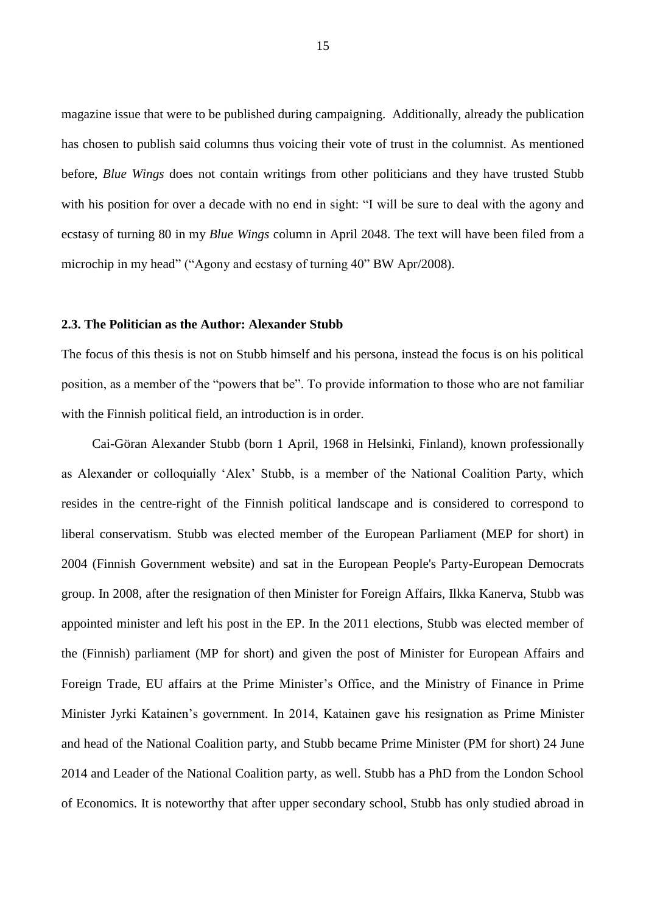magazine issue that were to be published during campaigning. Additionally, already the publication has chosen to publish said columns thus voicing their vote of trust in the columnist. As mentioned before, *Blue Wings* does not contain writings from other politicians and they have trusted Stubb with his position for over a decade with no end in sight: "I will be sure to deal with the agony and ecstasy of turning 80 in my *Blue Wings* column in April 2048. The text will have been filed from a microchip in my head" ("Agony and ecstasy of turning 40" BW Apr/2008).

### 2.3. The Politician as the Author: Alexander Stubb

The focus of this thesis is not on Stubb himself and his persona, instead the focus is on his political position, as a member of the "powers that be". To provide information to those who are not familiar with the Finnish political field, an introduction is in order.

Cai-Göran Alexander Stubb (born 1 April, 1968 in Helsinki, Finland), known professionally as Alexander or colloquially 'Alex' Stubb, is a member of the National Coalition Party, which resides in the centre-right of the Finnish political landscape and is considered to correspond to liberal conservatism. Stubb was elected member of the European Parliament (MEP for short) in 2004 (Finnish Government website) and sat in the European People's Party-European Democrats group. In 2008, after the resignation of then Minister for Foreign Affairs, Ilkka Kanerva, Stubb was appointed minister and left his post in the EP. In the 2011 elections, Stubb was elected member of the (Finnish) parliament (MP for short) and given the post of Minister for European Affairs and Foreign Trade, EU affairs at the Prime Minister's Office, and the Ministry of Finance in Prime Minister Jyrki Katainen's government. In 2014, Katainen gave his resignation as Prime Minister and head of the National Coalition party, and Stubb became Prime Minister (PM for short) 24 June 2014 and Leader of the National Coalition party, as well. Stubb has a PhD from the London School of Economics. It is noteworthy that after upper secondary school, Stubb has only studied abroad in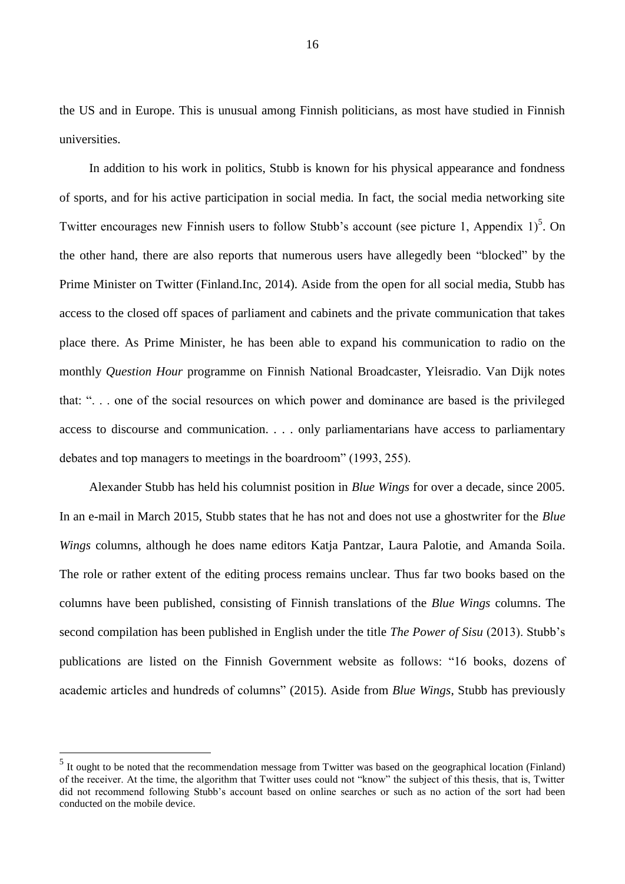the US and in Europe. This is unusual among Finnish politicians, as most have studied in Finnish universities.

In addition to his work in politics, Stubb is known for his physical appearance and fondness of sports, and for his active participation in social media. In fact, the social media networking site Twitter encourages new Finnish users to follow Stubb's account (see picture 1, Appendix 1)[5]. On the other hand, there are also reports that numerous users have allegedly been "blocked" by the Prime Minister on Twitter (Finland.Inc, 2014). Aside from the open for all social media, Stubb has access to the closed off spaces of parliament and cabinets and the private communication that takes place there. As Prime Minister, he has been able to expand his communication to radio on the monthly *Question Hour* programme on Finnish National Broadcaster, Yleisradio. Van Dijk notes that: ". . . one of the social resources on which power and dominance are based is the privileged access to discourse and communication. . . . only parliamentarians have access to parliamentary debates and top managers to meetings in the boardroom" (1993, 255).

Alexander Stubb has held his columnist position in *Blue Wings* for over a decade, since 2005. In an e-mail in March 2015, Stubb states that he has not and does not use a ghostwriter for the *Blue Wings* columns, although he does name editors Katja Pantzar, Laura Palotie, and Amanda Soila. The role or rather extent of the editing process remains unclear. Thus far two books based on the columns have been published, consisting of Finnish translations of the *Blue Wings* columns. The second compilation has been published in English under the title *The Power of Sisu* (2013). Stubb's publications are listed on the Finnish Government website as follows: "16 books, dozens of academic articles and hundreds of columns" (2015). Aside from *Blue Wings*, Stubb has previously

[5] It ought to be noted that the recommendation message from Twitter was based on the geographical location (Finland) of the receiver. At the time, the algorithm that Twitter uses could not "know" the subject of this thesis, that is, Twitter did not recommend following Stubb's account based on online searches or such as no action of the sort had been conducted on the mobile device.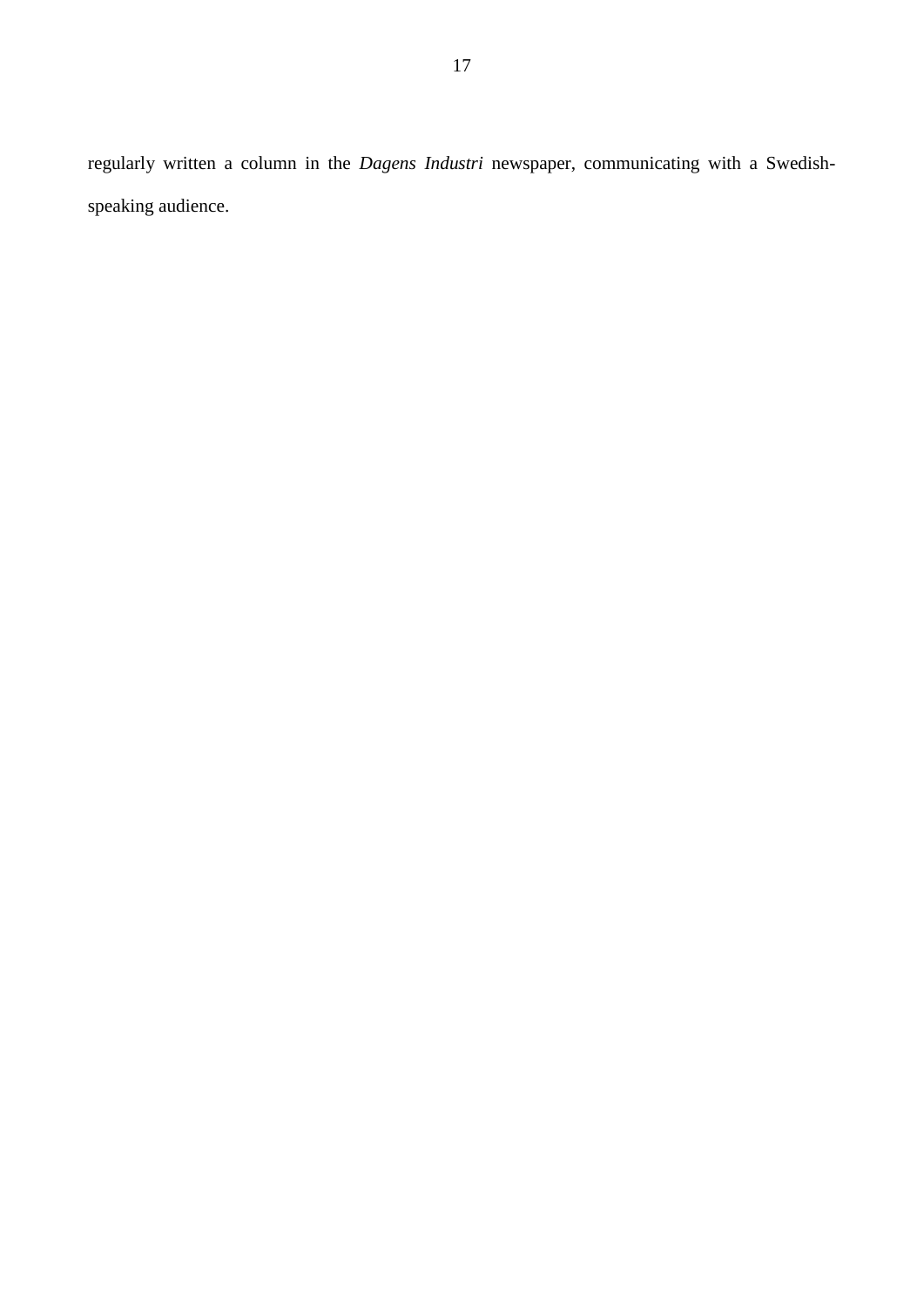regularly written a column in the *Dagens Industri* newspaper, communicating with a Swedish-speaking audience.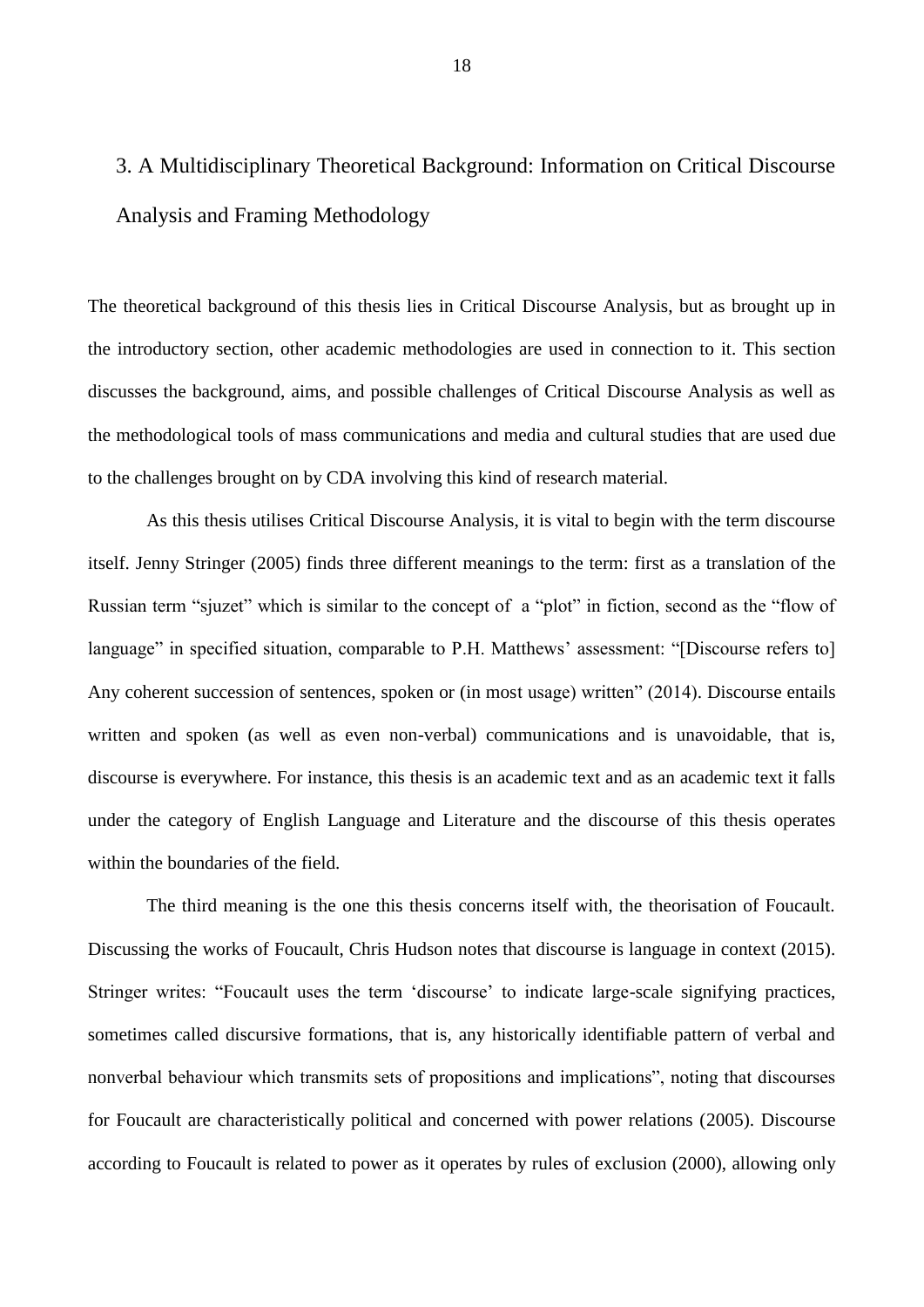# 3. A Multidisciplinary Theoretical Background: Information on Critical Discourse Analysis and Framing Methodology

The theoretical background of this thesis lies in Critical Discourse Analysis, but as brought up in the introductory section, other academic methodologies are used in connection to it. This section discusses the background, aims, and possible challenges of Critical Discourse Analysis as well as the methodological tools of mass communications and media and cultural studies that are used due to the challenges brought on by CDA involving this kind of research material.

As this thesis utilises Critical Discourse Analysis, it is vital to begin with the term discourse itself. Jenny Stringer (2005) finds three different meanings to the term: first as a translation of the Russian term "sjuzet" which is similar to the concept of a "plot" in fiction, second as the "flow of language" in specified situation, comparable to P.H. Matthews' assessment: "[Discourse refers to] Any coherent succession of sentences, spoken or (in most usage) written" (2014). Discourse entails written and spoken (as well as even non-verbal) communications and is unavoidable, that is, discourse is everywhere. For instance, this thesis is an academic text and as an academic text it falls under the category of English Language and Literature and the discourse of this thesis operates within the boundaries of the field.

The third meaning is the one this thesis concerns itself with, the theorisation of Foucault. Discussing the works of Foucault, Chris Hudson notes that discourse is language in context (2015). Stringer writes: "Foucault uses the term 'discourse' to indicate large-scale signifying practices, sometimes called discursive formations, that is, any historically identifiable pattern of verbal and nonverbal behaviour which transmits sets of propositions and implications", noting that discourses for Foucault are characteristically political and concerned with power relations (2005). Discourse according to Foucault is related to power as it operates by rules of exclusion (2000), allowing only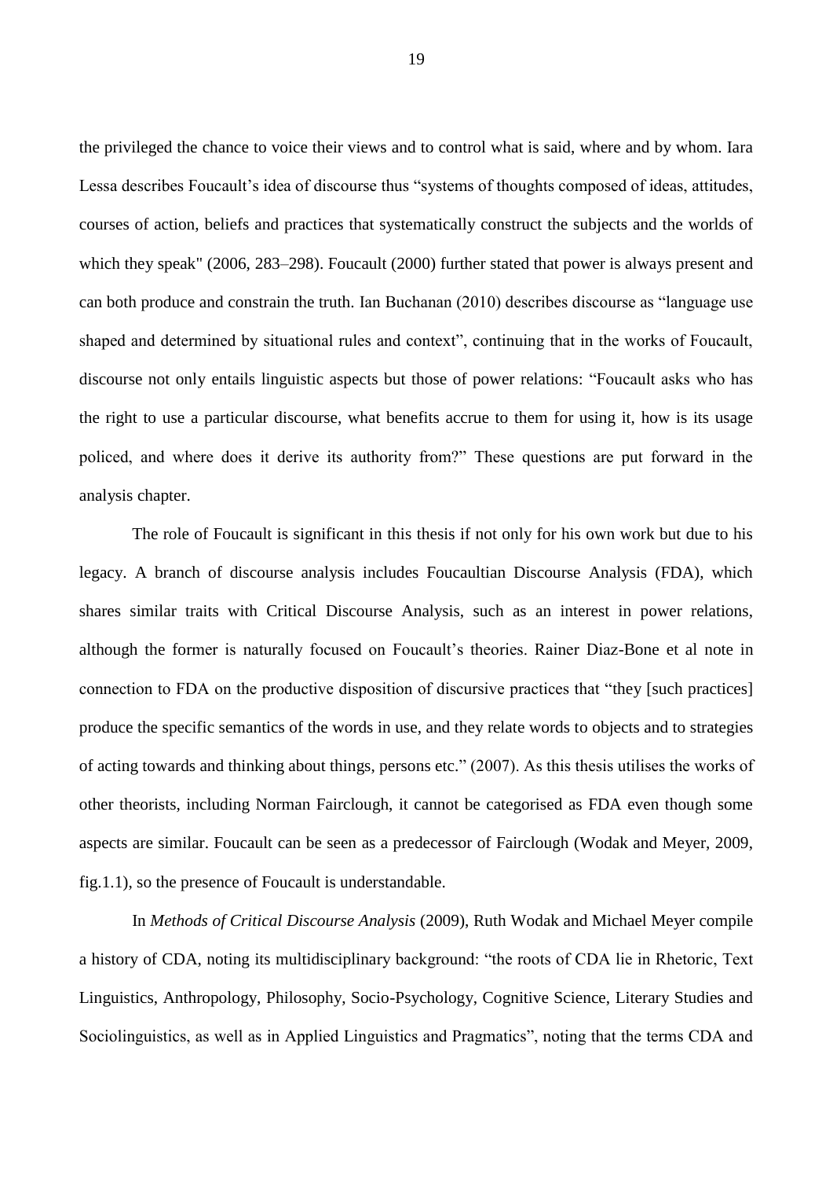the privileged the chance to voice their views and to control what is said, where and by whom. Iara Lessa describes Foucault's idea of discourse thus "systems of thoughts composed of ideas, attitudes, courses of action, beliefs and practices that systematically construct the subjects and the worlds of which they speak" (2006, 283–298). Foucault (2000) further stated that power is always present and can both produce and constrain the truth. Ian Buchanan (2010) describes discourse as "language use shaped and determined by situational rules and context", continuing that in the works of Foucault, discourse not only entails linguistic aspects but those of power relations: "Foucault asks who has the right to use a particular discourse, what benefits accrue to them for using it, how is its usage policed, and where does it derive its authority from?" These questions are put forward in the analysis chapter.

The role of Foucault is significant in this thesis if not only for his own work but due to his legacy. A branch of discourse analysis includes Foucaultian Discourse Analysis (FDA), which shares similar traits with Critical Discourse Analysis, such as an interest in power relations, although the former is naturally focused on Foucault's theories. Rainer Diaz-Bone et al note in connection to FDA on the productive disposition of discursive practices that "they [such practices] produce the specific semantics of the words in use, and they relate words to objects and to strategies of acting towards and thinking about things, persons etc." (2007). As this thesis utilises the works of other theorists, including Norman Fairclough, it cannot be categorised as FDA even though some aspects are similar. Foucault can be seen as a predecessor of Fairclough (Wodak and Meyer, 2009, fig.1.1), so the presence of Foucault is understandable.

In *Methods of Critical Discourse Analysis* (2009), Ruth Wodak and Michael Meyer compile a history of CDA, noting its multidisciplinary background: "the roots of CDA lie in Rhetoric, Text Linguistics, Anthropology, Philosophy, Socio-Psychology, Cognitive Science, Literary Studies and Sociolinguistics, as well as in Applied Linguistics and Pragmatics", noting that the terms CDA and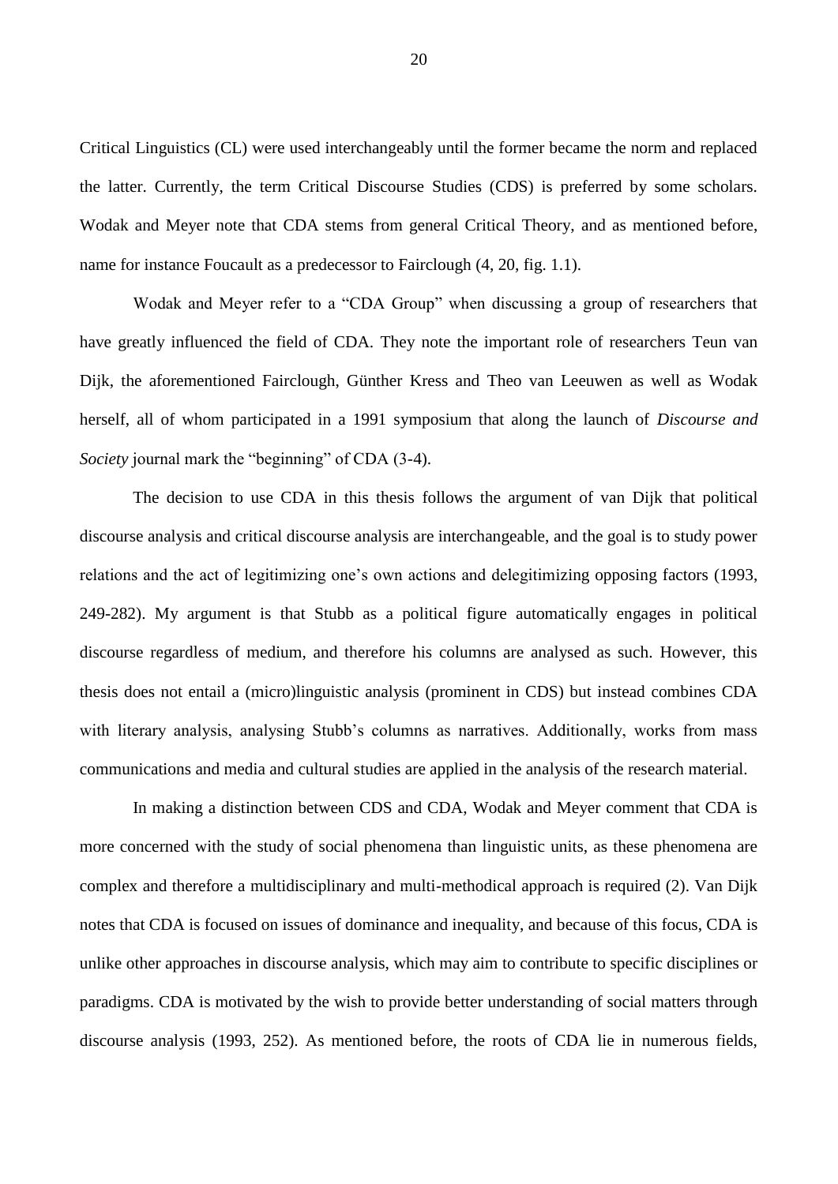Critical Linguistics (CL) were used interchangeably until the former became the norm and replaced the latter. Currently, the term Critical Discourse Studies (CDS) is preferred by some scholars. Wodak and Meyer note that CDA stems from general Critical Theory, and as mentioned before, name for instance Foucault as a predecessor to Fairclough (4, 20, fig. 1.1).

Wodak and Meyer refer to a "CDA Group" when discussing a group of researchers that have greatly influenced the field of CDA. They note the important role of researchers Teun van Dijk, the aforementioned Fairclough, Günther Kress and Theo van Leeuwen as well as Wodak herself, all of whom participated in a 1991 symposium that along the launch of *Discourse and Society* journal mark the "beginning" of CDA (3-4).

The decision to use CDA in this thesis follows the argument of van Dijk that political discourse analysis and critical discourse analysis are interchangeable, and the goal is to study power relations and the act of legitimizing one's own actions and delegitimizing opposing factors (1993, 249-282). My argument is that Stubb as a political figure automatically engages in political discourse regardless of medium, and therefore his columns are analysed as such. However, this thesis does not entail a (micro)linguistic analysis (prominent in CDS) but instead combines CDA with literary analysis, analysing Stubb's columns as narratives. Additionally, works from mass communications and media and cultural studies are applied in the analysis of the research material.

In making a distinction between CDS and CDA, Wodak and Meyer comment that CDA is more concerned with the study of social phenomena than linguistic units, as these phenomena are complex and therefore a multidisciplinary and multi-methodical approach is required (2). Van Dijk notes that CDA is focused on issues of dominance and inequality, and because of this focus, CDA is unlike other approaches in discourse analysis, which may aim to contribute to specific disciplines or paradigms. CDA is motivated by the wish to provide better understanding of social matters through discourse analysis (1993, 252). As mentioned before, the roots of CDA lie in numerous fields,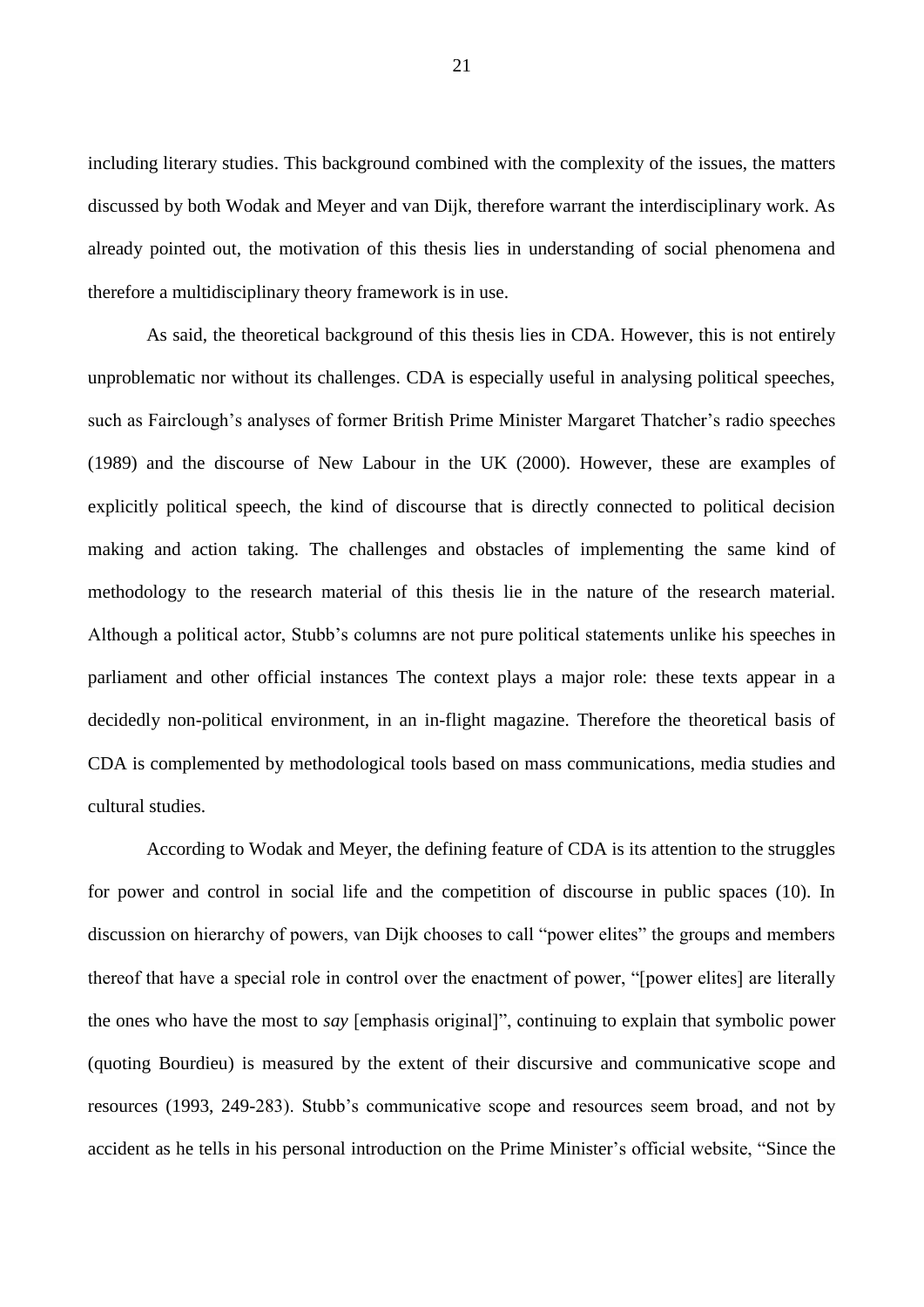including literary studies. This background combined with the complexity of the issues, the matters discussed by both Wodak and Meyer and van Dijk, therefore warrant the interdisciplinary work. As already pointed out, the motivation of this thesis lies in understanding of social phenomena and therefore a multidisciplinary theory framework is in use.

As said, the theoretical background of this thesis lies in CDA. However, this is not entirely unproblematic nor without its challenges. CDA is especially useful in analysing political speeches, such as Fairclough's analyses of former British Prime Minister Margaret Thatcher's radio speeches (1989) and the discourse of New Labour in the UK (2000). However, these are examples of explicitly political speech, the kind of discourse that is directly connected to political decision making and action taking. The challenges and obstacles of implementing the same kind of methodology to the research material of this thesis lie in the nature of the research material. Although a political actor, Stubb's columns are not pure political statements unlike his speeches in parliament and other official instances The context plays a major role: these texts appear in a decidedly non-political environment, in an in-flight magazine. Therefore the theoretical basis of CDA is complemented by methodological tools based on mass communications, media studies and cultural studies.

According to Wodak and Meyer, the defining feature of CDA is its attention to the struggles for power and control in social life and the competition of discourse in public spaces (10). In discussion on hierarchy of powers, van Dijk chooses to call "power elites" the groups and members thereof that have a special role in control over the enactment of power, "[power elites] are literally the ones who have the most to *say* [emphasis original]", continuing to explain that symbolic power (quoting Bourdieu) is measured by the extent of their discursive and communicative scope and resources (1993, 249-283). Stubb's communicative scope and resources seem broad, and not by accident as he tells in his personal introduction on the Prime Minister's official website, "Since the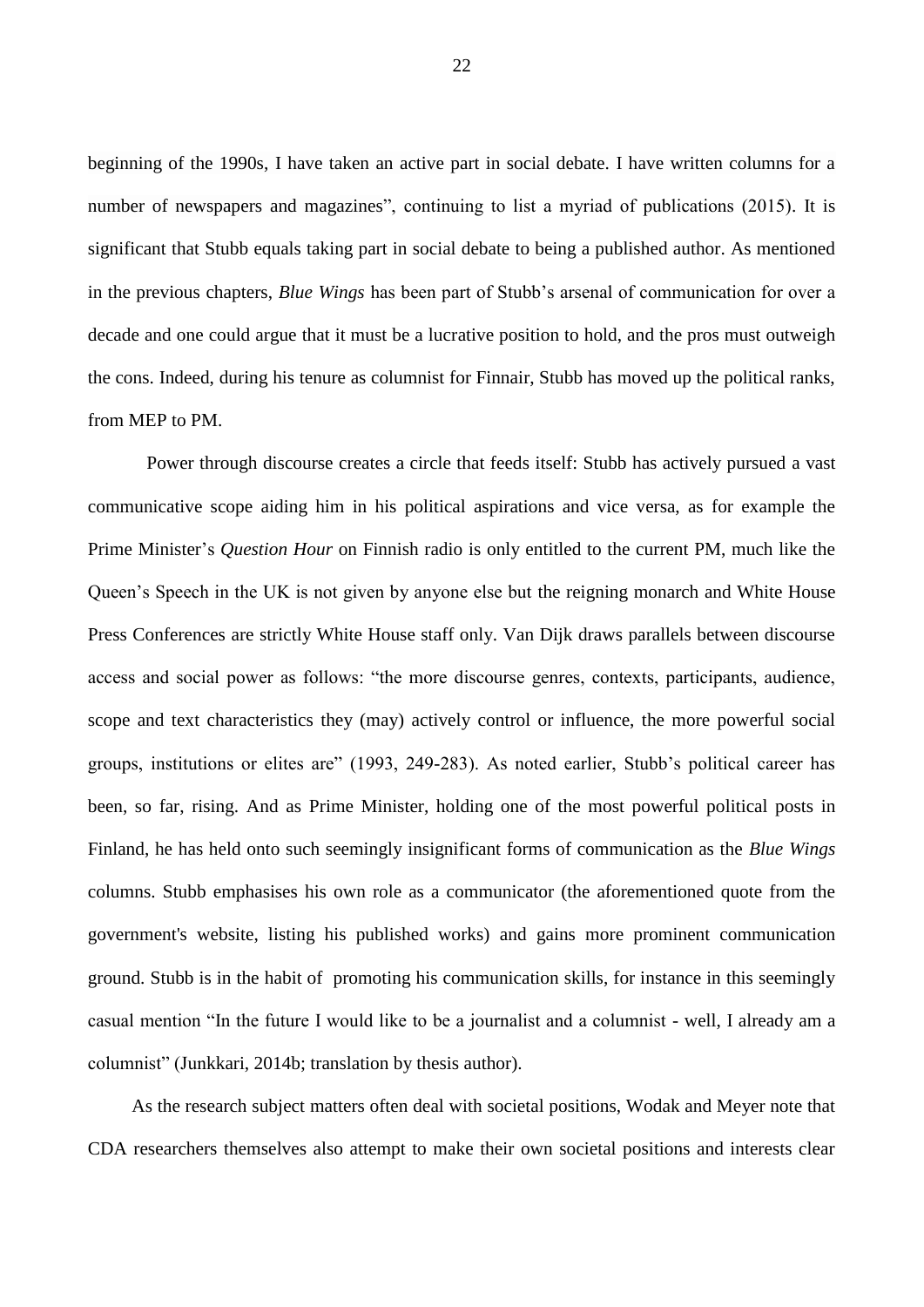beginning of the 1990s, I have taken an active part in social debate. I have written columns for a number of newspapers and magazines", continuing to list a myriad of publications (2015). It is significant that Stubb equals taking part in social debate to being a published author. As mentioned in the previous chapters, *Blue Wings* has been part of Stubb's arsenal of communication for over a decade and one could argue that it must be a lucrative position to hold, and the pros must outweigh the cons. Indeed, during his tenure as columnist for Finnair, Stubb has moved up the political ranks, from MEP to PM.

Power through discourse creates a circle that feeds itself: Stubb has actively pursued a vast communicative scope aiding him in his political aspirations and vice versa, as for example the Prime Minister's *Question Hour* on Finnish radio is only entitled to the current PM, much like the Queen's Speech in the UK is not given by anyone else but the reigning monarch and White House Press Conferences are strictly White House staff only. Van Dijk draws parallels between discourse access and social power as follows: "the more discourse genres, contexts, participants, audience, scope and text characteristics they (may) actively control or influence, the more powerful social groups, institutions or elites are" (1993, 249-283). As noted earlier, Stubb's political career has been, so far, rising. And as Prime Minister, holding one of the most powerful political posts in Finland, he has held onto such seemingly insignificant forms of communication as the *Blue Wings* columns. Stubb emphasises his own role as a communicator (the aforementioned quote from the government's website, listing his published works) and gains more prominent communication ground. Stubb is in the habit of promoting his communication skills, for instance in this seemingly casual mention "In the future I would like to be a journalist and a columnist - well, I already am a columnist" (Junkkari, 2014b; translation by thesis author).

As the research subject matters often deal with societal positions, Wodak and Meyer note that CDA researchers themselves also attempt to make their own societal positions and interests clear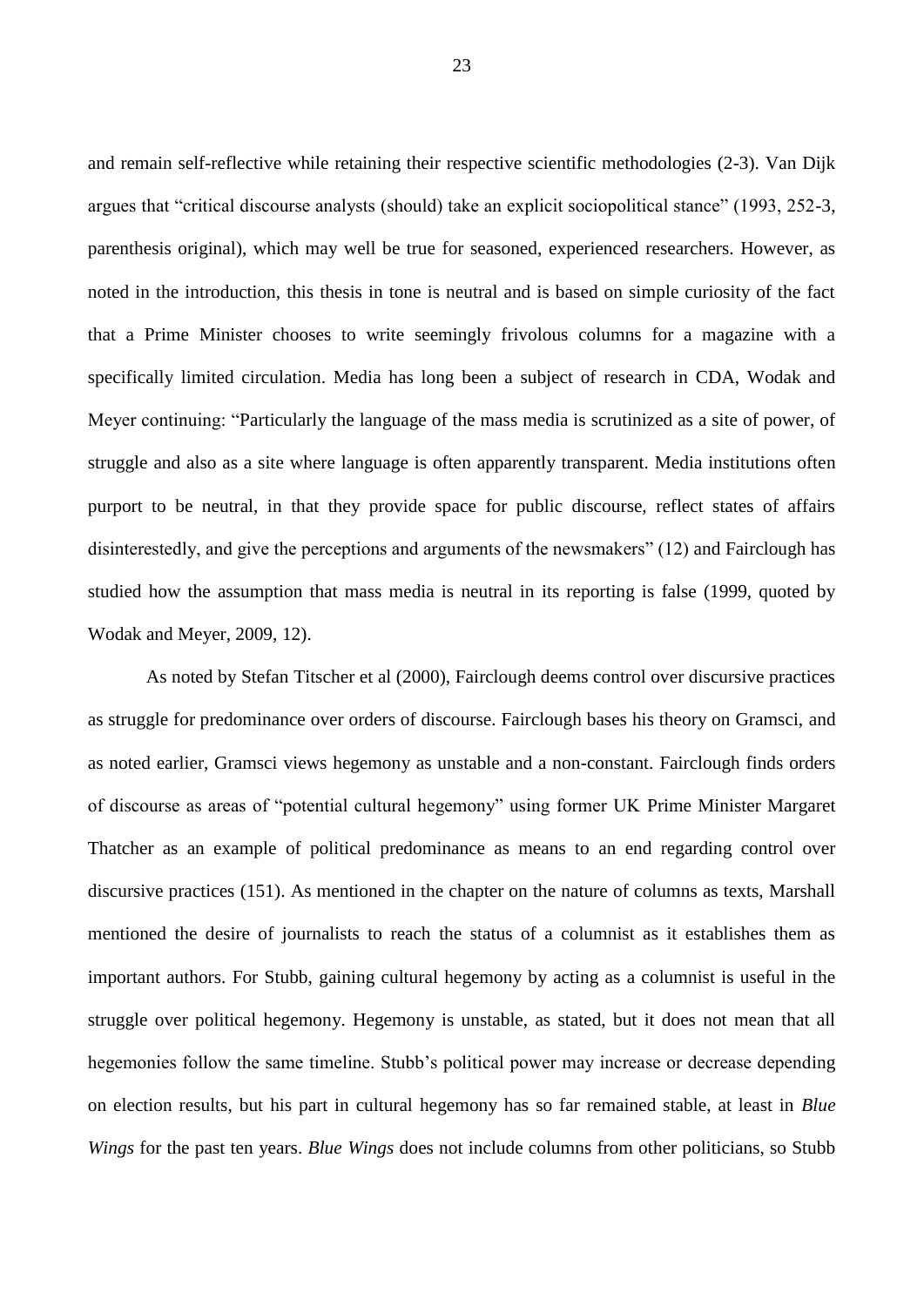and remain self-reflective while retaining their respective scientific methodologies (2-3). Van Dijk argues that "critical discourse analysts (should) take an explicit sociopolitical stance" (1993, 252-3, parenthesis original), which may well be true for seasoned, experienced researchers. However, as noted in the introduction, this thesis in tone is neutral and is based on simple curiosity of the fact that a Prime Minister chooses to write seemingly frivolous columns for a magazine with a specifically limited circulation. Media has long been a subject of research in CDA, Wodak and Meyer continuing: "Particularly the language of the mass media is scrutinized as a site of power, of struggle and also as a site where language is often apparently transparent. Media institutions often purport to be neutral, in that they provide space for public discourse, reflect states of affairs disinterestedly, and give the perceptions and arguments of the newsmakers" (12) and Fairclough has studied how the assumption that mass media is neutral in its reporting is false (1999, quoted by Wodak and Meyer, 2009, 12).

As noted by Stefan Titscher et al (2000), Fairclough deems control over discursive practices as struggle for predominance over orders of discourse. Fairclough bases his theory on Gramsci, and as noted earlier, Gramsci views hegemony as unstable and a non-constant. Fairclough finds orders of discourse as areas of "potential cultural hegemony" using former UK Prime Minister Margaret Thatcher as an example of political predominance as means to an end regarding control over discursive practices (151). As mentioned in the chapter on the nature of columns as texts, Marshall mentioned the desire of journalists to reach the status of a columnist as it establishes them as important authors. For Stubb, gaining cultural hegemony by acting as a columnist is useful in the struggle over political hegemony. Hegemony is unstable, as stated, but it does not mean that all hegemonies follow the same timeline. Stubb's political power may increase or decrease depending on election results, but his part in cultural hegemony has so far remained stable, at least in *Blue Wings* for the past ten years. *Blue Wings* does not include columns from other politicians, so Stubb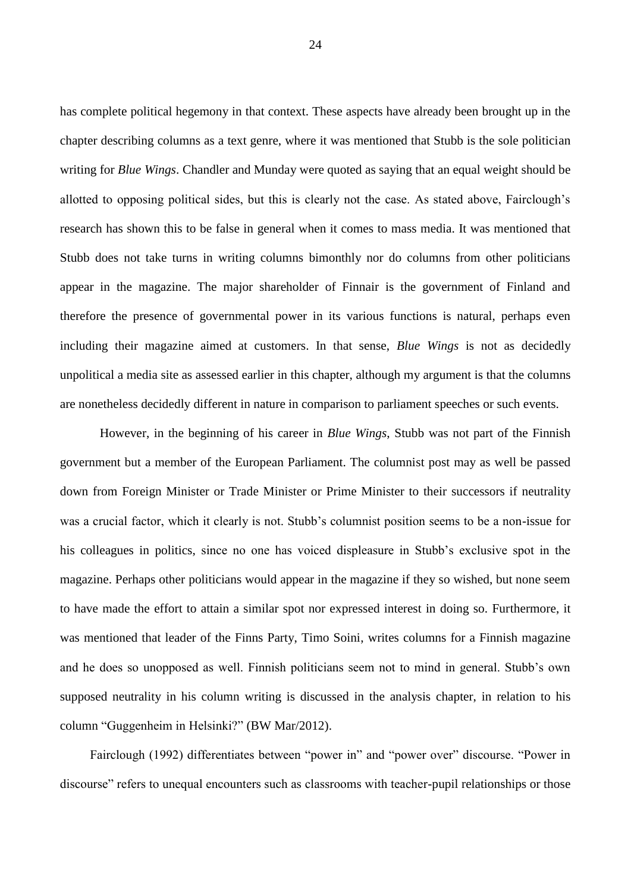has complete political hegemony in that context. These aspects have already been brought up in the chapter describing columns as a text genre, where it was mentioned that Stubb is the sole politician writing for *Blue Wings*. Chandler and Munday were quoted as saying that an equal weight should be allotted to opposing political sides, but this is clearly not the case. As stated above, Fairclough's research has shown this to be false in general when it comes to mass media. It was mentioned that Stubb does not take turns in writing columns bimonthly nor do columns from other politicians appear in the magazine. The major shareholder of Finnair is the government of Finland and therefore the presence of governmental power in its various functions is natural, perhaps even including their magazine aimed at customers. In that sense, *Blue Wings* is not as decidedly unpolitical a media site as assessed earlier in this chapter, although my argument is that the columns are nonetheless decidedly different in nature in comparison to parliament speeches or such events.

However, in the beginning of his career in *Blue Wings*, Stubb was not part of the Finnish government but a member of the European Parliament. The columnist post may as well be passed down from Foreign Minister or Trade Minister or Prime Minister to their successors if neutrality was a crucial factor, which it clearly is not. Stubb's columnist position seems to be a non-issue for his colleagues in politics, since no one has voiced displeasure in Stubb's exclusive spot in the magazine. Perhaps other politicians would appear in the magazine if they so wished, but none seem to have made the effort to attain a similar spot nor expressed interest in doing so. Furthermore, it was mentioned that leader of the Finns Party, Timo Soini, writes columns for a Finnish magazine and he does so unopposed as well. Finnish politicians seem not to mind in general. Stubb's own supposed neutrality in his column writing is discussed in the analysis chapter, in relation to his column "Guggenheim in Helsinki?" (BW Mar/2012).

Fairclough (1992) differentiates between "power in" and "power over" discourse. "Power in discourse" refers to unequal encounters such as classrooms with teacher-pupil relationships or those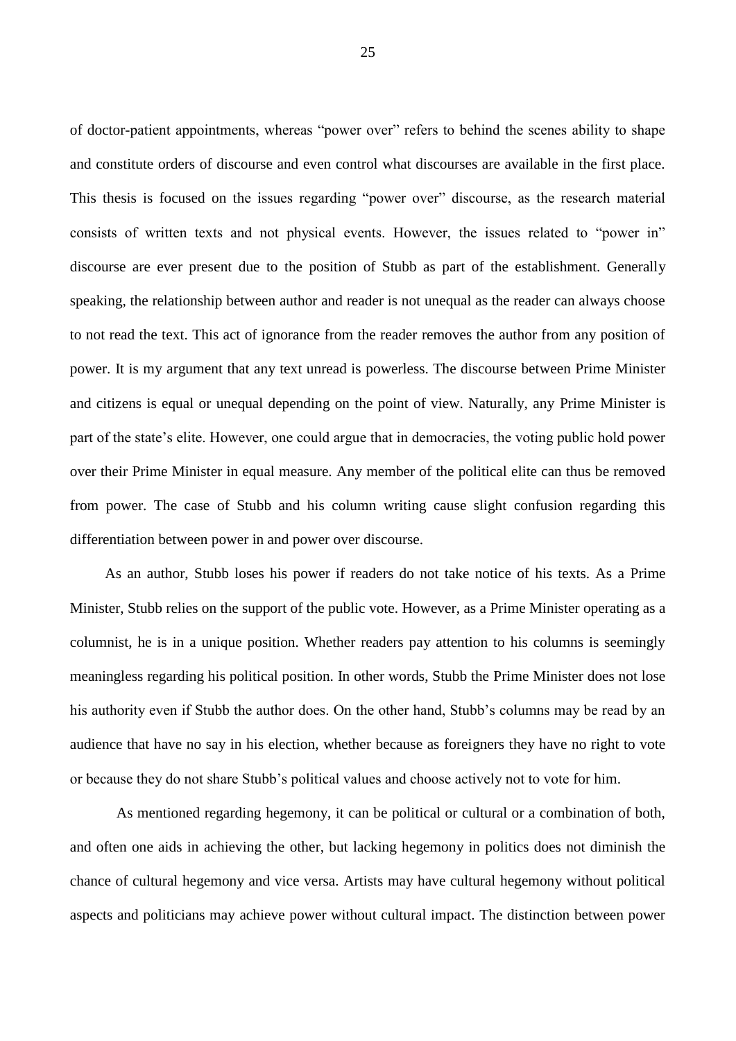of doctor-patient appointments, whereas "power over" refers to behind the scenes ability to shape and constitute orders of discourse and even control what discourses are available in the first place. This thesis is focused on the issues regarding "power over" discourse, as the research material consists of written texts and not physical events. However, the issues related to "power in" discourse are ever present due to the position of Stubb as part of the establishment. Generally speaking, the relationship between author and reader is not unequal as the reader can always choose to not read the text. This act of ignorance from the reader removes the author from any position of power. It is my argument that any text unread is powerless. The discourse between Prime Minister and citizens is equal or unequal depending on the point of view. Naturally, any Prime Minister is part of the state's elite. However, one could argue that in democracies, the voting public hold power over their Prime Minister in equal measure. Any member of the political elite can thus be removed from power. The case of Stubb and his column writing cause slight confusion regarding this differentiation between power in and power over discourse.

As an author, Stubb loses his power if readers do not take notice of his texts. As a Prime Minister, Stubb relies on the support of the public vote. However, as a Prime Minister operating as a columnist, he is in a unique position. Whether readers pay attention to his columns is seemingly meaningless regarding his political position. In other words, Stubb the Prime Minister does not lose his authority even if Stubb the author does. On the other hand, Stubb's columns may be read by an audience that have no say in his election, whether because as foreigners they have no right to vote or because they do not share Stubb's political values and choose actively not to vote for him.

As mentioned regarding hegemony, it can be political or cultural or a combination of both, and often one aids in achieving the other, but lacking hegemony in politics does not diminish the chance of cultural hegemony and vice versa. Artists may have cultural hegemony without political aspects and politicians may achieve power without cultural impact. The distinction between power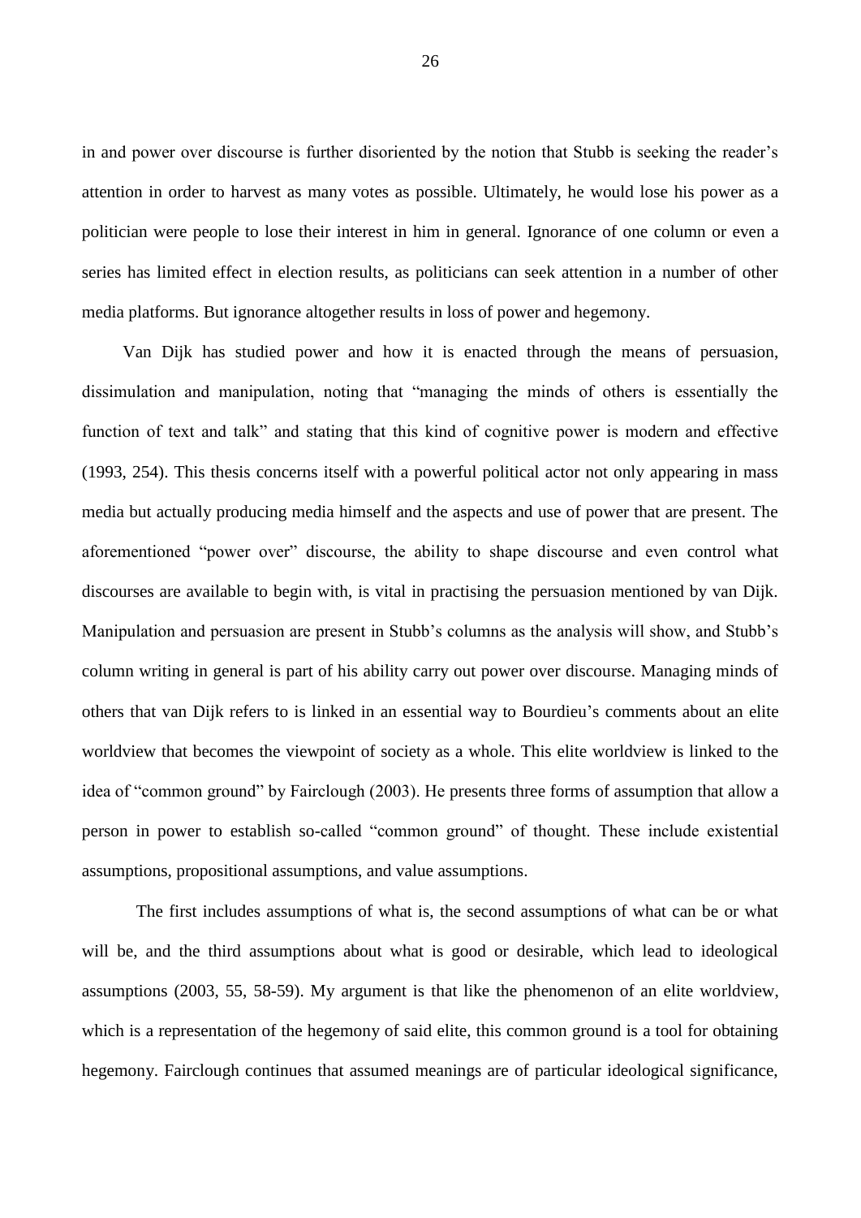in and power over discourse is further disoriented by the notion that Stubb is seeking the reader's attention in order to harvest as many votes as possible. Ultimately, he would lose his power as a politician were people to lose their interest in him in general. Ignorance of one column or even a series has limited effect in election results, as politicians can seek attention in a number of other media platforms. But ignorance altogether results in loss of power and hegemony.

Van Dijk has studied power and how it is enacted through the means of persuasion, dissimulation and manipulation, noting that "managing the minds of others is essentially the function of text and talk" and stating that this kind of cognitive power is modern and effective (1993, 254). This thesis concerns itself with a powerful political actor not only appearing in mass media but actually producing media himself and the aspects and use of power that are present. The aforementioned "power over" discourse, the ability to shape discourse and even control what discourses are available to begin with, is vital in practising the persuasion mentioned by van Dijk. Manipulation and persuasion are present in Stubb's columns as the analysis will show, and Stubb's column writing in general is part of his ability carry out power over discourse. Managing minds of others that van Dijk refers to is linked in an essential way to Bourdieu's comments about an elite worldview that becomes the viewpoint of society as a whole. This elite worldview is linked to the idea of "common ground" by Fairclough (2003). He presents three forms of assumption that allow a person in power to establish so-called "common ground" of thought. These include existential assumptions, propositional assumptions, and value assumptions.

The first includes assumptions of what is, the second assumptions of what can be or what will be, and the third assumptions about what is good or desirable, which lead to ideological assumptions (2003, 55, 58-59). My argument is that like the phenomenon of an elite worldview, which is a representation of the hegemony of said elite, this common ground is a tool for obtaining hegemony. Fairclough continues that assumed meanings are of particular ideological significance,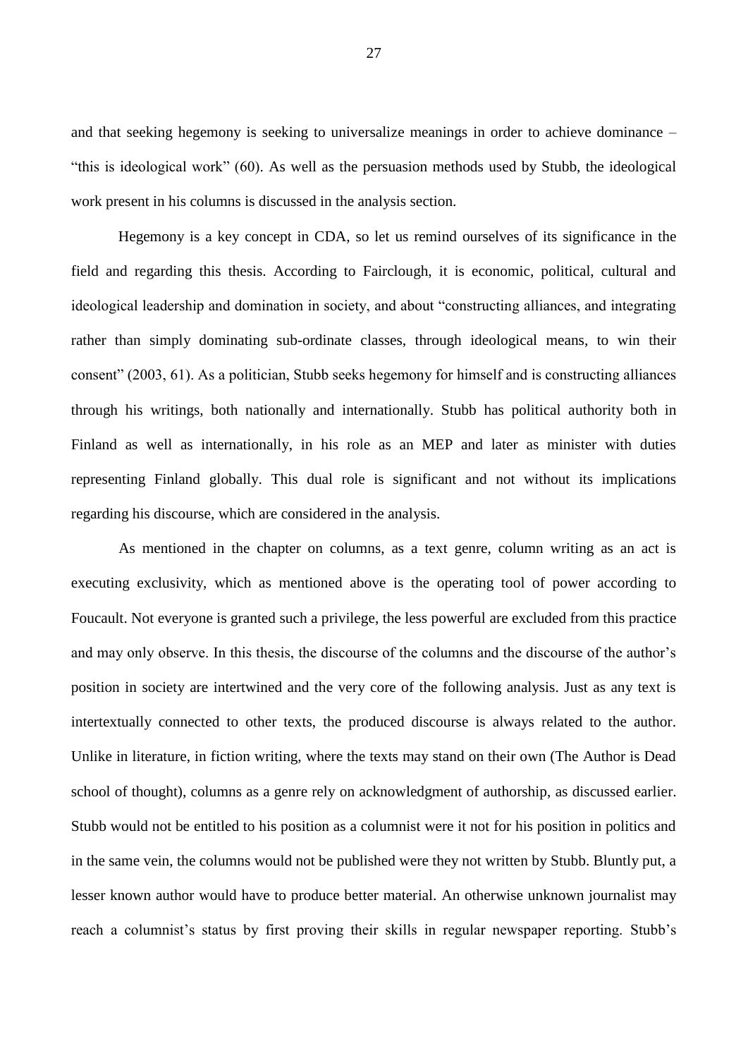and that seeking hegemony is seeking to universalize meanings in order to achieve dominance – "this is ideological work" (60). As well as the persuasion methods used by Stubb, the ideological work present in his columns is discussed in the analysis section.

Hegemony is a key concept in CDA, so let us remind ourselves of its significance in the field and regarding this thesis. According to Fairclough, it is economic, political, cultural and ideological leadership and domination in society, and about "constructing alliances, and integrating rather than simply dominating sub-ordinate classes, through ideological means, to win their consent" (2003, 61). As a politician, Stubb seeks hegemony for himself and is constructing alliances through his writings, both nationally and internationally. Stubb has political authority both in Finland as well as internationally, in his role as an MEP and later as minister with duties representing Finland globally. This dual role is significant and not without its implications regarding his discourse, which are considered in the analysis.

As mentioned in the chapter on columns, as a text genre, column writing as an act is executing exclusivity, which as mentioned above is the operating tool of power according to Foucault. Not everyone is granted such a privilege, the less powerful are excluded from this practice and may only observe. In this thesis, the discourse of the columns and the discourse of the author's position in society are intertwined and the very core of the following analysis. Just as any text is intertextually connected to other texts, the produced discourse is always related to the author. Unlike in literature, in fiction writing, where the texts may stand on their own (The Author is Dead school of thought), columns as a genre rely on acknowledgment of authorship, as discussed earlier. Stubb would not be entitled to his position as a columnist were it not for his position in politics and in the same vein, the columns would not be published were they not written by Stubb. Bluntly put, a lesser known author would have to produce better material. An otherwise unknown journalist may reach a columnist's status by first proving their skills in regular newspaper reporting. Stubb's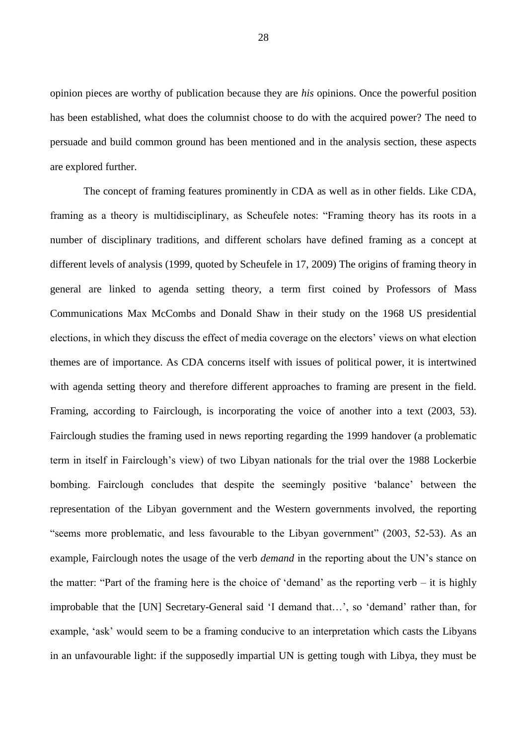opinion pieces are worthy of publication because they are *his* opinions. Once the powerful position has been established, what does the columnist choose to do with the acquired power? The need to persuade and build common ground has been mentioned and in the analysis section, these aspects are explored further.

The concept of framing features prominently in CDA as well as in other fields. Like CDA, framing as a theory is multidisciplinary, as Scheufele notes: "Framing theory has its roots in a number of disciplinary traditions, and different scholars have defined framing as a concept at different levels of analysis (1999, quoted by Scheufele in 17, 2009) The origins of framing theory in general are linked to agenda setting theory, a term first coined by Professors of Mass Communications Max McCombs and Donald Shaw in their study on the 1968 US presidential elections, in which they discuss the effect of media coverage on the electors' views on what election themes are of importance. As CDA concerns itself with issues of political power, it is intertwined with agenda setting theory and therefore different approaches to framing are present in the field. Framing, according to Fairclough, is incorporating the voice of another into a text (2003, 53). Fairclough studies the framing used in news reporting regarding the 1999 handover (a problematic term in itself in Fairclough's view) of two Libyan nationals for the trial over the 1988 Lockerbie bombing. Fairclough concludes that despite the seemingly positive 'balance' between the representation of the Libyan government and the Western governments involved, the reporting "seems more problematic, and less favourable to the Libyan government" (2003, 52-53). As an example, Fairclough notes the usage of the verb *demand* in the reporting about the UN's stance on the matter: "Part of the framing here is the choice of 'demand' as the reporting verb – it is highly improbable that the [UN] Secretary-General said 'I demand that…', so 'demand' rather than, for example, 'ask' would seem to be a framing conducive to an interpretation which casts the Libyans in an unfavourable light: if the supposedly impartial UN is getting tough with Libya, they must be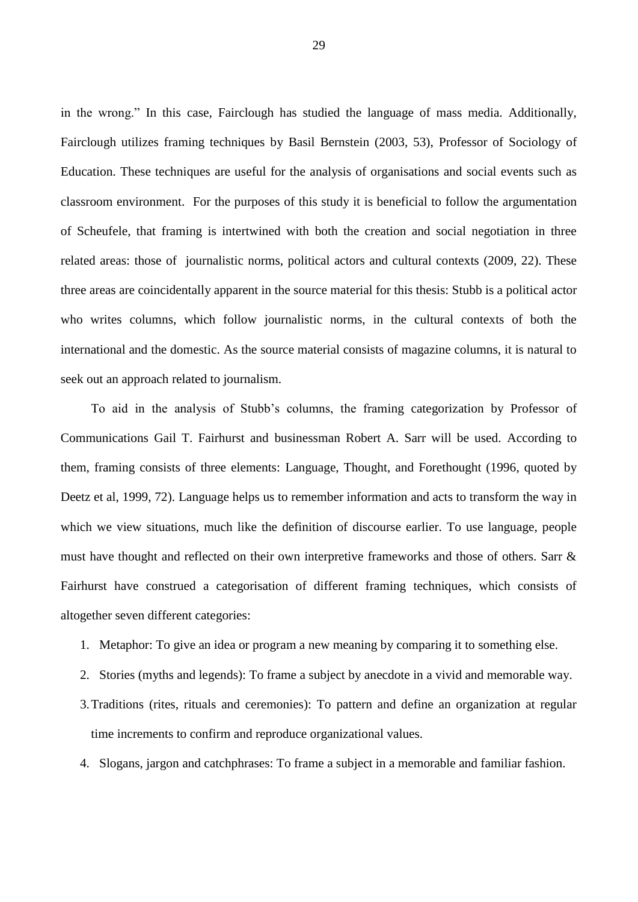in the wrong." In this case, Fairclough has studied the language of mass media. Additionally, Fairclough utilizes framing techniques by Basil Bernstein (2003, 53), Professor of Sociology of Education. These techniques are useful for the analysis of organisations and social events such as classroom environment. For the purposes of this study it is beneficial to follow the argumentation of Scheufele, that framing is intertwined with both the creation and social negotiation in three related areas: those of journalistic norms, political actors and cultural contexts (2009, 22). These three areas are coincidentally apparent in the source material for this thesis: Stubb is a political actor who writes columns, which follow journalistic norms, in the cultural contexts of both the international and the domestic. As the source material consists of magazine columns, it is natural to seek out an approach related to journalism.

To aid in the analysis of Stubb's columns, the framing categorization by Professor of Communications Gail T. Fairhurst and businessman Robert A. Sarr will be used. According to them, framing consists of three elements: Language, Thought, and Forethought (1996, quoted by Deetz et al, 1999, 72). Language helps us to remember information and acts to transform the way in which we view situations, much like the definition of discourse earlier. To use language, people must have thought and reflected on their own interpretive frameworks and those of others. Sarr & Fairhurst have construed a categorisation of different framing techniques, which consists of altogether seven different categories:

1. Metaphor: To give an idea or program a new meaning by comparing it to something else.
2. Stories (myths and legends): To frame a subject by anecdote in a vivid and memorable way.
3. Traditions (rites, rituals and ceremonies): To pattern and define an organization at regular time increments to confirm and reproduce organizational values.
4. Slogans, jargon and catchphrases: To frame a subject in a memorable and familiar fashion.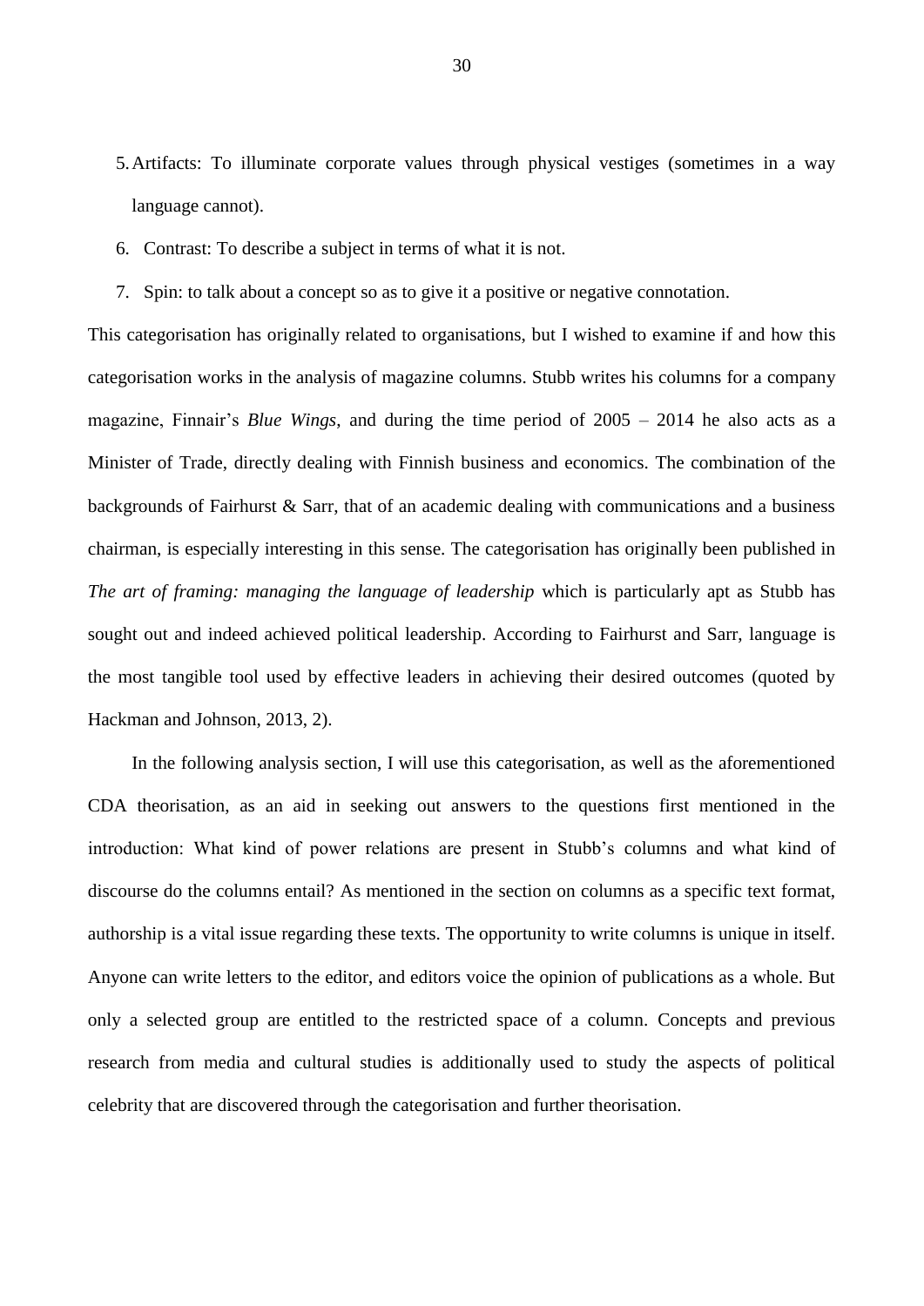5. Artifacts: To illuminate corporate values through physical vestiges (sometimes in a way language cannot).
6. Contrast: To describe a subject in terms of what it is not.
7. Spin: to talk about a concept so as to give it a positive or negative connotation.

This categorisation has originally related to organisations, but I wished to examine if and how this categorisation works in the analysis of magazine columns. Stubb writes his columns for a company magazine, Finnair's *Blue Wings*, and during the time period of 2005 – 2014 he also acts as a Minister of Trade, directly dealing with Finnish business and economics. The combination of the backgrounds of Fairhurst & Sarr, that of an academic dealing with communications and a business chairman, is especially interesting in this sense. The categorisation has originally been published in *The art of framing: managing the language of leadership* which is particularly apt as Stubb has sought out and indeed achieved political leadership. According to Fairhurst and Sarr, language is the most tangible tool used by effective leaders in achieving their desired outcomes (quoted by Hackman and Johnson, 2013, 2).

In the following analysis section, I will use this categorisation, as well as the aforementioned CDA theorisation, as an aid in seeking out answers to the questions first mentioned in the introduction: What kind of power relations are present in Stubb's columns and what kind of discourse do the columns entail? As mentioned in the section on columns as a specific text format, authorship is a vital issue regarding these texts. The opportunity to write columns is unique in itself. Anyone can write letters to the editor, and editors voice the opinion of publications as a whole. But only a selected group are entitled to the restricted space of a column. Concepts and previous research from media and cultural studies is additionally used to study the aspects of political celebrity that are discovered through the categorisation and further theorisation.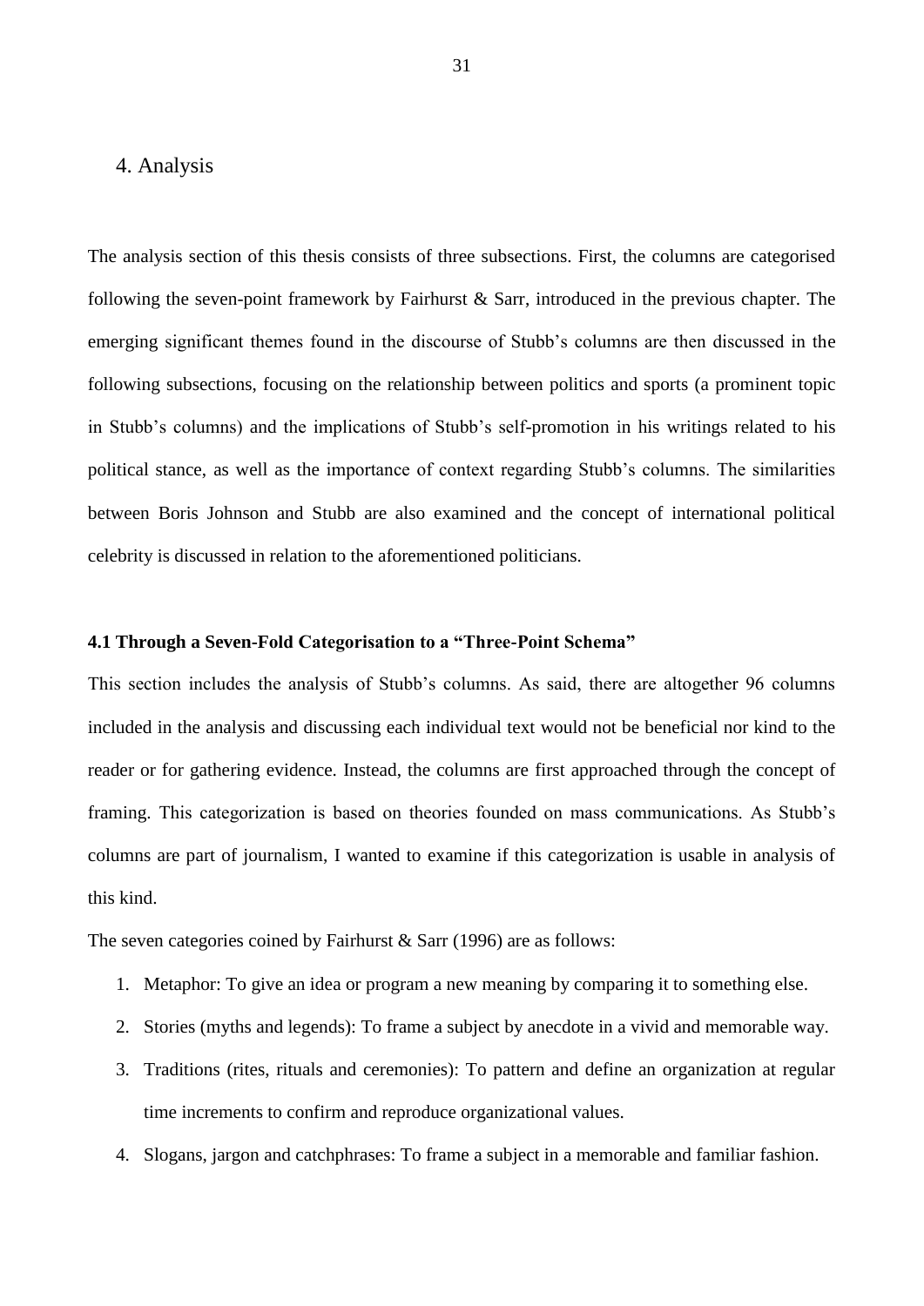# 4. Analysis

The analysis section of this thesis consists of three subsections. First, the columns are categorised following the seven-point framework by Fairhurst & Sarr, introduced in the previous chapter. The emerging significant themes found in the discourse of Stubb's columns are then discussed in the following subsections, focusing on the relationship between politics and sports (a prominent topic in Stubb's columns) and the implications of Stubb's self-promotion in his writings related to his political stance, as well as the importance of context regarding Stubb's columns. The similarities between Boris Johnson and Stubb are also examined and the concept of international political celebrity is discussed in relation to the aforementioned politicians.

## 4.1 Through a Seven-Fold Categorisation to a "Three-Point Schema"

This section includes the analysis of Stubb's columns. As said, there are altogether 96 columns included in the analysis and discussing each individual text would not be beneficial nor kind to the reader or for gathering evidence. Instead, the columns are first approached through the concept of framing. This categorization is based on theories founded on mass communications. As Stubb's columns are part of journalism, I wanted to examine if this categorization is usable in analysis of this kind.

The seven categories coined by Fairhurst & Sarr (1996) are as follows:

1. Metaphor: To give an idea or program a new meaning by comparing it to something else.
2. Stories (myths and legends): To frame a subject by anecdote in a vivid and memorable way.
3. Traditions (rites, rituals and ceremonies): To pattern and define an organization at regular time increments to confirm and reproduce organizational values.
4. Slogans, jargon and catchphrases: To frame a subject in a memorable and familiar fashion.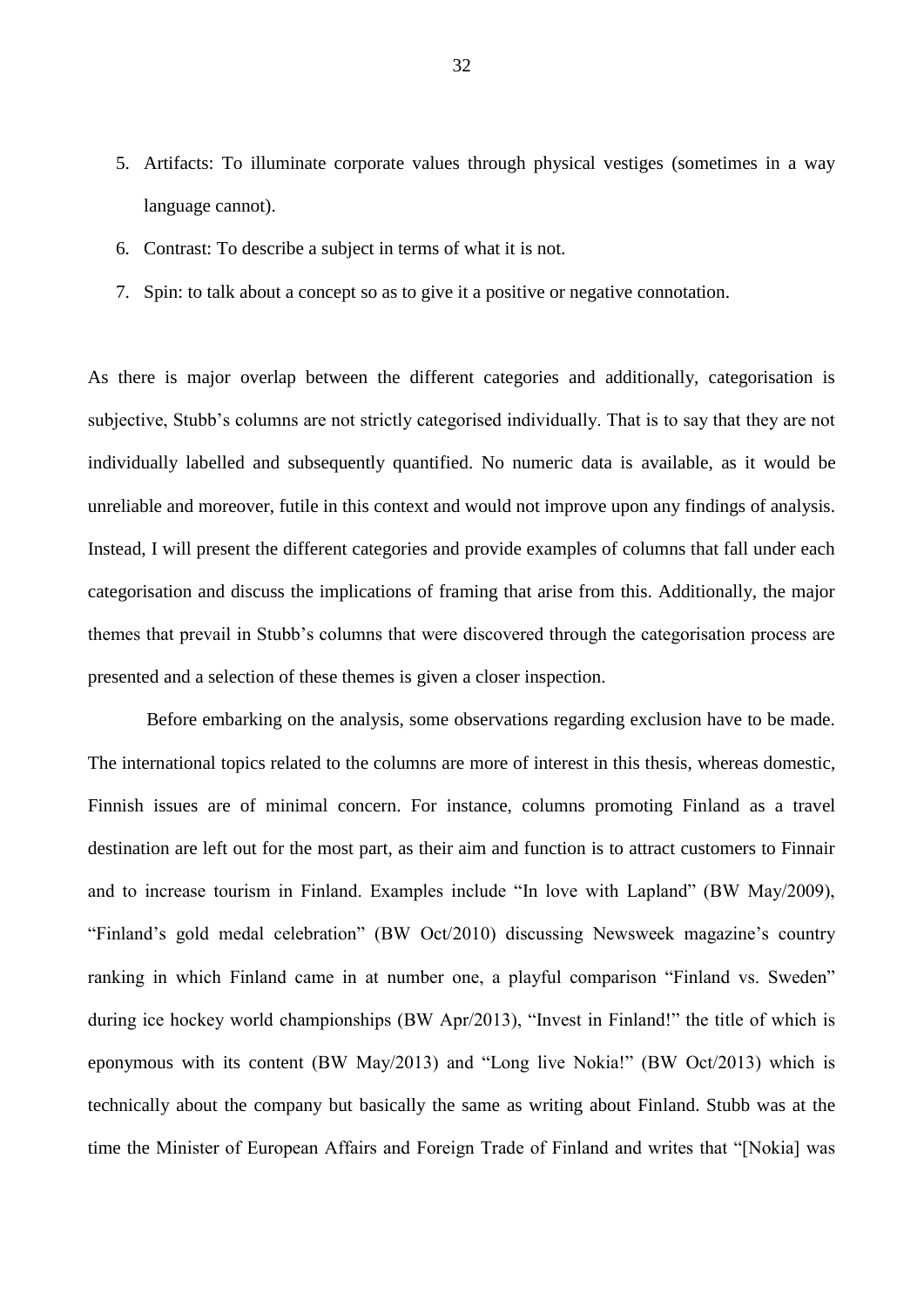5. Artifacts: To illuminate corporate values through physical vestiges (sometimes in a way language cannot).
6. Contrast: To describe a subject in terms of what it is not.
7. Spin: to talk about a concept so as to give it a positive or negative connotation.

As there is major overlap between the different categories and additionally, categorisation is subjective, Stubb's columns are not strictly categorised individually. That is to say that they are not individually labelled and subsequently quantified. No numeric data is available, as it would be unreliable and moreover, futile in this context and would not improve upon any findings of analysis. Instead, I will present the different categories and provide examples of columns that fall under each categorisation and discuss the implications of framing that arise from this. Additionally, the major themes that prevail in Stubb's columns that were discovered through the categorisation process are presented and a selection of these themes is given a closer inspection.

Before embarking on the analysis, some observations regarding exclusion have to be made. The international topics related to the columns are more of interest in this thesis, whereas domestic, Finnish issues are of minimal concern. For instance, columns promoting Finland as a travel destination are left out for the most part, as their aim and function is to attract customers to Finnair and to increase tourism in Finland. Examples include "In love with Lapland" (BW May/2009), "Finland's gold medal celebration" (BW Oct/2010) discussing Newsweek magazine's country ranking in which Finland came in at number one, a playful comparison "Finland vs. Sweden" during ice hockey world championships (BW Apr/2013), "Invest in Finland!" the title of which is eponymous with its content (BW May/2013) and "Long live Nokia!" (BW Oct/2013) which is technically about the company but basically the same as writing about Finland. Stubb was at the time the Minister of European Affairs and Foreign Trade of Finland and writes that "[Nokia] was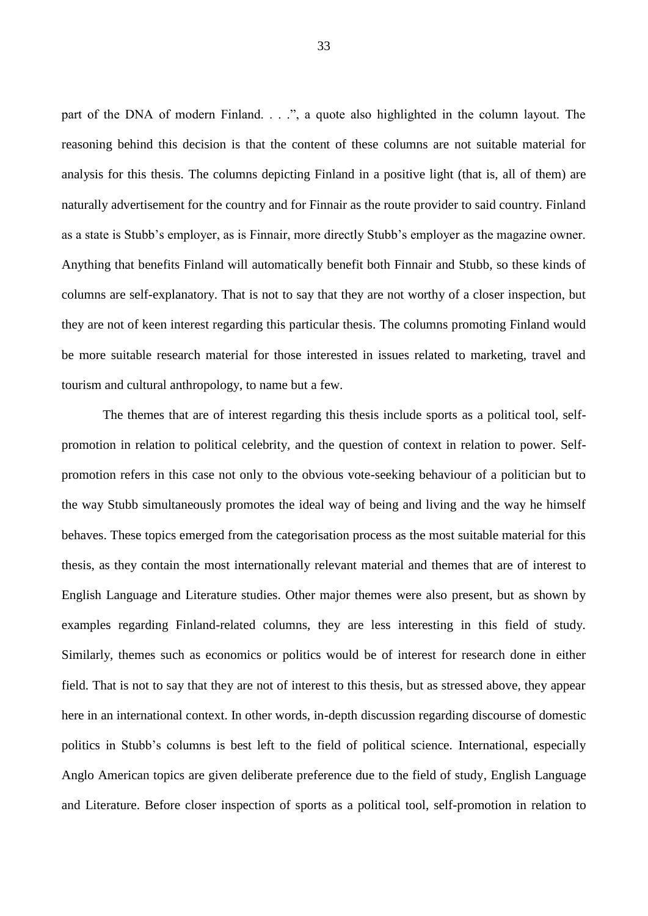part of the DNA of modern Finland. . . .", a quote also highlighted in the column layout. The reasoning behind this decision is that the content of these columns are not suitable material for analysis for this thesis. The columns depicting Finland in a positive light (that is, all of them) are naturally advertisement for the country and for Finnair as the route provider to said country. Finland as a state is Stubb's employer, as is Finnair, more directly Stubb's employer as the magazine owner. Anything that benefits Finland will automatically benefit both Finnair and Stubb, so these kinds of columns are self-explanatory. That is not to say that they are not worthy of a closer inspection, but they are not of keen interest regarding this particular thesis. The columns promoting Finland would be more suitable research material for those interested in issues related to marketing, travel and tourism and cultural anthropology, to name but a few.

The themes that are of interest regarding this thesis include sports as a political tool, self-promotion in relation to political celebrity, and the question of context in relation to power. Self-promotion refers in this case not only to the obvious vote-seeking behaviour of a politician but to the way Stubb simultaneously promotes the ideal way of being and living and the way he himself behaves. These topics emerged from the categorisation process as the most suitable material for this thesis, as they contain the most internationally relevant material and themes that are of interest to English Language and Literature studies. Other major themes were also present, but as shown by examples regarding Finland-related columns, they are less interesting in this field of study. Similarly, themes such as economics or politics would be of interest for research done in either field. That is not to say that they are not of interest to this thesis, but as stressed above, they appear here in an international context. In other words, in-depth discussion regarding discourse of domestic politics in Stubb's columns is best left to the field of political science. International, especially Anglo American topics are given deliberate preference due to the field of study, English Language and Literature. Before closer inspection of sports as a political tool, self-promotion in relation to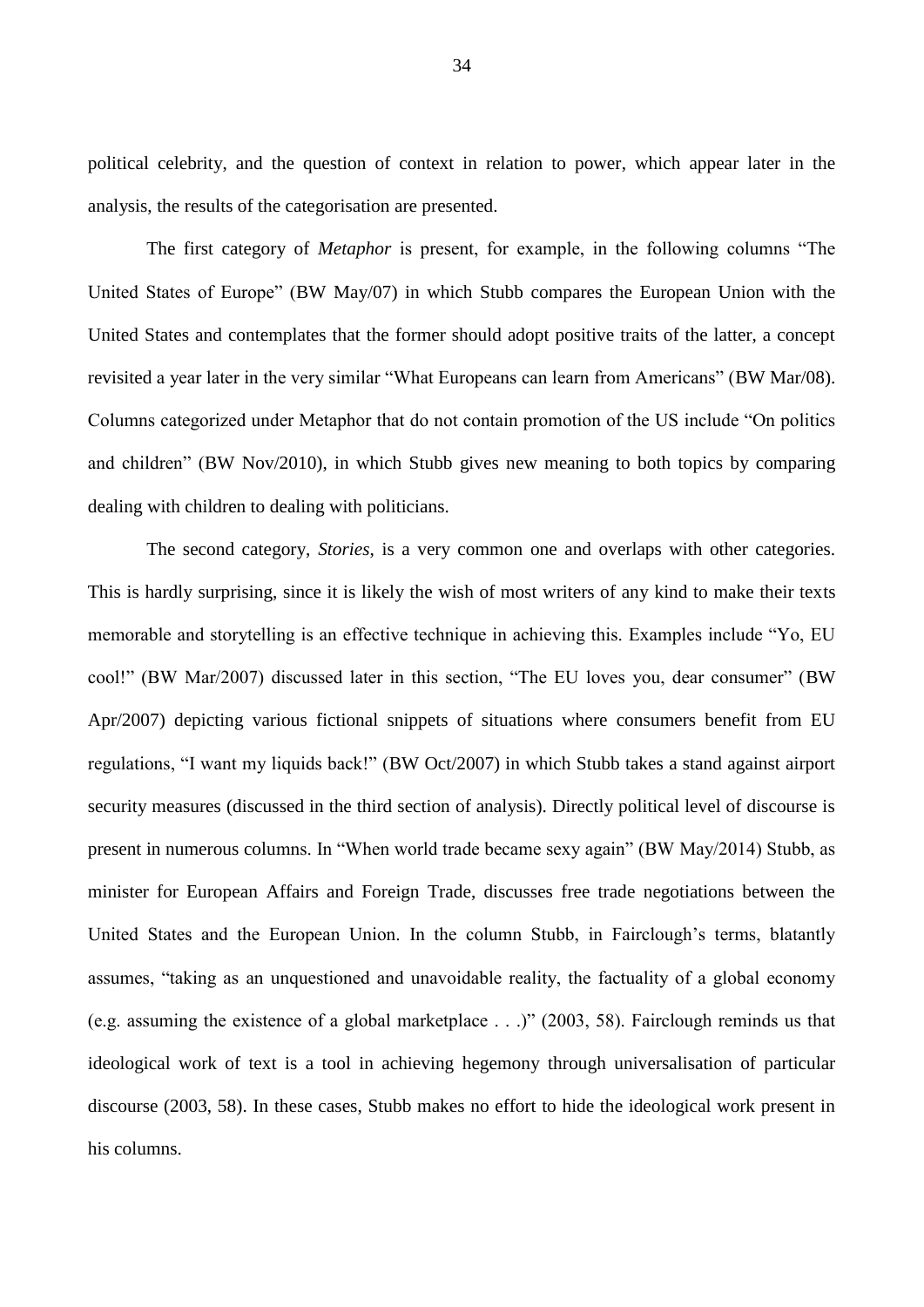political celebrity, and the question of context in relation to power, which appear later in the analysis, the results of the categorisation are presented.

The first category of *Metaphor* is present, for example, in the following columns "The United States of Europe" (BW May/07) in which Stubb compares the European Union with the United States and contemplates that the former should adopt positive traits of the latter, a concept revisited a year later in the very similar "What Europeans can learn from Americans" (BW Mar/08). Columns categorized under Metaphor that do not contain promotion of the US include "On politics and children" (BW Nov/2010), in which Stubb gives new meaning to both topics by comparing dealing with children to dealing with politicians.

The second category, *Stories*, is a very common one and overlaps with other categories. This is hardly surprising, since it is likely the wish of most writers of any kind to make their texts memorable and storytelling is an effective technique in achieving this. Examples include "Yo, EU cool!" (BW Mar/2007) discussed later in this section, "The EU loves you, dear consumer" (BW Apr/2007) depicting various fictional snippets of situations where consumers benefit from EU regulations, "I want my liquids back!" (BW Oct/2007) in which Stubb takes a stand against airport security measures (discussed in the third section of analysis). Directly political level of discourse is present in numerous columns. In "When world trade became sexy again" (BW May/2014) Stubb, as minister for European Affairs and Foreign Trade, discusses free trade negotiations between the United States and the European Union. In the column Stubb, in Fairclough's terms, blatantly assumes, "taking as an unquestioned and unavoidable reality, the factuality of a global economy (e.g. assuming the existence of a global marketplace . . .)" (2003, 58). Fairclough reminds us that ideological work of text is a tool in achieving hegemony through universalisation of particular discourse (2003, 58). In these cases, Stubb makes no effort to hide the ideological work present in his columns.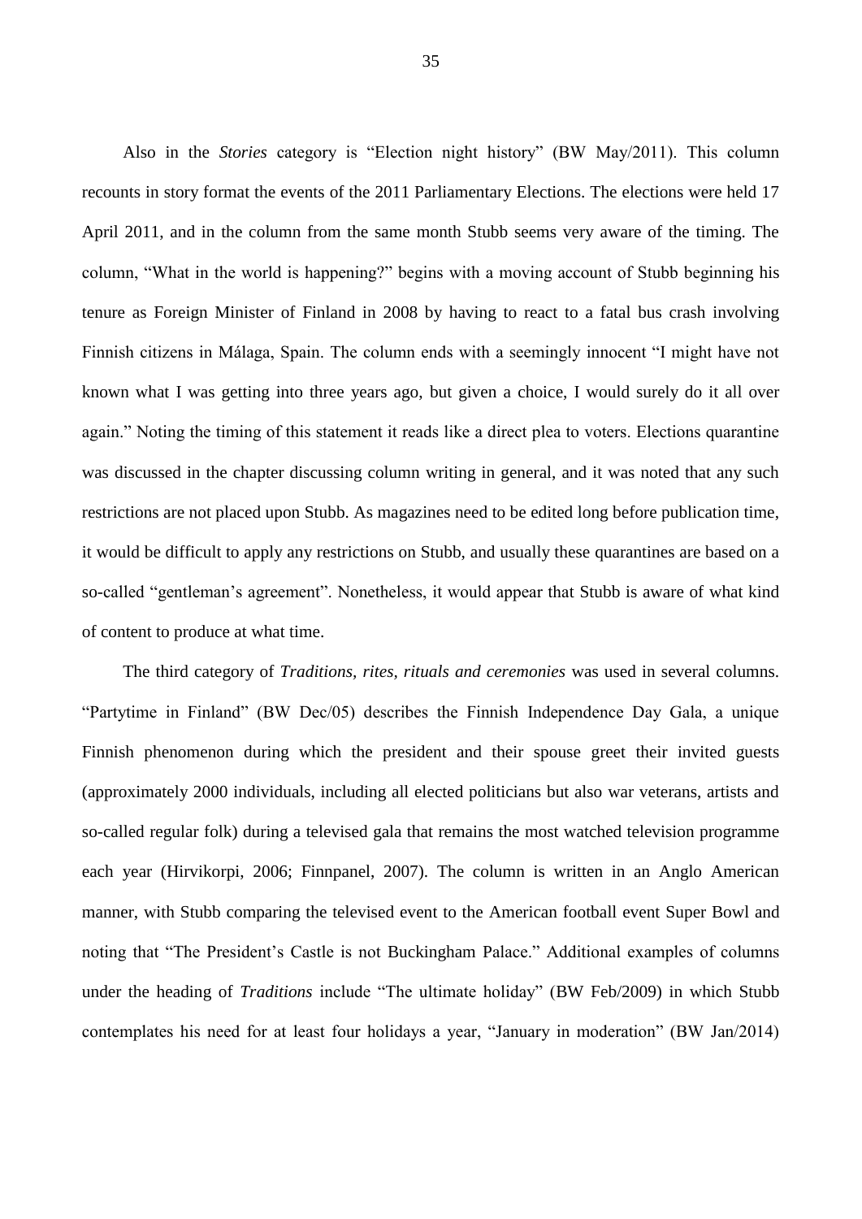Also in the *Stories* category is “Election night history” (BW May/2011). This column recounts in story format the events of the 2011 Parliamentary Elections. The elections were held 17 April 2011, and in the column from the same month Stubb seems very aware of the timing. The column, “What in the world is happening?” begins with a moving account of Stubb beginning his tenure as Foreign Minister of Finland in 2008 by having to react to a fatal bus crash involving Finnish citizens in Málaga, Spain. The column ends with a seemingly innocent “I might have not known what I was getting into three years ago, but given a choice, I would surely do it all over again.” Noting the timing of this statement it reads like a direct plea to voters. Elections quarantine was discussed in the chapter discussing column writing in general, and it was noted that any such restrictions are not placed upon Stubb. As magazines need to be edited long before publication time, it would be difficult to apply any restrictions on Stubb, and usually these quarantines are based on a so-called “gentleman’s agreement”. Nonetheless, it would appear that Stubb is aware of what kind of content to produce at what time.

The third category of *Traditions, rites, rituals and ceremonies* was used in several columns. “Partytime in Finland” (BW Dec/05) describes the Finnish Independence Day Gala, a unique Finnish phenomenon during which the president and their spouse greet their invited guests (approximately 2000 individuals, including all elected politicians but also war veterans, artists and so-called regular folk) during a televised gala that remains the most watched television programme each year (Hirvikorpi, 2006; Finnpanel, 2007). The column is written in an Anglo American manner, with Stubb comparing the televised event to the American football event Super Bowl and noting that “The President’s Castle is not Buckingham Palace.” Additional examples of columns under the heading of *Traditions* include “The ultimate holiday” (BW Feb/2009) in which Stubb contemplates his need for at least four holidays a year, “January in moderation” (BW Jan/2014)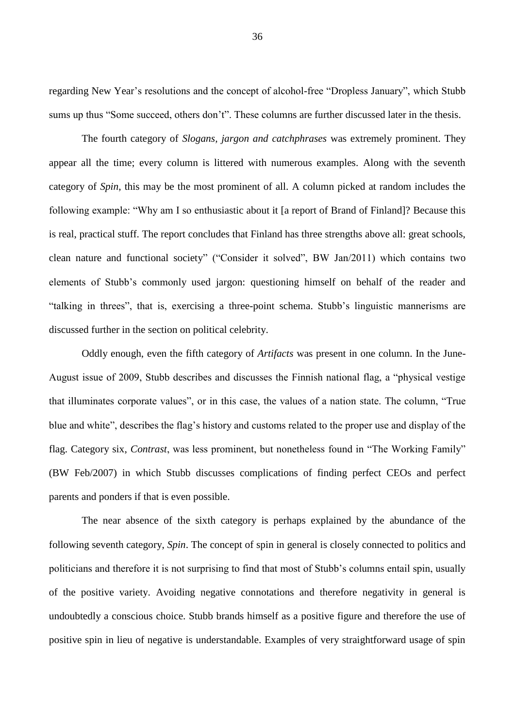regarding New Year's resolutions and the concept of alcohol-free "Dropless January", which Stubb sums up thus "Some succeed, others don't". These columns are further discussed later in the thesis.

The fourth category of *Slogans, jargon and catchphrases* was extremely prominent. They appear all the time; every column is littered with numerous examples. Along with the seventh category of *Spin,* this may be the most prominent of all. A column picked at random includes the following example: "Why am I so enthusiastic about it [a report of Brand of Finland]? Because this is real, practical stuff. The report concludes that Finland has three strengths above all: great schools, clean nature and functional society" ("Consider it solved", BW Jan/2011) which contains two elements of Stubb's commonly used jargon: questioning himself on behalf of the reader and "talking in threes", that is, exercising a three-point schema. Stubb's linguistic mannerisms are discussed further in the section on political celebrity.

Oddly enough, even the fifth category of *Artifacts* was present in one column. In the June-August issue of 2009, Stubb describes and discusses the Finnish national flag, a "physical vestige that illuminates corporate values", or in this case, the values of a nation state. The column, "True blue and white", describes the flag's history and customs related to the proper use and display of the flag. Category six, *Contrast*, was less prominent, but nonetheless found in "The Working Family" (BW Feb/2007) in which Stubb discusses complications of finding perfect CEOs and perfect parents and ponders if that is even possible.

The near absence of the sixth category is perhaps explained by the abundance of the following seventh category, *Spin*. The concept of spin in general is closely connected to politics and politicians and therefore it is not surprising to find that most of Stubb's columns entail spin, usually of the positive variety. Avoiding negative connotations and therefore negativity in general is undoubtedly a conscious choice. Stubb brands himself as a positive figure and therefore the use of positive spin in lieu of negative is understandable. Examples of very straightforward usage of spin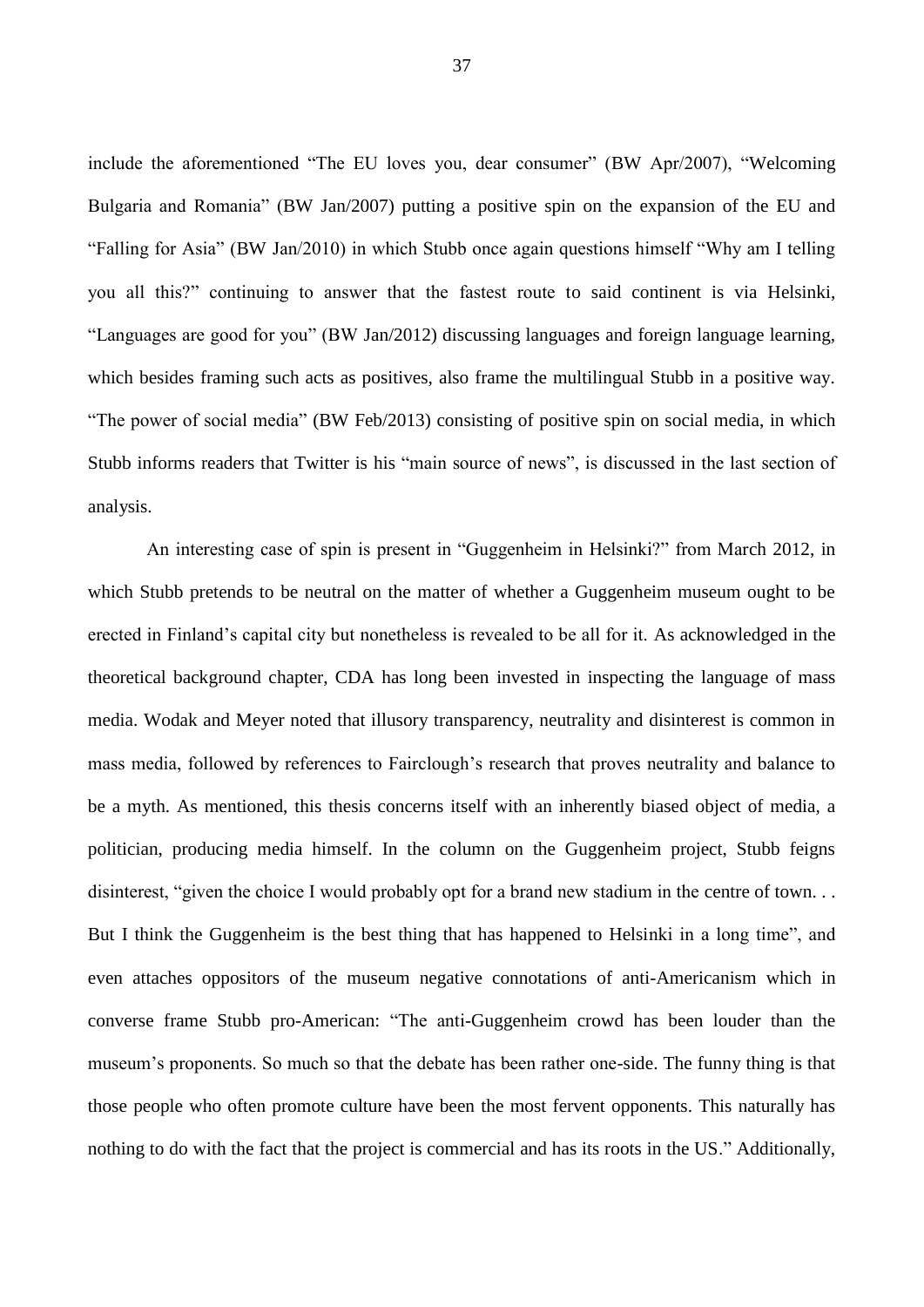include the aforementioned "The EU loves you, dear consumer" (BW Apr/2007), "Welcoming Bulgaria and Romania" (BW Jan/2007) putting a positive spin on the expansion of the EU and "Falling for Asia" (BW Jan/2010) in which Stubb once again questions himself "Why am I telling you all this?" continuing to answer that the fastest route to said continent is via Helsinki, "Languages are good for you" (BW Jan/2012) discussing languages and foreign language learning, which besides framing such acts as positives, also frame the multilingual Stubb in a positive way. "The power of social media" (BW Feb/2013) consisting of positive spin on social media, in which Stubb informs readers that Twitter is his "main source of news", is discussed in the last section of analysis.

An interesting case of spin is present in "Guggenheim in Helsinki?" from March 2012, in which Stubb pretends to be neutral on the matter of whether a Guggenheim museum ought to be erected in Finland's capital city but nonetheless is revealed to be all for it. As acknowledged in the theoretical background chapter, CDA has long been invested in inspecting the language of mass media. Wodak and Meyer noted that illusory transparency, neutrality and disinterest is common in mass media, followed by references to Fairclough's research that proves neutrality and balance to be a myth. As mentioned, this thesis concerns itself with an inherently biased object of media, a politician, producing media himself. In the column on the Guggenheim project, Stubb feigns disinterest, "given the choice I would probably opt for a brand new stadium in the centre of town. . . But I think the Guggenheim is the best thing that has happened to Helsinki in a long time", and even attaches oppositors of the museum negative connotations of anti-Americanism which in converse frame Stubb pro-American: "The anti-Guggenheim crowd has been louder than the museum's proponents. So much so that the debate has been rather one-side. The funny thing is that those people who often promote culture have been the most fervent opponents. This naturally has nothing to do with the fact that the project is commercial and has its roots in the US." Additionally,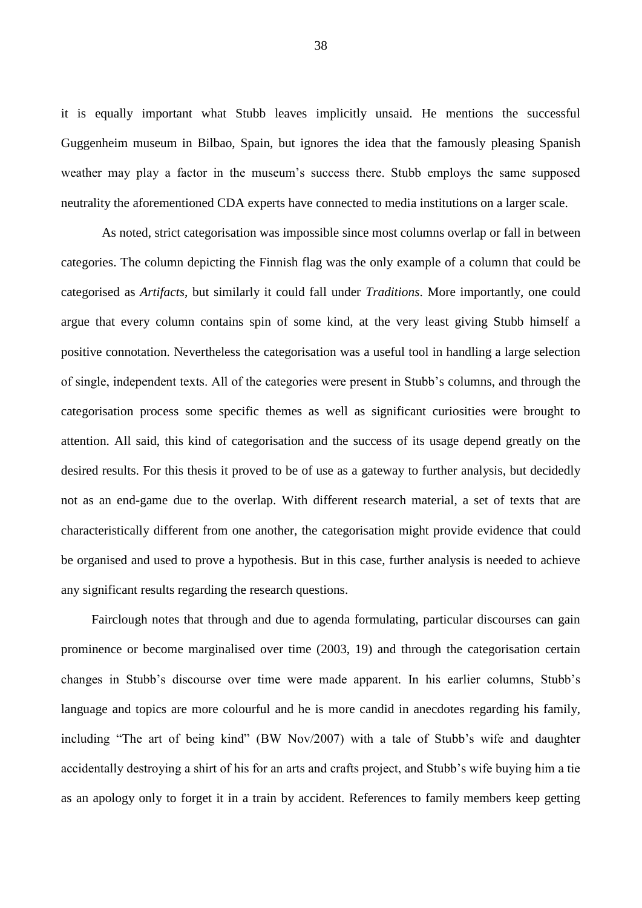it is equally important what Stubb leaves implicitly unsaid. He mentions the successful Guggenheim museum in Bilbao, Spain, but ignores the idea that the famously pleasing Spanish weather may play a factor in the museum's success there. Stubb employs the same supposed neutrality the aforementioned CDA experts have connected to media institutions on a larger scale.

As noted, strict categorisation was impossible since most columns overlap or fall in between categories. The column depicting the Finnish flag was the only example of a column that could be categorised as *Artifacts*, but similarly it could fall under *Traditions*. More importantly, one could argue that every column contains spin of some kind, at the very least giving Stubb himself a positive connotation. Nevertheless the categorisation was a useful tool in handling a large selection of single, independent texts. All of the categories were present in Stubb's columns, and through the categorisation process some specific themes as well as significant curiosities were brought to attention. All said, this kind of categorisation and the success of its usage depend greatly on the desired results. For this thesis it proved to be of use as a gateway to further analysis, but decidedly not as an end-game due to the overlap. With different research material, a set of texts that are characteristically different from one another, the categorisation might provide evidence that could be organised and used to prove a hypothesis. But in this case, further analysis is needed to achieve any significant results regarding the research questions.

Fairclough notes that through and due to agenda formulating, particular discourses can gain prominence or become marginalised over time (2003, 19) and through the categorisation certain changes in Stubb's discourse over time were made apparent. In his earlier columns, Stubb's language and topics are more colourful and he is more candid in anecdotes regarding his family, including "The art of being kind" (BW Nov/2007) with a tale of Stubb's wife and daughter accidentally destroying a shirt of his for an arts and crafts project, and Stubb's wife buying him a tie as an apology only to forget it in a train by accident. References to family members keep getting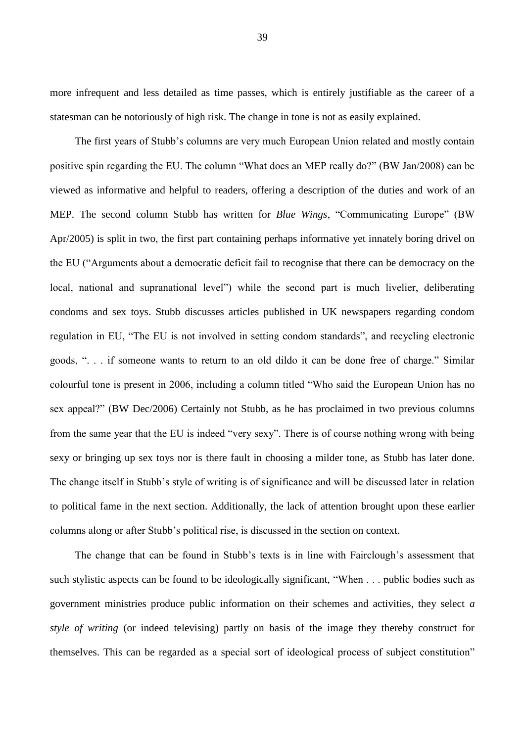more infrequent and less detailed as time passes, which is entirely justifiable as the career of a statesman can be notoriously of high risk. The change in tone is not as easily explained.

The first years of Stubb's columns are very much European Union related and mostly contain positive spin regarding the EU. The column "What does an MEP really do?" (BW Jan/2008) can be viewed as informative and helpful to readers, offering a description of the duties and work of an MEP. The second column Stubb has written for *Blue Wings*, "Communicating Europe" (BW Apr/2005) is split in two, the first part containing perhaps informative yet innately boring drivel on the EU ("Arguments about a democratic deficit fail to recognise that there can be democracy on the local, national and supranational level") while the second part is much livelier, deliberating condoms and sex toys. Stubb discusses articles published in UK newspapers regarding condom regulation in EU, "The EU is not involved in setting condom standards", and recycling electronic goods, ". . . if someone wants to return to an old dildo it can be done free of charge." Similar colourful tone is present in 2006, including a column titled "Who said the European Union has no sex appeal?" (BW Dec/2006) Certainly not Stubb, as he has proclaimed in two previous columns from the same year that the EU is indeed "very sexy". There is of course nothing wrong with being sexy or bringing up sex toys nor is there fault in choosing a milder tone, as Stubb has later done. The change itself in Stubb's style of writing is of significance and will be discussed later in relation to political fame in the next section. Additionally, the lack of attention brought upon these earlier columns along or after Stubb's political rise, is discussed in the section on context.

The change that can be found in Stubb's texts is in line with Fairclough's assessment that such stylistic aspects can be found to be ideologically significant, "When . . . public bodies such as government ministries produce public information on their schemes and activities, they select *a style of writing* (or indeed televising) partly on basis of the image they thereby construct for themselves. This can be regarded as a special sort of ideological process of subject constitution"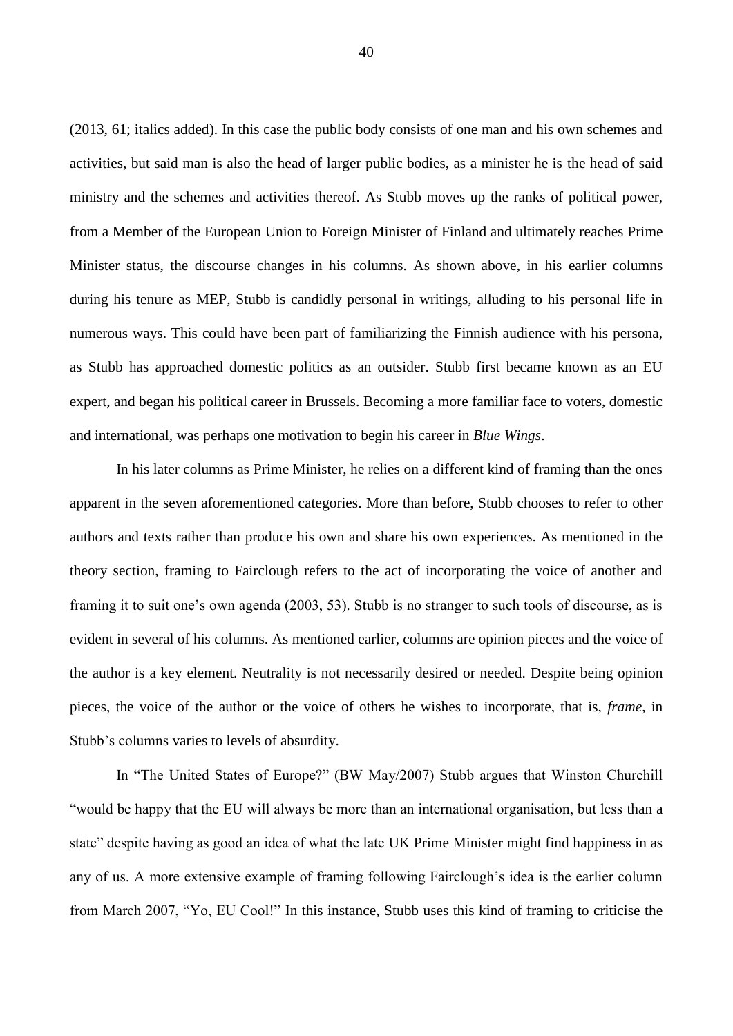(2013, 61; italics added). In this case the public body consists of one man and his own schemes and activities, but said man is also the head of larger public bodies, as a minister he is the head of said ministry and the schemes and activities thereof. As Stubb moves up the ranks of political power, from a Member of the European Union to Foreign Minister of Finland and ultimately reaches Prime Minister status, the discourse changes in his columns. As shown above, in his earlier columns during his tenure as MEP, Stubb is candidly personal in writings, alluding to his personal life in numerous ways. This could have been part of familiarizing the Finnish audience with his persona, as Stubb has approached domestic politics as an outsider. Stubb first became known as an EU expert, and began his political career in Brussels. Becoming a more familiar face to voters, domestic and international, was perhaps one motivation to begin his career in *Blue Wings*.

In his later columns as Prime Minister, he relies on a different kind of framing than the ones apparent in the seven aforementioned categories. More than before, Stubb chooses to refer to other authors and texts rather than produce his own and share his own experiences. As mentioned in the theory section, framing to Fairclough refers to the act of incorporating the voice of another and framing it to suit one's own agenda (2003, 53). Stubb is no stranger to such tools of discourse, as is evident in several of his columns. As mentioned earlier, columns are opinion pieces and the voice of the author is a key element. Neutrality is not necessarily desired or needed. Despite being opinion pieces, the voice of the author or the voice of others he wishes to incorporate, that is, *frame*, in Stubb's columns varies to levels of absurdity.

In "The United States of Europe?" (BW May/2007) Stubb argues that Winston Churchill "would be happy that the EU will always be more than an international organisation, but less than a state" despite having as good an idea of what the late UK Prime Minister might find happiness in as any of us. A more extensive example of framing following Fairclough's idea is the earlier column from March 2007, "Yo, EU Cool!" In this instance, Stubb uses this kind of framing to criticise the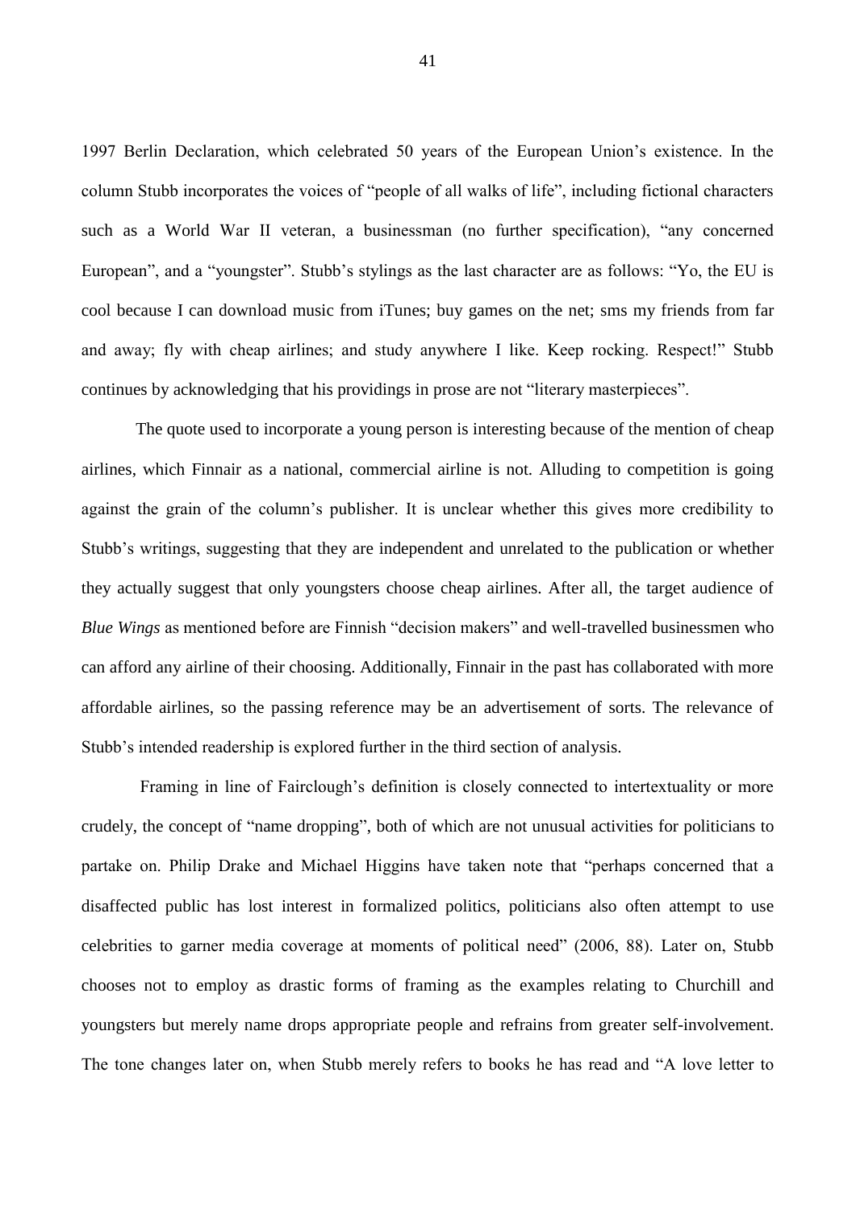1997 Berlin Declaration, which celebrated 50 years of the European Union's existence. In the column Stubb incorporates the voices of "people of all walks of life", including fictional characters such as a World War II veteran, a businessman (no further specification), "any concerned European", and a "youngster". Stubb's stylings as the last character are as follows: "Yo, the EU is cool because I can download music from iTunes; buy games on the net; sms my friends from far and away; fly with cheap airlines; and study anywhere I like. Keep rocking. Respect!" Stubb continues by acknowledging that his providings in prose are not "literary masterpieces".

The quote used to incorporate a young person is interesting because of the mention of cheap airlines, which Finnair as a national, commercial airline is not. Alluding to competition is going against the grain of the column's publisher. It is unclear whether this gives more credibility to Stubb's writings, suggesting that they are independent and unrelated to the publication or whether they actually suggest that only youngsters choose cheap airlines. After all, the target audience of *Blue Wings* as mentioned before are Finnish "decision makers" and well-travelled businessmen who can afford any airline of their choosing. Additionally, Finnair in the past has collaborated with more affordable airlines, so the passing reference may be an advertisement of sorts. The relevance of Stubb's intended readership is explored further in the third section of analysis.

Framing in line of Fairclough's definition is closely connected to intertextuality or more crudely, the concept of "name dropping", both of which are not unusual activities for politicians to partake on. Philip Drake and Michael Higgins have taken note that "perhaps concerned that a disaffected public has lost interest in formalized politics, politicians also often attempt to use celebrities to garner media coverage at moments of political need" (2006, 88). Later on, Stubb chooses not to employ as drastic forms of framing as the examples relating to Churchill and youngsters but merely name drops appropriate people and refrains from greater self-involvement. The tone changes later on, when Stubb merely refers to books he has read and "A love letter to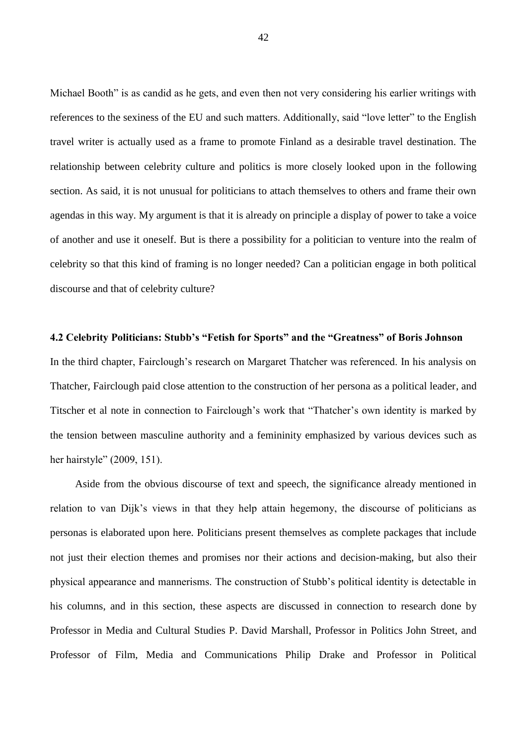Michael Booth" is as candid as he gets, and even then not very considering his earlier writings with references to the sexiness of the EU and such matters. Additionally, said "love letter" to the English travel writer is actually used as a frame to promote Finland as a desirable travel destination. The relationship between celebrity culture and politics is more closely looked upon in the following section. As said, it is not unusual for politicians to attach themselves to others and frame their own agendas in this way. My argument is that it is already on principle a display of power to take a voice of another and use it oneself. But is there a possibility for a politician to venture into the realm of celebrity so that this kind of framing is no longer needed? Can a politician engage in both political discourse and that of celebrity culture?

### 4.2 Celebrity Politicians: Stubb's "Fetish for Sports" and the "Greatness" of Boris Johnson

In the third chapter, Fairclough's research on Margaret Thatcher was referenced. In his analysis on Thatcher, Fairclough paid close attention to the construction of her persona as a political leader, and Titscher et al note in connection to Fairclough's work that "Thatcher's own identity is marked by the tension between masculine authority and a femininity emphasized by various devices such as her hairstyle" (2009, 151).

Aside from the obvious discourse of text and speech, the significance already mentioned in relation to van Dijk's views in that they help attain hegemony, the discourse of politicians as personas is elaborated upon here. Politicians present themselves as complete packages that include not just their election themes and promises nor their actions and decision-making, but also their physical appearance and mannerisms. The construction of Stubb's political identity is detectable in his columns, and in this section, these aspects are discussed in connection to research done by Professor in Media and Cultural Studies P. David Marshall, Professor in Politics John Street, and Professor of Film, Media and Communications Philip Drake and Professor in Political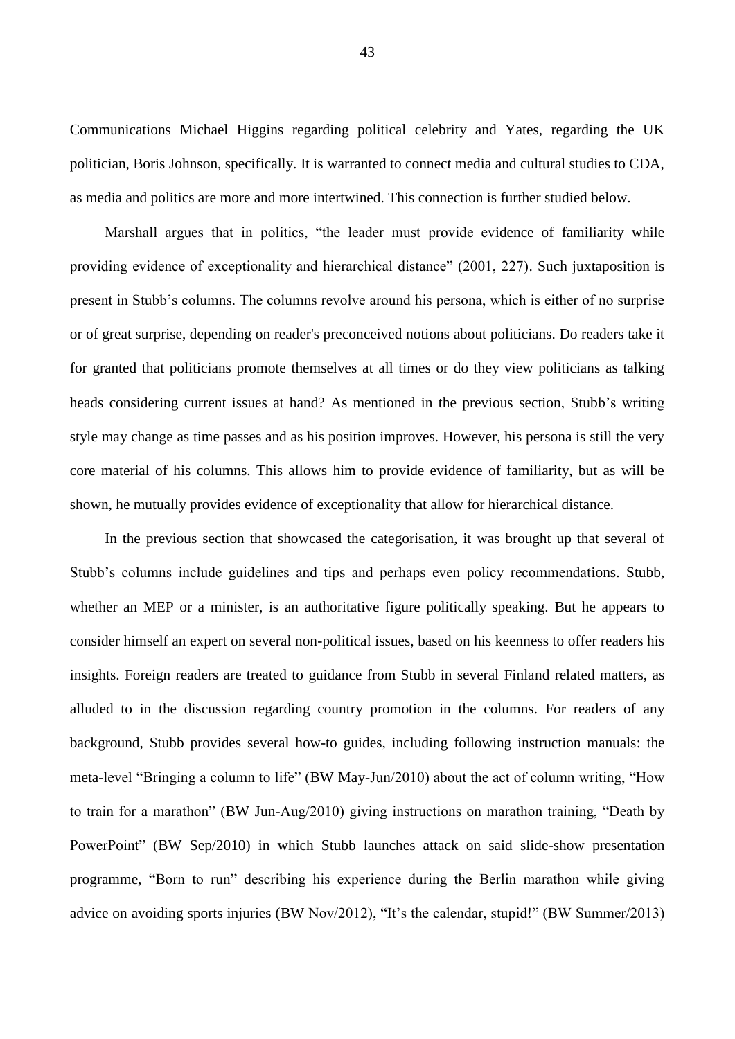Communications Michael Higgins regarding political celebrity and Yates, regarding the UK politician, Boris Johnson, specifically. It is warranted to connect media and cultural studies to CDA, as media and politics are more and more intertwined. This connection is further studied below.

Marshall argues that in politics, "the leader must provide evidence of familiarity while providing evidence of exceptionality and hierarchical distance" (2001, 227). Such juxtaposition is present in Stubb's columns. The columns revolve around his persona, which is either of no surprise or of great surprise, depending on reader's preconceived notions about politicians. Do readers take it for granted that politicians promote themselves at all times or do they view politicians as talking heads considering current issues at hand? As mentioned in the previous section, Stubb's writing style may change as time passes and as his position improves. However, his persona is still the very core material of his columns. This allows him to provide evidence of familiarity, but as will be shown, he mutually provides evidence of exceptionality that allow for hierarchical distance.

In the previous section that showcased the categorisation, it was brought up that several of Stubb's columns include guidelines and tips and perhaps even policy recommendations. Stubb, whether an MEP or a minister, is an authoritative figure politically speaking. But he appears to consider himself an expert on several non-political issues, based on his keenness to offer readers his insights. Foreign readers are treated to guidance from Stubb in several Finland related matters, as alluded to in the discussion regarding country promotion in the columns. For readers of any background, Stubb provides several how-to guides, including following instruction manuals: the meta-level "Bringing a column to life" (BW May-Jun/2010) about the act of column writing, "How to train for a marathon" (BW Jun-Aug/2010) giving instructions on marathon training, "Death by PowerPoint" (BW Sep/2010) in which Stubb launches attack on said slide-show presentation programme, "Born to run" describing his experience during the Berlin marathon while giving advice on avoiding sports injuries (BW Nov/2012), "It's the calendar, stupid!" (BW Summer/2013)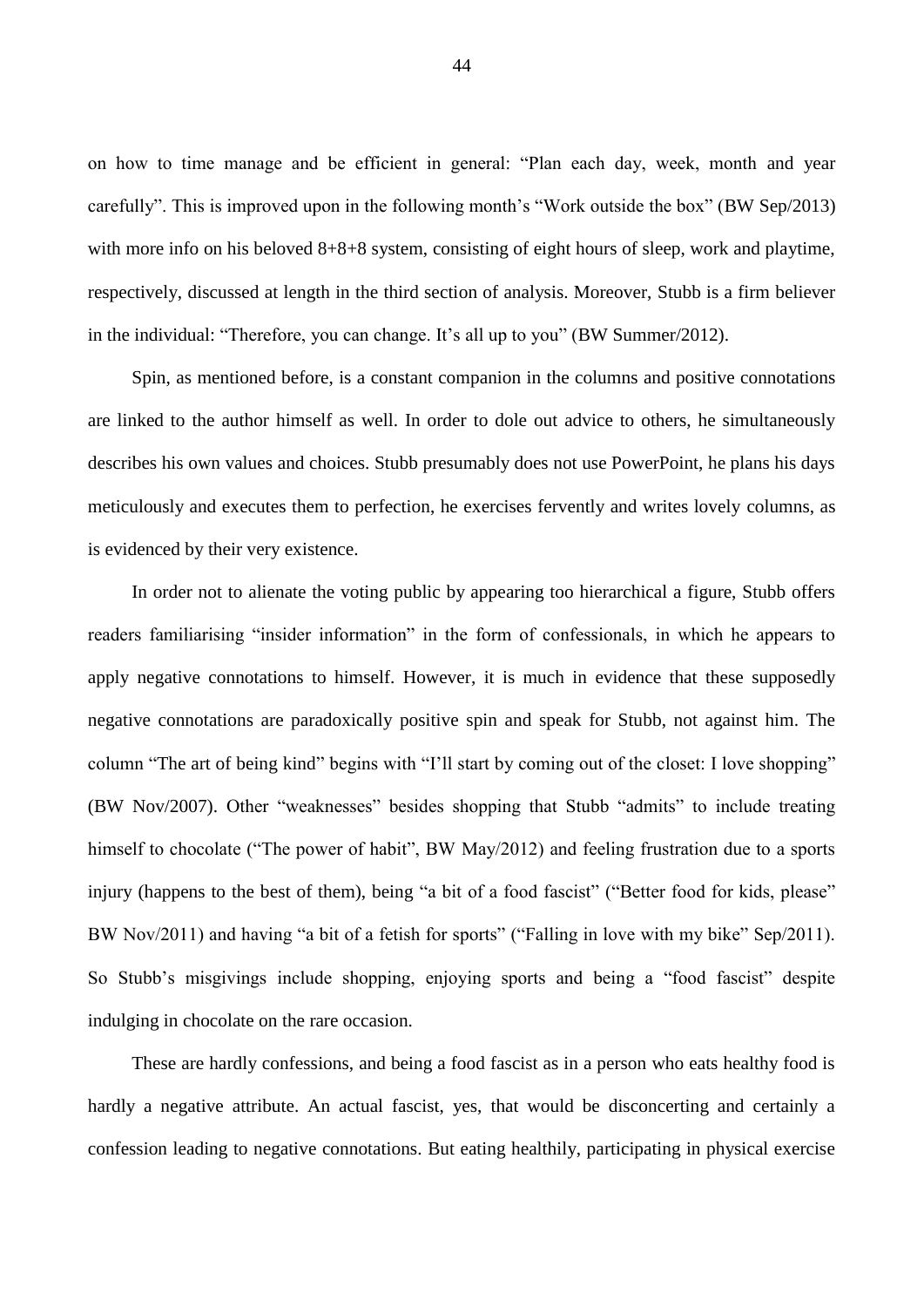on how to time manage and be efficient in general: "Plan each day, week, month and year carefully". This is improved upon in the following month's "Work outside the box" (BW Sep/2013) with more info on his beloved 8+8+8 system, consisting of eight hours of sleep, work and playtime, respectively, discussed at length in the third section of analysis. Moreover, Stubb is a firm believer in the individual: "Therefore, you can change. It's all up to you" (BW Summer/2012).

Spin, as mentioned before, is a constant companion in the columns and positive connotations are linked to the author himself as well. In order to dole out advice to others, he simultaneously describes his own values and choices. Stubb presumably does not use PowerPoint, he plans his days meticulously and executes them to perfection, he exercises fervently and writes lovely columns, as is evidenced by their very existence.

In order not to alienate the voting public by appearing too hierarchical a figure, Stubb offers readers familiarising "insider information" in the form of confessionals, in which he appears to apply negative connotations to himself. However, it is much in evidence that these supposedly negative connotations are paradoxically positive spin and speak for Stubb, not against him. The column "The art of being kind" begins with "I'll start by coming out of the closet: I love shopping" (BW Nov/2007). Other "weaknesses" besides shopping that Stubb "admits" to include treating himself to chocolate ("The power of habit", BW May/2012) and feeling frustration due to a sports injury (happens to the best of them), being "a bit of a food fascist" ("Better food for kids, please" BW Nov/2011) and having "a bit of a fetish for sports" ("Falling in love with my bike" Sep/2011). So Stubb's misgivings include shopping, enjoying sports and being a "food fascist" despite indulging in chocolate on the rare occasion.

These are hardly confessions, and being a food fascist as in a person who eats healthy food is hardly a negative attribute. An actual fascist, yes, that would be disconcerting and certainly a confession leading to negative connotations. But eating healthily, participating in physical exercise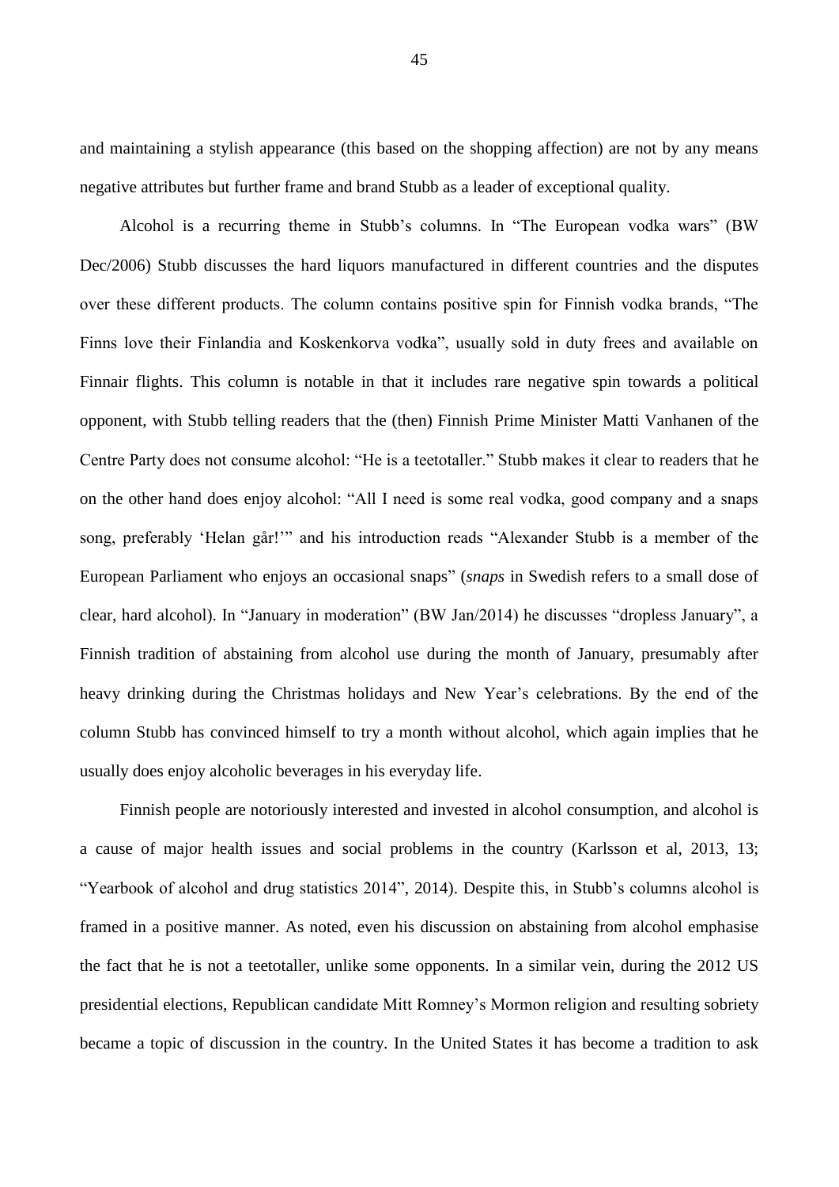and maintaining a stylish appearance (this based on the shopping affection) are not by any means negative attributes but further frame and brand Stubb as a leader of exceptional quality.

Alcohol is a recurring theme in Stubb's columns. In "The European vodka wars" (BW Dec/2006) Stubb discusses the hard liquors manufactured in different countries and the disputes over these different products. The column contains positive spin for Finnish vodka brands, "The Finns love their Finlandia and Koskenkorva vodka", usually sold in duty frees and available on Finnair flights. This column is notable in that it includes rare negative spin towards a political opponent, with Stubb telling readers that the (then) Finnish Prime Minister Matti Vanhanen of the Centre Party does not consume alcohol: "He is a teetotaller." Stubb makes it clear to readers that he on the other hand does enjoy alcohol: "All I need is some real vodka, good company and a snaps song, preferably 'Helan går!'" and his introduction reads "Alexander Stubb is a member of the European Parliament who enjoys an occasional snaps" (*snaps* in Swedish refers to a small dose of clear, hard alcohol). In "January in moderation" (BW Jan/2014) he discusses "dropless January", a Finnish tradition of abstaining from alcohol use during the month of January, presumably after heavy drinking during the Christmas holidays and New Year's celebrations. By the end of the column Stubb has convinced himself to try a month without alcohol, which again implies that he usually does enjoy alcoholic beverages in his everyday life.

Finnish people are notoriously interested and invested in alcohol consumption, and alcohol is a cause of major health issues and social problems in the country (Karlsson et al, 2013, 13; "Yearbook of alcohol and drug statistics 2014", 2014). Despite this, in Stubb's columns alcohol is framed in a positive manner. As noted, even his discussion on abstaining from alcohol emphasise the fact that he is not a teetotaller, unlike some opponents. In a similar vein, during the 2012 US presidential elections, Republican candidate Mitt Romney's Mormon religion and resulting sobriety became a topic of discussion in the country. In the United States it has become a tradition to ask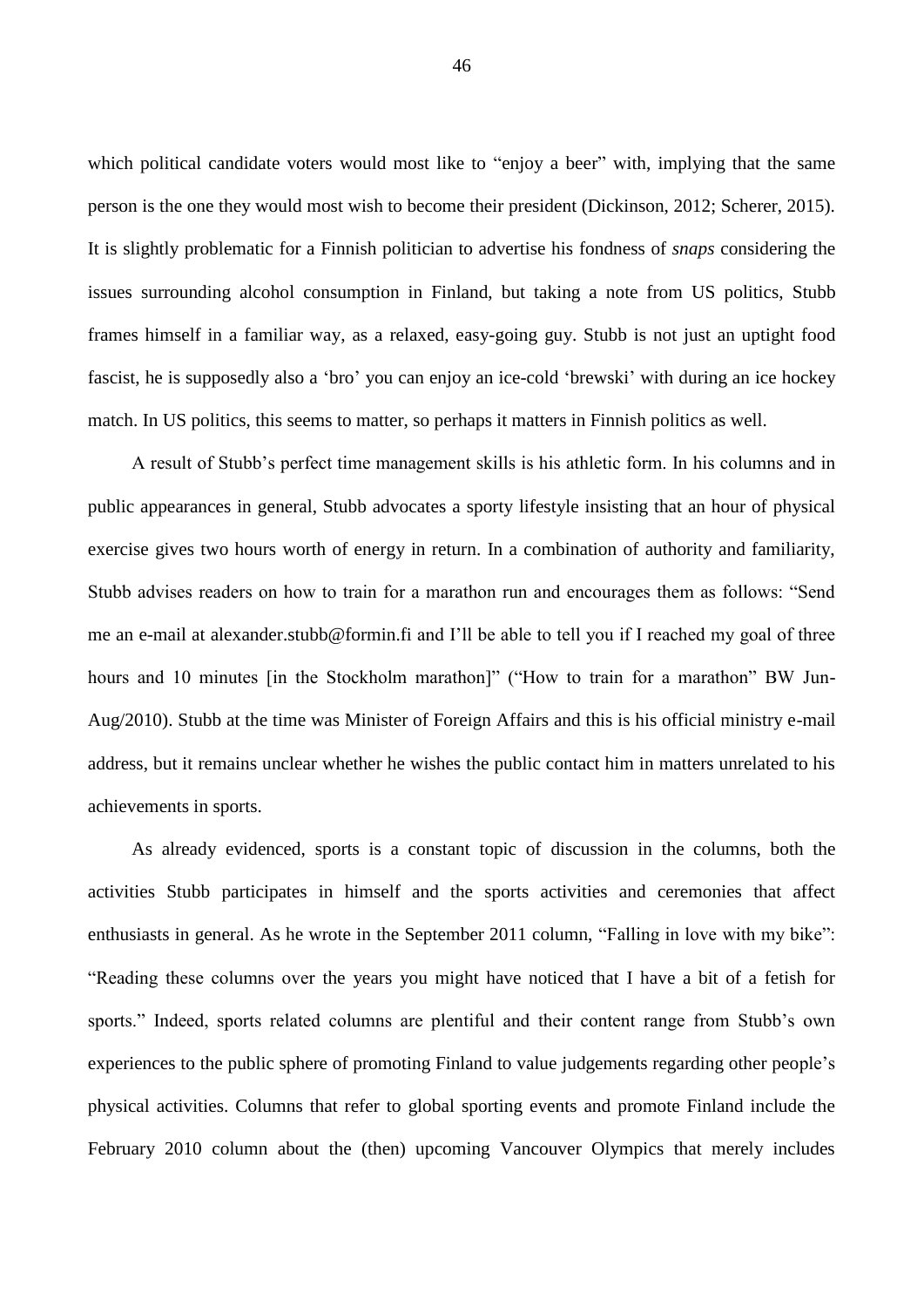which political candidate voters would most like to "enjoy a beer" with, implying that the same person is the one they would most wish to become their president (Dickinson, 2012; Scherer, 2015). It is slightly problematic for a Finnish politician to advertise his fondness of *snaps* considering the issues surrounding alcohol consumption in Finland, but taking a note from US politics, Stubb frames himself in a familiar way, as a relaxed, easy-going guy. Stubb is not just an uptight food fascist, he is supposedly also a 'bro' you can enjoy an ice-cold 'brewski' with during an ice hockey match. In US politics, this seems to matter, so perhaps it matters in Finnish politics as well.

A result of Stubb's perfect time management skills is his athletic form. In his columns and in public appearances in general, Stubb advocates a sporty lifestyle insisting that an hour of physical exercise gives two hours worth of energy in return. In a combination of authority and familiarity, Stubb advises readers on how to train for a marathon run and encourages them as follows: "Send me an e-mail at alexander.stubb@formin.fi and I'll be able to tell you if I reached my goal of three hours and 10 minutes [in the Stockholm marathon]" ("How to train for a marathon" BW Jun-Aug/2010). Stubb at the time was Minister of Foreign Affairs and this is his official ministry e-mail address, but it remains unclear whether he wishes the public contact him in matters unrelated to his achievements in sports.

As already evidenced, sports is a constant topic of discussion in the columns, both the activities Stubb participates in himself and the sports activities and ceremonies that affect enthusiasts in general. As he wrote in the September 2011 column, "Falling in love with my bike": "Reading these columns over the years you might have noticed that I have a bit of a fetish for sports." Indeed, sports related columns are plentiful and their content range from Stubb's own experiences to the public sphere of promoting Finland to value judgements regarding other people's physical activities. Columns that refer to global sporting events and promote Finland include the February 2010 column about the (then) upcoming Vancouver Olympics that merely includes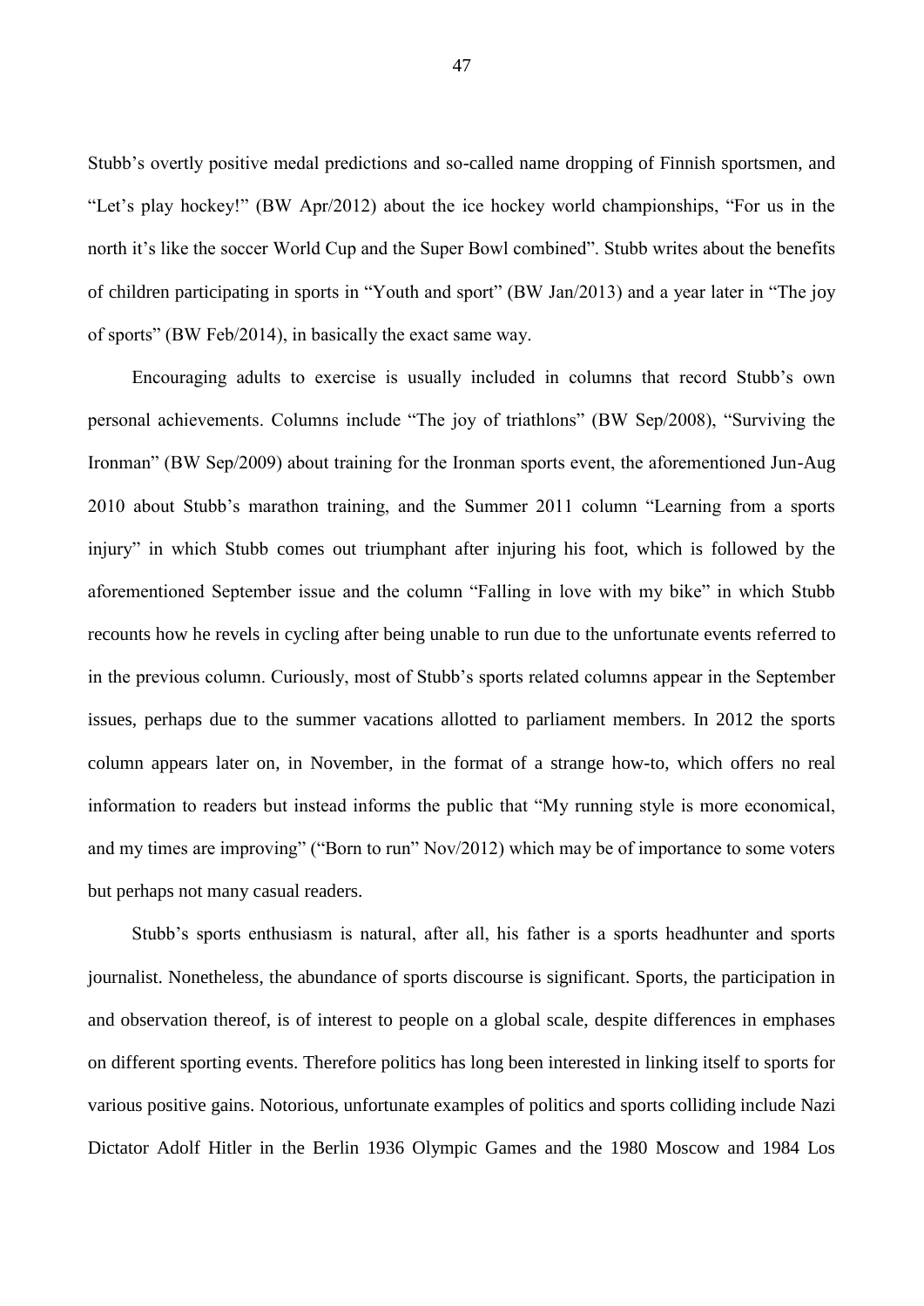Stubb's overtly positive medal predictions and so-called name dropping of Finnish sportsmen, and "Let's play hockey!" (BW Apr/2012) about the ice hockey world championships, "For us in the north it's like the soccer World Cup and the Super Bowl combined". Stubb writes about the benefits of children participating in sports in "Youth and sport" (BW Jan/2013) and a year later in "The joy of sports" (BW Feb/2014), in basically the exact same way.

Encouraging adults to exercise is usually included in columns that record Stubb's own personal achievements. Columns include "The joy of triathlons" (BW Sep/2008), "Surviving the Ironman" (BW Sep/2009) about training for the Ironman sports event, the aforementioned Jun-Aug 2010 about Stubb's marathon training, and the Summer 2011 column "Learning from a sports injury" in which Stubb comes out triumphant after injuring his foot, which is followed by the aforementioned September issue and the column "Falling in love with my bike" in which Stubb recounts how he revels in cycling after being unable to run due to the unfortunate events referred to in the previous column. Curiously, most of Stubb's sports related columns appear in the September issues, perhaps due to the summer vacations allotted to parliament members. In 2012 the sports column appears later on, in November, in the format of a strange how-to, which offers no real information to readers but instead informs the public that "My running style is more economical, and my times are improving" ("Born to run" Nov/2012) which may be of importance to some voters but perhaps not many casual readers.

Stubb's sports enthusiasm is natural, after all, his father is a sports headhunter and sports journalist. Nonetheless, the abundance of sports discourse is significant. Sports, the participation in and observation thereof, is of interest to people on a global scale, despite differences in emphases on different sporting events. Therefore politics has long been interested in linking itself to sports for various positive gains. Notorious, unfortunate examples of politics and sports colliding include Nazi Dictator Adolf Hitler in the Berlin 1936 Olympic Games and the 1980 Moscow and 1984 Los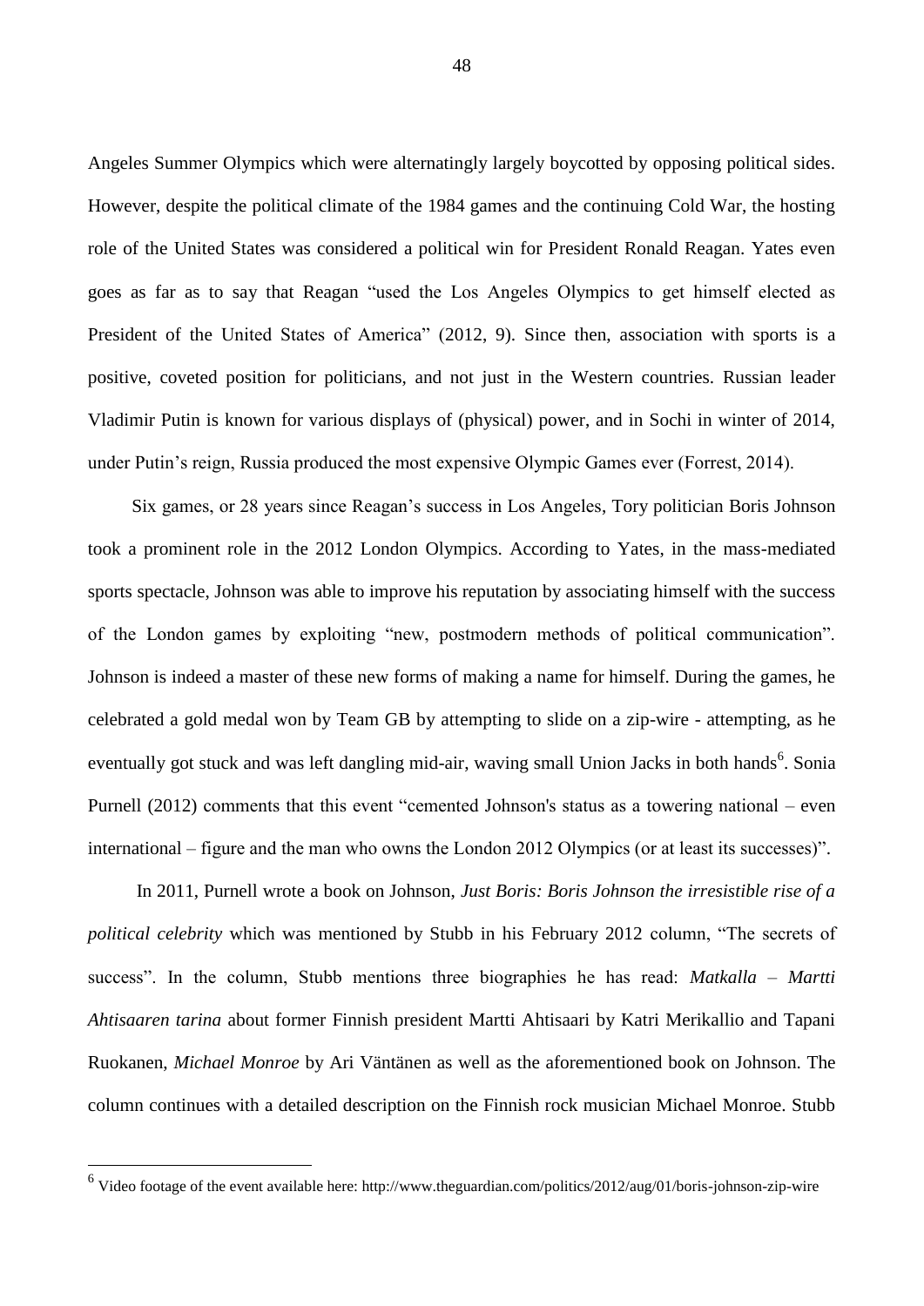Angeles Summer Olympics which were alternatingly largely boycotted by opposing political sides. However, despite the political climate of the 1984 games and the continuing Cold War, the hosting role of the United States was considered a political win for President Ronald Reagan. Yates even goes as far as to say that Reagan "used the Los Angeles Olympics to get himself elected as President of the United States of America" (2012, 9). Since then, association with sports is a positive, coveted position for politicians, and not just in the Western countries. Russian leader Vladimir Putin is known for various displays of (physical) power, and in Sochi in winter of 2014, under Putin's reign, Russia produced the most expensive Olympic Games ever (Forrest, 2014).

Six games, or 28 years since Reagan's success in Los Angeles, Tory politician Boris Johnson took a prominent role in the 2012 London Olympics. According to Yates, in the mass-mediated sports spectacle, Johnson was able to improve his reputation by associating himself with the success of the London games by exploiting "new, postmodern methods of political communication". Johnson is indeed a master of these new forms of making a name for himself. During the games, he celebrated a gold medal won by Team GB by attempting to slide on a zip-wire - attempting, as he eventually got stuck and was left dangling mid-air, waving small Union Jacks in both hands[6]. Sonia Purnell (2012) comments that this event "cemented Johnson's status as a towering national – even international – figure and the man who owns the London 2012 Olympics (or at least its successes)".

In 2011, Purnell wrote a book on Johnson, *Just Boris: Boris Johnson the irresistible rise of a political celebrity* which was mentioned by Stubb in his February 2012 column, "The secrets of success". In the column, Stubb mentions three biographies he has read: *Matkalla – Martti Ahtisaaren tarina* about former Finnish president Martti Ahtisaari by Katri Merikallio and Tapani Ruokanen, *Michael Monroe* by Ari Väntänen as well as the aforementioned book on Johnson. The column continues with a detailed description on the Finnish rock musician Michael Monroe. Stubb

---

[6] Video footage of the event available here: http://www.theguardian.com/politics/2012/aug/01/boris-johnson-zip-wire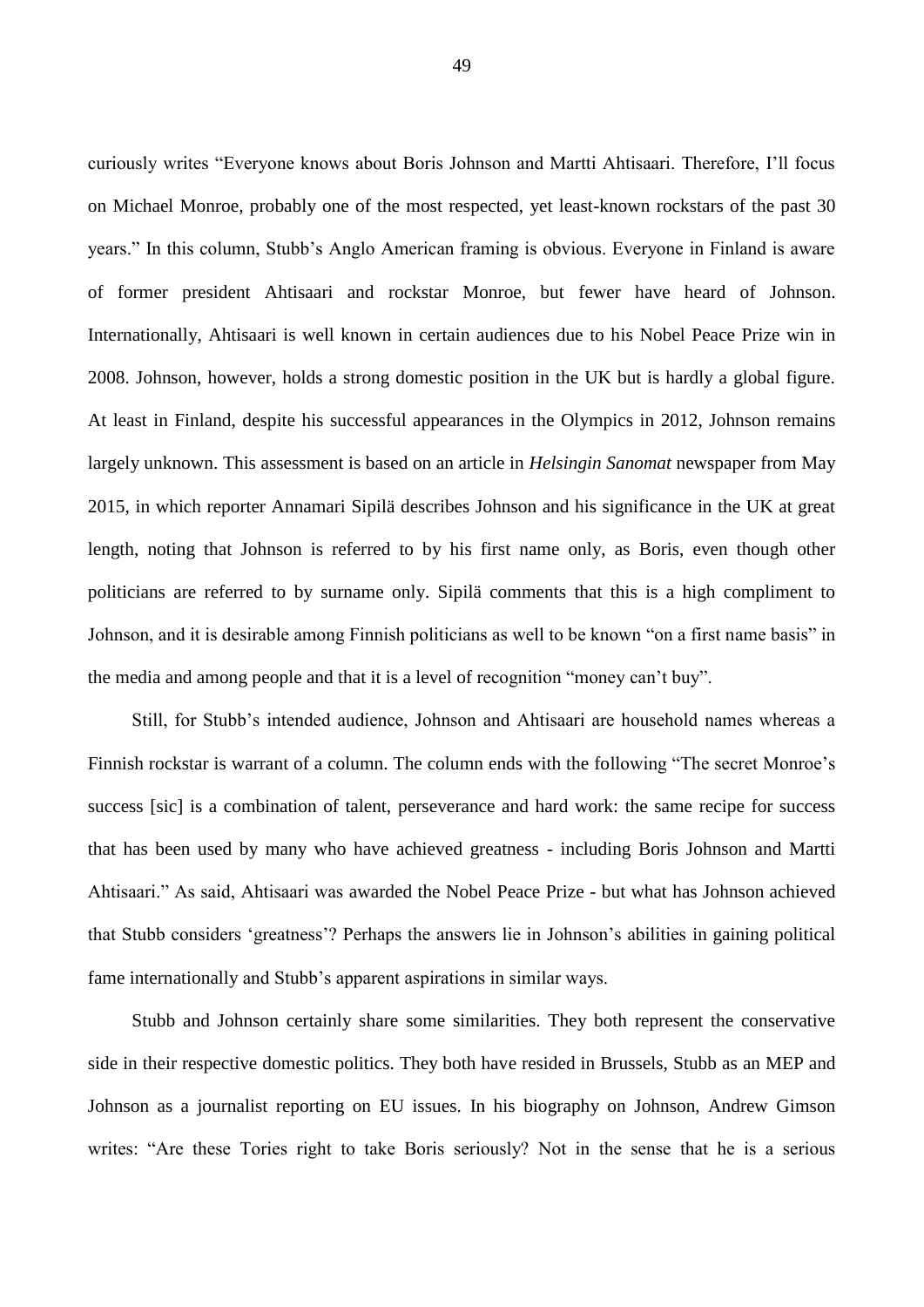curiously writes "Everyone knows about Boris Johnson and Martti Ahtisaari. Therefore, I'll focus on Michael Monroe, probably one of the most respected, yet least-known rockstars of the past 30 years." In this column, Stubb's Anglo American framing is obvious. Everyone in Finland is aware of former president Ahtisaari and rockstar Monroe, but fewer have heard of Johnson. Internationally, Ahtisaari is well known in certain audiences due to his Nobel Peace Prize win in 2008. Johnson, however, holds a strong domestic position in the UK but is hardly a global figure. At least in Finland, despite his successful appearances in the Olympics in 2012, Johnson remains largely unknown. This assessment is based on an article in *Helsingin Sanomat* newspaper from May 2015, in which reporter Annamari Sipilä describes Johnson and his significance in the UK at great length, noting that Johnson is referred to by his first name only, as Boris, even though other politicians are referred to by surname only. Sipilä comments that this is a high compliment to Johnson, and it is desirable among Finnish politicians as well to be known "on a first name basis" in the media and among people and that it is a level of recognition "money can't buy".

Still, for Stubb's intended audience, Johnson and Ahtisaari are household names whereas a Finnish rockstar is warrant of a column. The column ends with the following "The secret Monroe's success [sic] is a combination of talent, perseverance and hard work: the same recipe for success that has been used by many who have achieved greatness - including Boris Johnson and Martti Ahtisaari." As said, Ahtisaari was awarded the Nobel Peace Prize - but what has Johnson achieved that Stubb considers 'greatness'? Perhaps the answers lie in Johnson's abilities in gaining political fame internationally and Stubb's apparent aspirations in similar ways.

Stubb and Johnson certainly share some similarities. They both represent the conservative side in their respective domestic politics. They both have resided in Brussels, Stubb as an MEP and Johnson as a journalist reporting on EU issues. In his biography on Johnson, Andrew Gimson writes: "Are these Tories right to take Boris seriously? Not in the sense that he is a serious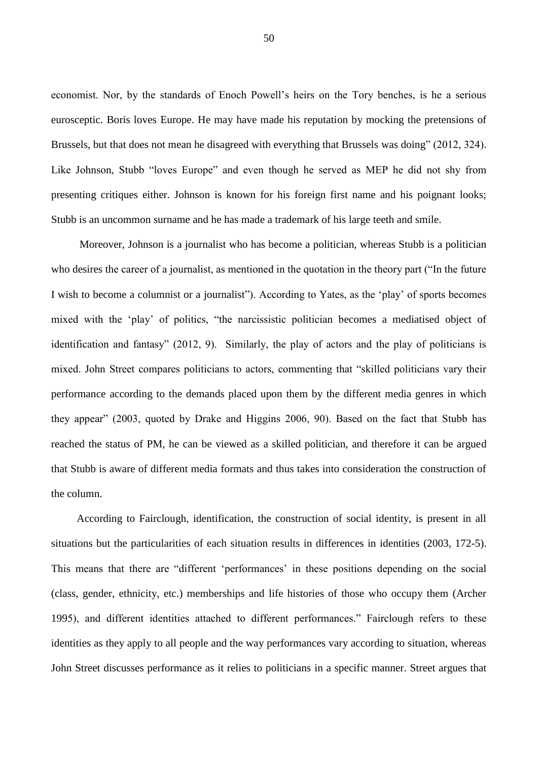economist. Nor, by the standards of Enoch Powell's heirs on the Tory benches, is he a serious eurosceptic. Boris loves Europe. He may have made his reputation by mocking the pretensions of Brussels, but that does not mean he disagreed with everything that Brussels was doing" (2012, 324). Like Johnson, Stubb "loves Europe" and even though he served as MEP he did not shy from presenting critiques either. Johnson is known for his foreign first name and his poignant looks; Stubb is an uncommon surname and he has made a trademark of his large teeth and smile.

Moreover, Johnson is a journalist who has become a politician, whereas Stubb is a politician who desires the career of a journalist, as mentioned in the quotation in the theory part ("In the future I wish to become a columnist or a journalist"). According to Yates, as the 'play' of sports becomes mixed with the 'play' of politics, "the narcissistic politician becomes a mediatised object of identification and fantasy" (2012, 9). Similarly, the play of actors and the play of politicians is mixed. John Street compares politicians to actors, commenting that "skilled politicians vary their performance according to the demands placed upon them by the different media genres in which they appear" (2003, quoted by Drake and Higgins 2006, 90). Based on the fact that Stubb has reached the status of PM, he can be viewed as a skilled politician, and therefore it can be argued that Stubb is aware of different media formats and thus takes into consideration the construction of the column.

According to Fairclough, identification, the construction of social identity, is present in all situations but the particularities of each situation results in differences in identities (2003, 172-5). This means that there are "different 'performances' in these positions depending on the social (class, gender, ethnicity, etc.) memberships and life histories of those who occupy them (Archer 1995), and different identities attached to different performances." Fairclough refers to these identities as they apply to all people and the way performances vary according to situation, whereas John Street discusses performance as it relies to politicians in a specific manner. Street argues that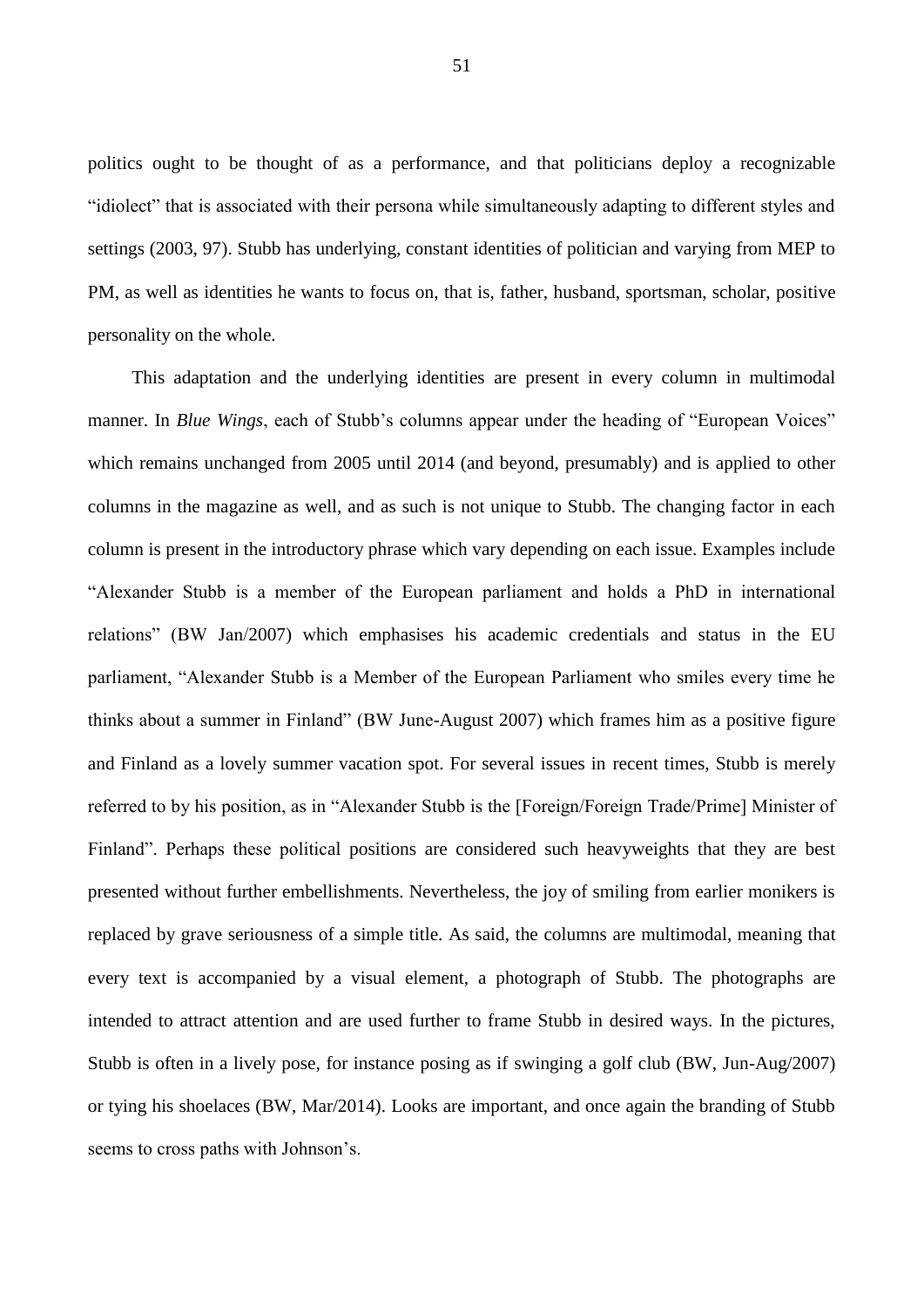politics ought to be thought of as a performance, and that politicians deploy a recognizable "idiolect" that is associated with their persona while simultaneously adapting to different styles and settings (2003, 97). Stubb has underlying, constant identities of politician and varying from MEP to PM, as well as identities he wants to focus on, that is, father, husband, sportsman, scholar, positive personality on the whole.

This adaptation and the underlying identities are present in every column in multimodal manner. In *Blue Wings*, each of Stubb's columns appear under the heading of "European Voices" which remains unchanged from 2005 until 2014 (and beyond, presumably) and is applied to other columns in the magazine as well, and as such is not unique to Stubb. The changing factor in each column is present in the introductory phrase which vary depending on each issue. Examples include "Alexander Stubb is a member of the European parliament and holds a PhD in international relations" (BW Jan/2007) which emphasises his academic credentials and status in the EU parliament, "Alexander Stubb is a Member of the European Parliament who smiles every time he thinks about a summer in Finland" (BW June-August 2007) which frames him as a positive figure and Finland as a lovely summer vacation spot. For several issues in recent times, Stubb is merely referred to by his position, as in "Alexander Stubb is the [Foreign/Foreign Trade/Prime] Minister of Finland". Perhaps these political positions are considered such heavyweights that they are best presented without further embellishments. Nevertheless, the joy of smiling from earlier monikers is replaced by grave seriousness of a simple title. As said, the columns are multimodal, meaning that every text is accompanied by a visual element, a photograph of Stubb. The photographs are intended to attract attention and are used further to frame Stubb in desired ways. In the pictures, Stubb is often in a lively pose, for instance posing as if swinging a golf club (BW, Jun-Aug/2007) or tying his shoelaces (BW, Mar/2014). Looks are important, and once again the branding of Stubb seems to cross paths with Johnson's.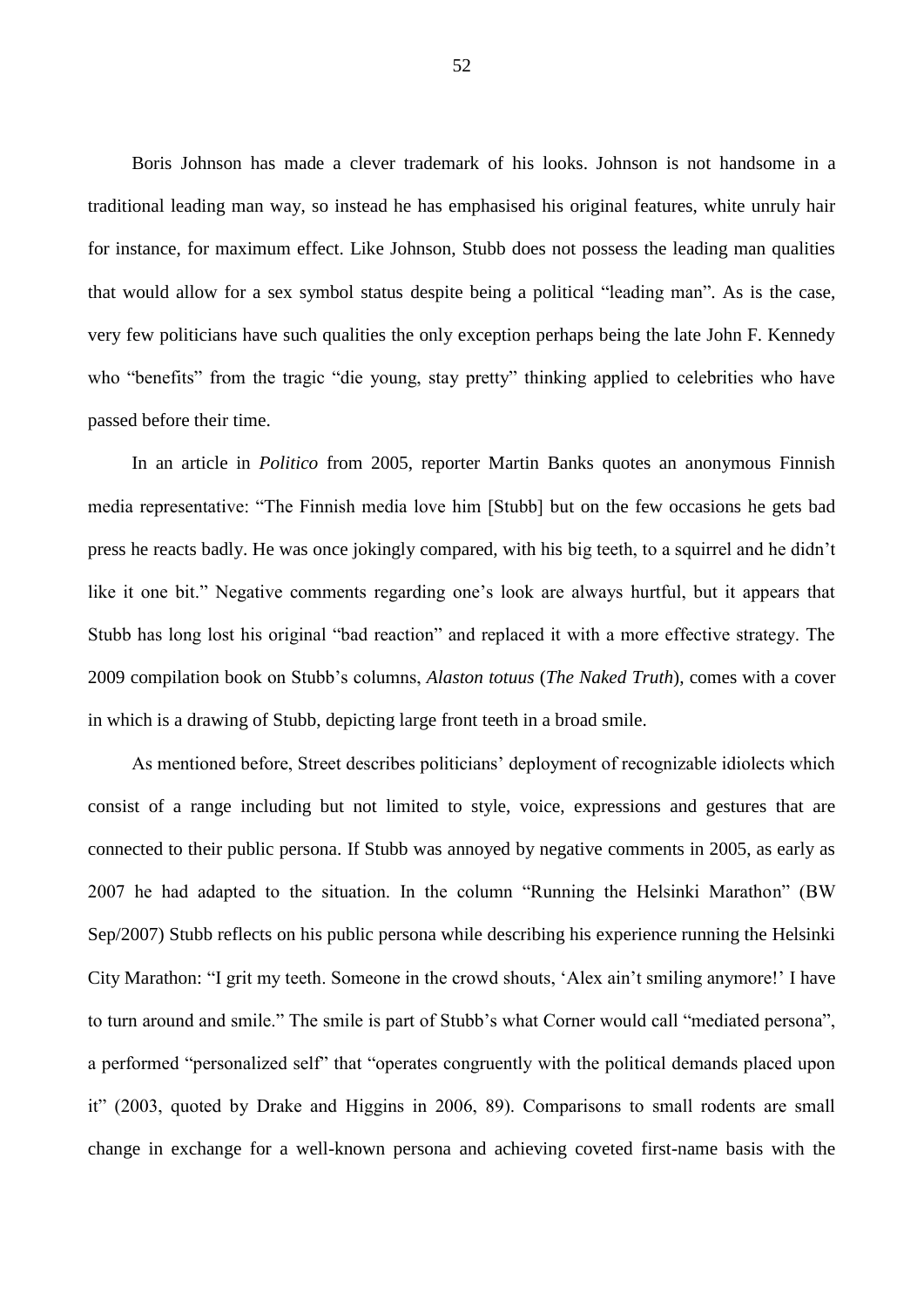Boris Johnson has made a clever trademark of his looks. Johnson is not handsome in a traditional leading man way, so instead he has emphasised his original features, white unruly hair for instance, for maximum effect. Like Johnson, Stubb does not possess the leading man qualities that would allow for a sex symbol status despite being a political "leading man". As is the case, very few politicians have such qualities the only exception perhaps being the late John F. Kennedy who "benefits" from the tragic "die young, stay pretty" thinking applied to celebrities who have passed before their time.

In an article in *Politico* from 2005, reporter Martin Banks quotes an anonymous Finnish media representative: "The Finnish media love him [Stubb] but on the few occasions he gets bad press he reacts badly. He was once jokingly compared, with his big teeth, to a squirrel and he didn't like it one bit." Negative comments regarding one's look are always hurtful, but it appears that Stubb has long lost his original "bad reaction" and replaced it with a more effective strategy. The 2009 compilation book on Stubb's columns, *Alaston totuus* (*The Naked Truth*), comes with a cover in which is a drawing of Stubb, depicting large front teeth in a broad smile.

As mentioned before, Street describes politicians' deployment of recognizable idiolects which consist of a range including but not limited to style, voice, expressions and gestures that are connected to their public persona. If Stubb was annoyed by negative comments in 2005, as early as 2007 he had adapted to the situation. In the column "Running the Helsinki Marathon" (BW Sep/2007) Stubb reflects on his public persona while describing his experience running the Helsinki City Marathon: "I grit my teeth. Someone in the crowd shouts, 'Alex ain't smiling anymore!' I have to turn around and smile." The smile is part of Stubb's what Corner would call "mediated persona", a performed "personalized self" that "operates congruently with the political demands placed upon it" (2003, quoted by Drake and Higgins in 2006, 89). Comparisons to small rodents are small change in exchange for a well-known persona and achieving coveted first-name basis with the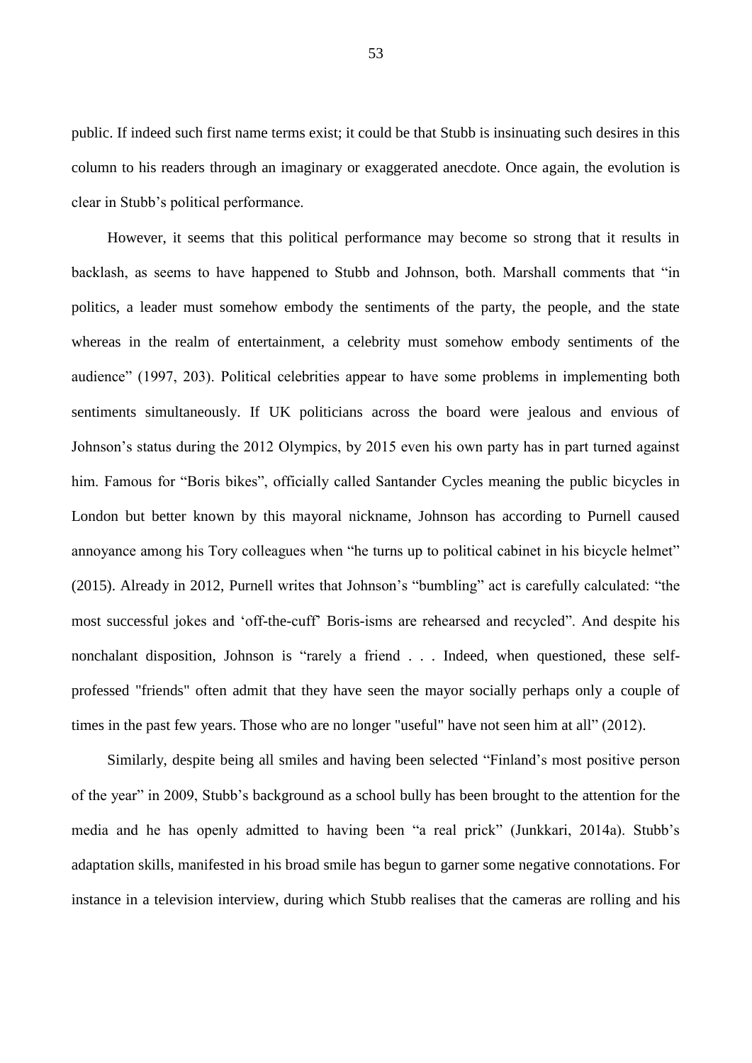public. If indeed such first name terms exist; it could be that Stubb is insinuating such desires in this column to his readers through an imaginary or exaggerated anecdote. Once again, the evolution is clear in Stubb's political performance.

However, it seems that this political performance may become so strong that it results in backlash, as seems to have happened to Stubb and Johnson, both. Marshall comments that "in politics, a leader must somehow embody the sentiments of the party, the people, and the state whereas in the realm of entertainment, a celebrity must somehow embody sentiments of the audience" (1997, 203). Political celebrities appear to have some problems in implementing both sentiments simultaneously. If UK politicians across the board were jealous and envious of Johnson's status during the 2012 Olympics, by 2015 even his own party has in part turned against him. Famous for "Boris bikes", officially called Santander Cycles meaning the public bicycles in London but better known by this mayoral nickname, Johnson has according to Purnell caused annoyance among his Tory colleagues when "he turns up to political cabinet in his bicycle helmet" (2015). Already in 2012, Purnell writes that Johnson's "bumbling" act is carefully calculated: "the most successful jokes and 'off-the-cuff' Boris-isms are rehearsed and recycled". And despite his nonchalant disposition, Johnson is "rarely a friend . . . Indeed, when questioned, these self-professed "friends" often admit that they have seen the mayor socially perhaps only a couple of times in the past few years. Those who are no longer "useful" have not seen him at all" (2012).

Similarly, despite being all smiles and having been selected "Finland's most positive person of the year" in 2009, Stubb's background as a school bully has been brought to the attention for the media and he has openly admitted to having been "a real prick" (Junkkari, 2014a). Stubb's adaptation skills, manifested in his broad smile has begun to garner some negative connotations. For instance in a television interview, during which Stubb realises that the cameras are rolling and his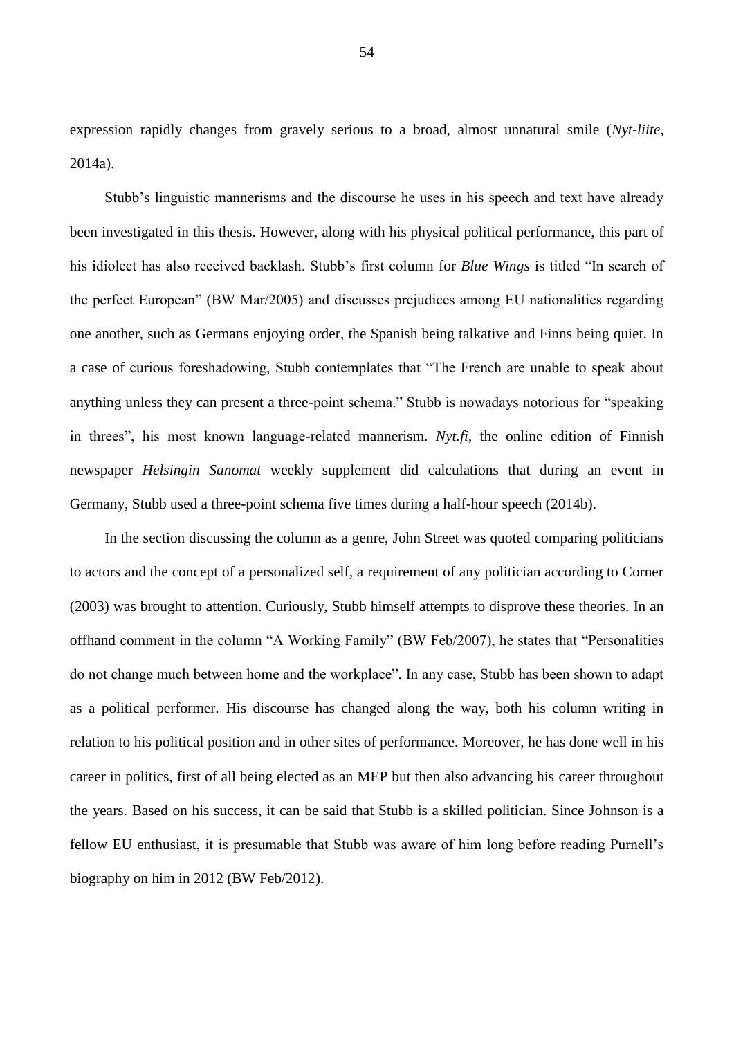expression rapidly changes from gravely serious to a broad, almost unnatural smile (*Nyt-liite*, 2014a).

Stubb's linguistic mannerisms and the discourse he uses in his speech and text have already been investigated in this thesis. However, along with his physical political performance, this part of his idiolect has also received backlash. Stubb's first column for *Blue Wings* is titled "In search of the perfect European" (BW Mar/2005) and discusses prejudices among EU nationalities regarding one another, such as Germans enjoying order, the Spanish being talkative and Finns being quiet. In a case of curious foreshadowing, Stubb contemplates that "The French are unable to speak about anything unless they can present a three-point schema." Stubb is nowadays notorious for "speaking in threes", his most known language-related mannerism. *Nyt.fi*, the online edition of Finnish newspaper *Helsingin Sanomat* weekly supplement did calculations that during an event in Germany, Stubb used a three-point schema five times during a half-hour speech (2014b).

In the section discussing the column as a genre, John Street was quoted comparing politicians to actors and the concept of a personalized self, a requirement of any politician according to Corner (2003) was brought to attention. Curiously, Stubb himself attempts to disprove these theories. In an offhand comment in the column "A Working Family" (BW Feb/2007), he states that "Personalities do not change much between home and the workplace". In any case, Stubb has been shown to adapt as a political performer. His discourse has changed along the way, both his column writing in relation to his political position and in other sites of performance. Moreover, he has done well in his career in politics, first of all being elected as an MEP but then also advancing his career throughout the years. Based on his success, it can be said that Stubb is a skilled politician. Since Johnson is a fellow EU enthusiast, it is presumable that Stubb was aware of him long before reading Purnell's biography on him in 2012 (BW Feb/2012).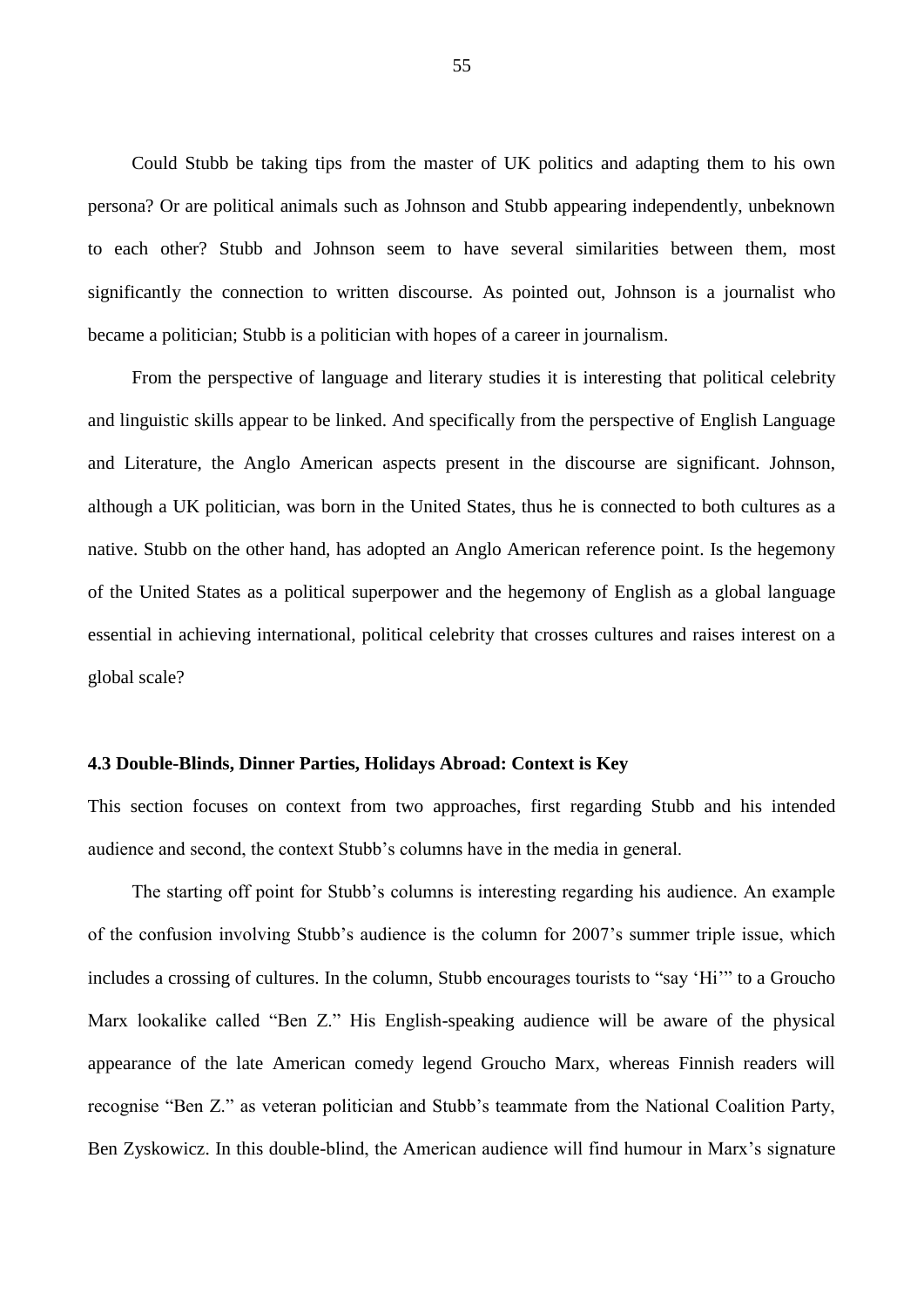Could Stubb be taking tips from the master of UK politics and adapting them to his own persona? Or are political animals such as Johnson and Stubb appearing independently, unbeknown to each other? Stubb and Johnson seem to have several similarities between them, most significantly the connection to written discourse. As pointed out, Johnson is a journalist who became a politician; Stubb is a politician with hopes of a career in journalism.

From the perspective of language and literary studies it is interesting that political celebrity and linguistic skills appear to be linked. And specifically from the perspective of English Language and Literature, the Anglo American aspects present in the discourse are significant. Johnson, although a UK politician, was born in the United States, thus he is connected to both cultures as a native. Stubb on the other hand, has adopted an Anglo American reference point. Is the hegemony of the United States as a political superpower and the hegemony of English as a global language essential in achieving international, political celebrity that crosses cultures and raises interest on a global scale?

### 4.3 Double-Blinds, Dinner Parties, Holidays Abroad: Context is Key

This section focuses on context from two approaches, first regarding Stubb and his intended audience and second, the context Stubb's columns have in the media in general.

The starting off point for Stubb's columns is interesting regarding his audience. An example of the confusion involving Stubb's audience is the column for 2007's summer triple issue, which includes a crossing of cultures. In the column, Stubb encourages tourists to "say 'Hi'" to a Groucho Marx lookalike called "Ben Z." His English-speaking audience will be aware of the physical appearance of the late American comedy legend Groucho Marx, whereas Finnish readers will recognise "Ben Z." as veteran politician and Stubb's teammate from the National Coalition Party, Ben Zyskowicz. In this double-blind, the American audience will find humour in Marx's signature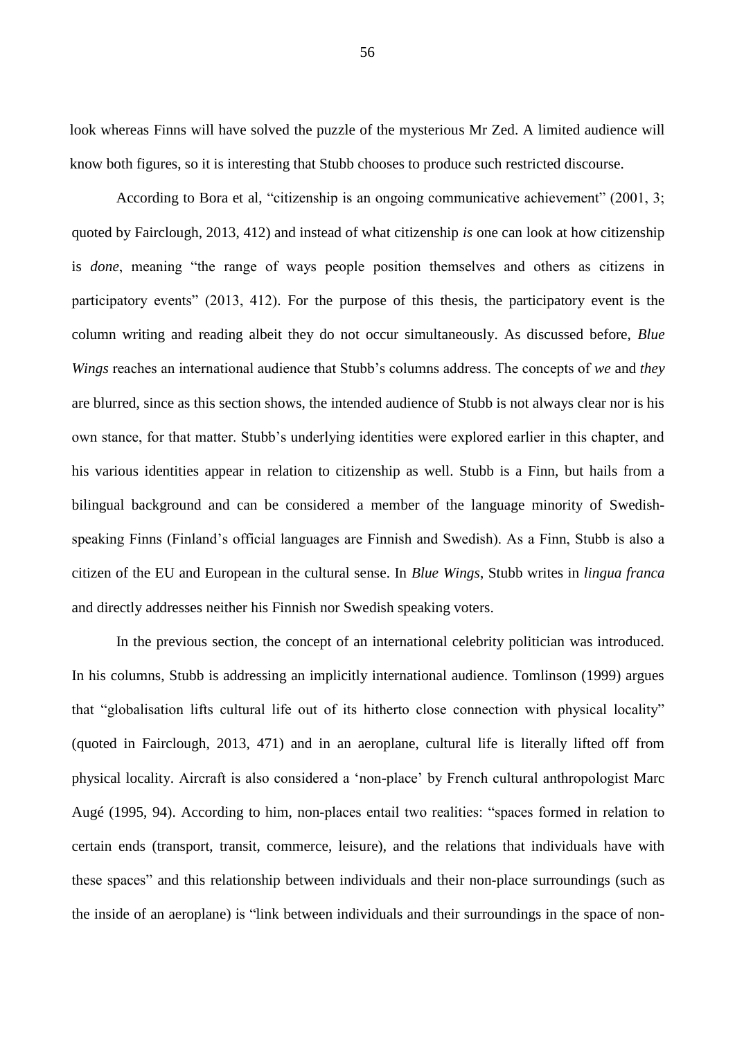look whereas Finns will have solved the puzzle of the mysterious Mr Zed. A limited audience will know both figures, so it is interesting that Stubb chooses to produce such restricted discourse.

According to Bora et al, "citizenship is an ongoing communicative achievement" (2001, 3; quoted by Fairclough, 2013, 412) and instead of what citizenship *is* one can look at how citizenship is *done*, meaning "the range of ways people position themselves and others as citizens in participatory events" (2013, 412). For the purpose of this thesis, the participatory event is the column writing and reading albeit they do not occur simultaneously. As discussed before, *Blue Wings* reaches an international audience that Stubb's columns address. The concepts of *we* and *they* are blurred, since as this section shows, the intended audience of Stubb is not always clear nor is his own stance, for that matter. Stubb's underlying identities were explored earlier in this chapter, and his various identities appear in relation to citizenship as well. Stubb is a Finn, but hails from a bilingual background and can be considered a member of the language minority of Swedish-speaking Finns (Finland's official languages are Finnish and Swedish). As a Finn, Stubb is also a citizen of the EU and European in the cultural sense. In *Blue Wings*, Stubb writes in *lingua franca* and directly addresses neither his Finnish nor Swedish speaking voters.

In the previous section, the concept of an international celebrity politician was introduced. In his columns, Stubb is addressing an implicitly international audience. Tomlinson (1999) argues that "globalisation lifts cultural life out of its hitherto close connection with physical locality" (quoted in Fairclough, 2013, 471) and in an aeroplane, cultural life is literally lifted off from physical locality. Aircraft is also considered a 'non-place' by French cultural anthropologist Marc Augé (1995, 94). According to him, non-places entail two realities: "spaces formed in relation to certain ends (transport, transit, commerce, leisure), and the relations that individuals have with these spaces" and this relationship between individuals and their non-place surroundings (such as the inside of an aeroplane) is "link between individuals and their surroundings in the space of non-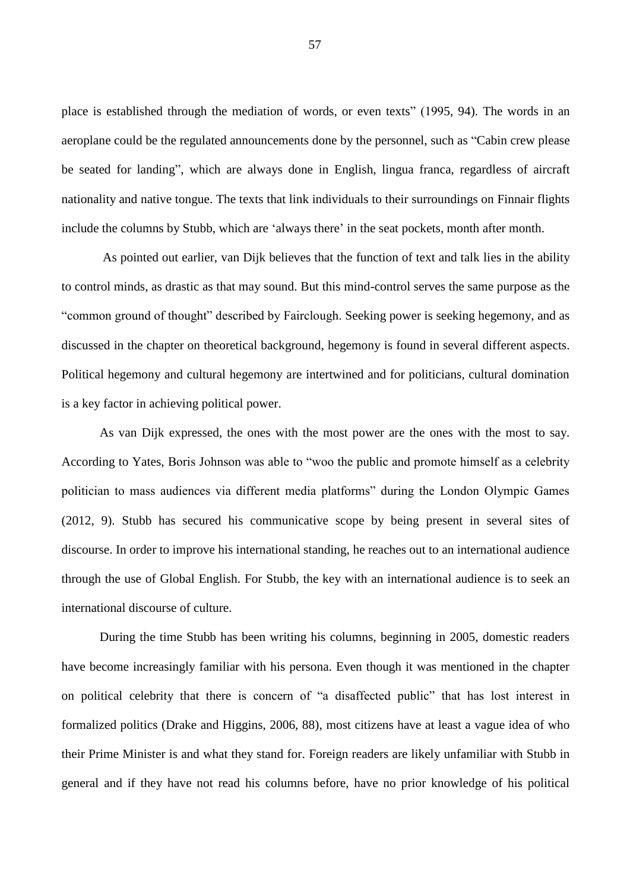place is established through the mediation of words, or even texts" (1995, 94). The words in an aeroplane could be the regulated announcements done by the personnel, such as "Cabin crew please be seated for landing", which are always done in English, lingua franca, regardless of aircraft nationality and native tongue. The texts that link individuals to their surroundings on Finnair flights include the columns by Stubb, which are 'always there' in the seat pockets, month after month.

As pointed out earlier, van Dijk believes that the function of text and talk lies in the ability to control minds, as drastic as that may sound. But this mind-control serves the same purpose as the "common ground of thought" described by Fairclough. Seeking power is seeking hegemony, and as discussed in the chapter on theoretical background, hegemony is found in several different aspects. Political hegemony and cultural hegemony are intertwined and for politicians, cultural domination is a key factor in achieving political power.

As van Dijk expressed, the ones with the most power are the ones with the most to say. According to Yates, Boris Johnson was able to "woo the public and promote himself as a celebrity politician to mass audiences via different media platforms" during the London Olympic Games (2012, 9). Stubb has secured his communicative scope by being present in several sites of discourse. In order to improve his international standing, he reaches out to an international audience through the use of Global English. For Stubb, the key with an international audience is to seek an international discourse of culture.

During the time Stubb has been writing his columns, beginning in 2005, domestic readers have become increasingly familiar with his persona. Even though it was mentioned in the chapter on political celebrity that there is concern of "a disaffected public" that has lost interest in formalized politics (Drake and Higgins, 2006, 88), most citizens have at least a vague idea of who their Prime Minister is and what they stand for. Foreign readers are likely unfamiliar with Stubb in general and if they have not read his columns before, have no prior knowledge of his political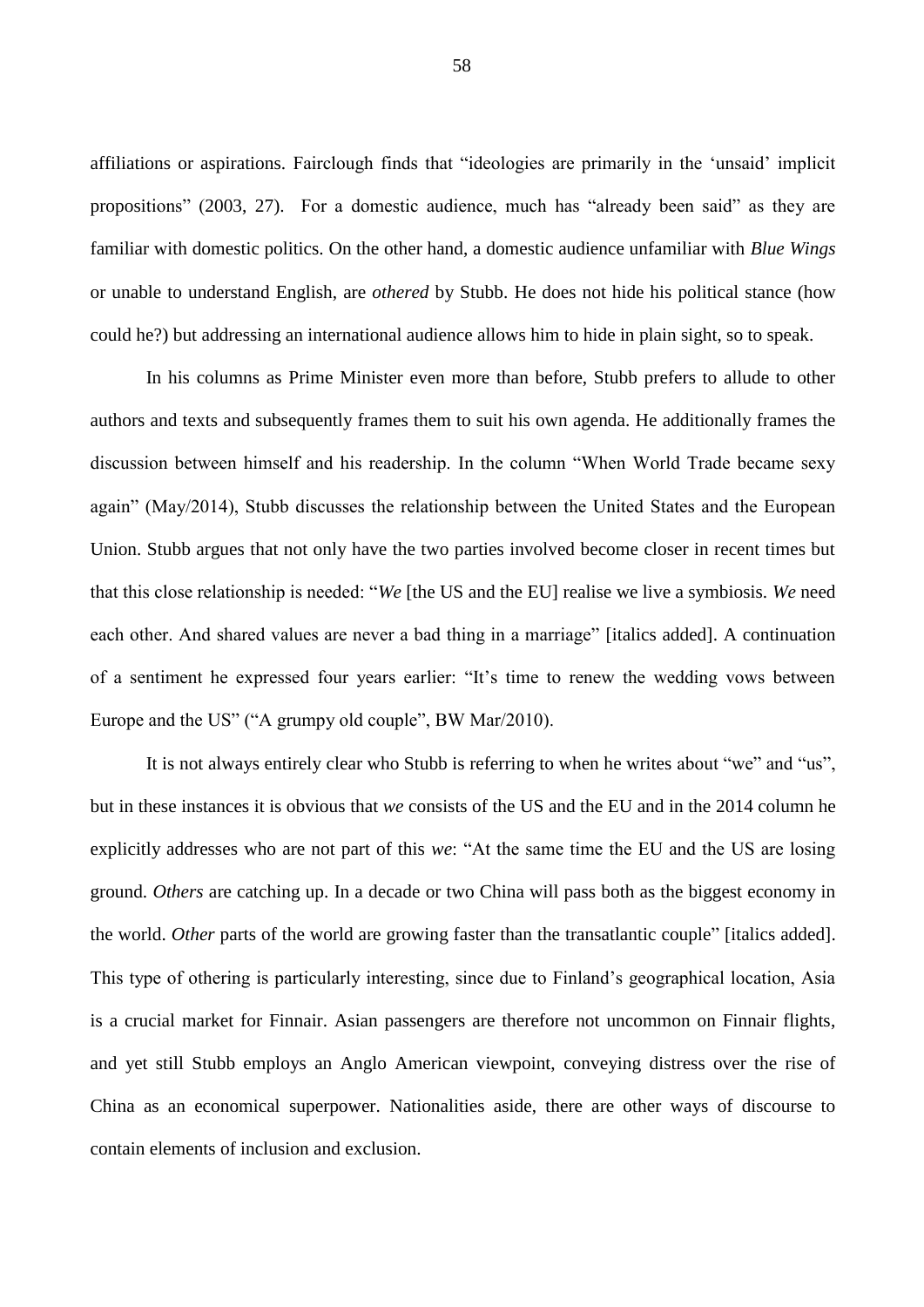affiliations or aspirations. Fairclough finds that "ideologies are primarily in the 'unsaid' implicit propositions" (2003, 27). For a domestic audience, much has "already been said" as they are familiar with domestic politics. On the other hand, a domestic audience unfamiliar with *Blue Wings* or unable to understand English, are *othered* by Stubb. He does not hide his political stance (how could he?) but addressing an international audience allows him to hide in plain sight, so to speak.

In his columns as Prime Minister even more than before, Stubb prefers to allude to other authors and texts and subsequently frames them to suit his own agenda. He additionally frames the discussion between himself and his readership. In the column "When World Trade became sexy again" (May/2014), Stubb discusses the relationship between the United States and the European Union. Stubb argues that not only have the two parties involved become closer in recent times but that this close relationship is needed: "*We* [the US and the EU] realise we live a symbiosis. *We* need each other. And shared values are never a bad thing in a marriage" [italics added]. A continuation of a sentiment he expressed four years earlier: "It's time to renew the wedding vows between Europe and the US" ("A grumpy old couple", BW Mar/2010).

It is not always entirely clear who Stubb is referring to when he writes about "we" and "us", but in these instances it is obvious that *we* consists of the US and the EU and in the 2014 column he explicitly addresses who are not part of this *we*: "At the same time the EU and the US are losing ground. *Others* are catching up. In a decade or two China will pass both as the biggest economy in the world. *Other* parts of the world are growing faster than the transatlantic couple" [italics added]. This type of othering is particularly interesting, since due to Finland's geographical location, Asia is a crucial market for Finnair. Asian passengers are therefore not uncommon on Finnair flights, and yet still Stubb employs an Anglo American viewpoint, conveying distress over the rise of China as an economical superpower. Nationalities aside, there are other ways of discourse to contain elements of inclusion and exclusion.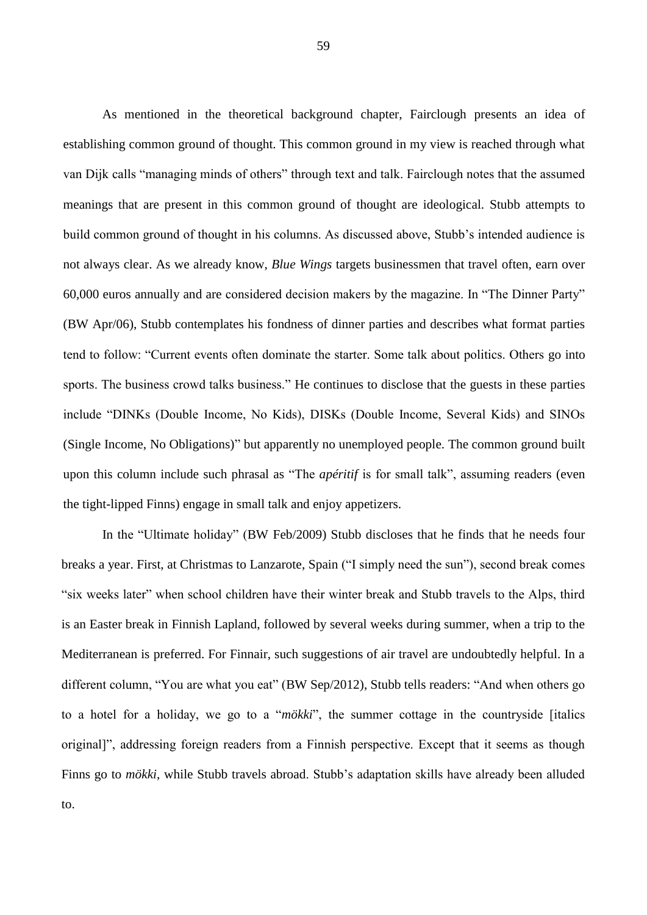As mentioned in the theoretical background chapter, Fairclough presents an idea of establishing common ground of thought. This common ground in my view is reached through what van Dijk calls "managing minds of others" through text and talk. Fairclough notes that the assumed meanings that are present in this common ground of thought are ideological. Stubb attempts to build common ground of thought in his columns. As discussed above, Stubb's intended audience is not always clear. As we already know, *Blue Wings* targets businessmen that travel often, earn over 60,000 euros annually and are considered decision makers by the magazine. In "The Dinner Party" (BW Apr/06), Stubb contemplates his fondness of dinner parties and describes what format parties tend to follow: "Current events often dominate the starter. Some talk about politics. Others go into sports. The business crowd talks business." He continues to disclose that the guests in these parties include "DINKs (Double Income, No Kids), DISKs (Double Income, Several Kids) and SINOs (Single Income, No Obligations)" but apparently no unemployed people. The common ground built upon this column include such phrasal as "The *apéritif* is for small talk", assuming readers (even the tight-lipped Finns) engage in small talk and enjoy appetizers.

In the "Ultimate holiday" (BW Feb/2009) Stubb discloses that he finds that he needs four breaks a year. First, at Christmas to Lanzarote, Spain ("I simply need the sun"), second break comes "six weeks later" when school children have their winter break and Stubb travels to the Alps, third is an Easter break in Finnish Lapland, followed by several weeks during summer, when a trip to the Mediterranean is preferred. For Finnair, such suggestions of air travel are undoubtedly helpful. In a different column, "You are what you eat" (BW Sep/2012), Stubb tells readers: "And when others go to a hotel for a holiday, we go to a "*mökki*", the summer cottage in the countryside [italics original]", addressing foreign readers from a Finnish perspective. Except that it seems as though Finns go to *mökki*, while Stubb travels abroad. Stubb's adaptation skills have already been alluded to.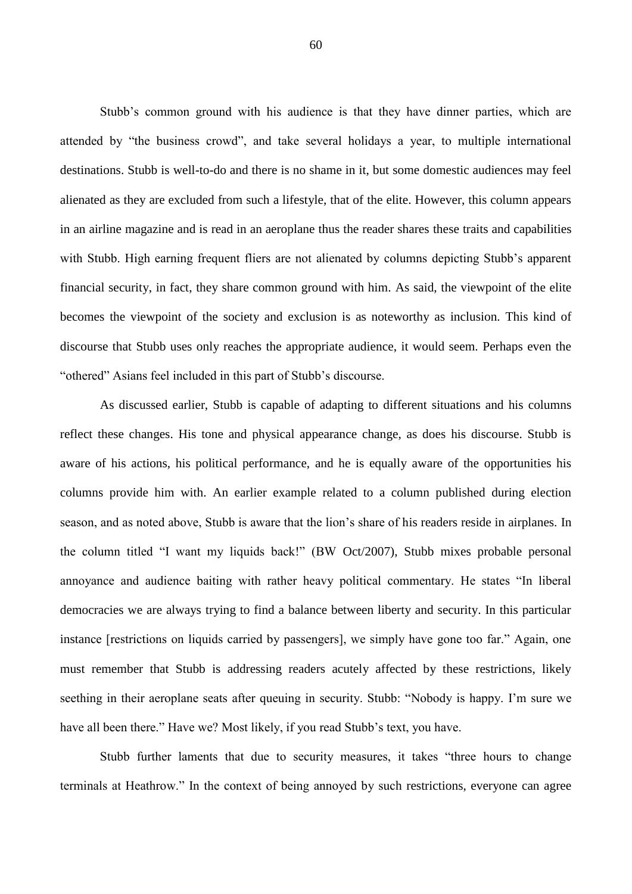Stubb's common ground with his audience is that they have dinner parties, which are attended by "the business crowd", and take several holidays a year, to multiple international destinations. Stubb is well-to-do and there is no shame in it, but some domestic audiences may feel alienated as they are excluded from such a lifestyle, that of the elite. However, this column appears in an airline magazine and is read in an aeroplane thus the reader shares these traits and capabilities with Stubb. High earning frequent fliers are not alienated by columns depicting Stubb's apparent financial security, in fact, they share common ground with him. As said, the viewpoint of the elite becomes the viewpoint of the society and exclusion is as noteworthy as inclusion. This kind of discourse that Stubb uses only reaches the appropriate audience, it would seem. Perhaps even the "othered" Asians feel included in this part of Stubb's discourse.

As discussed earlier, Stubb is capable of adapting to different situations and his columns reflect these changes. His tone and physical appearance change, as does his discourse. Stubb is aware of his actions, his political performance, and he is equally aware of the opportunities his columns provide him with. An earlier example related to a column published during election season, and as noted above, Stubb is aware that the lion's share of his readers reside in airplanes. In the column titled "I want my liquids back!" (BW Oct/2007), Stubb mixes probable personal annoyance and audience baiting with rather heavy political commentary. He states "In liberal democracies we are always trying to find a balance between liberty and security. In this particular instance [restrictions on liquids carried by passengers], we simply have gone too far." Again, one must remember that Stubb is addressing readers acutely affected by these restrictions, likely seething in their aeroplane seats after queuing in security. Stubb: "Nobody is happy. I'm sure we have all been there." Have we? Most likely, if you read Stubb's text, you have.

Stubb further laments that due to security measures, it takes "three hours to change terminals at Heathrow." In the context of being annoyed by such restrictions, everyone can agree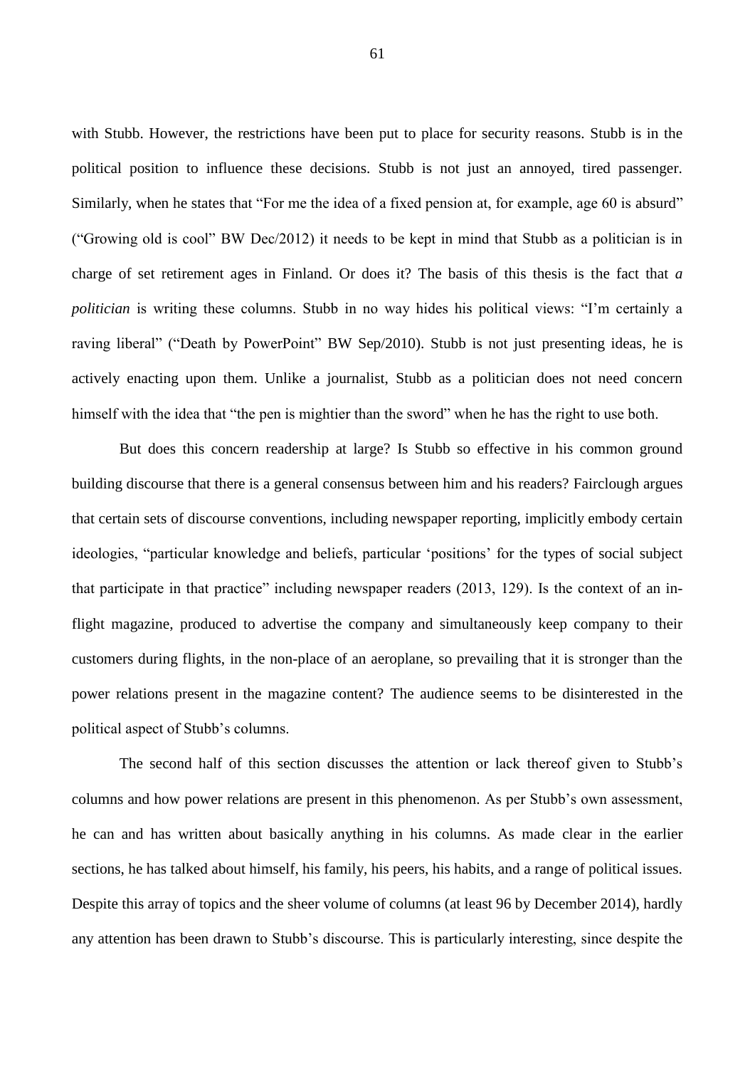with Stubb. However, the restrictions have been put to place for security reasons. Stubb is in the political position to influence these decisions. Stubb is not just an annoyed, tired passenger. Similarly, when he states that "For me the idea of a fixed pension at, for example, age 60 is absurd" ("Growing old is cool" BW Dec/2012) it needs to be kept in mind that Stubb as a politician is in charge of set retirement ages in Finland. Or does it? The basis of this thesis is the fact that *a politician* is writing these columns. Stubb in no way hides his political views: "I'm certainly a raving liberal" ("Death by PowerPoint" BW Sep/2010). Stubb is not just presenting ideas, he is actively enacting upon them. Unlike a journalist, Stubb as a politician does not need concern himself with the idea that "the pen is mightier than the sword" when he has the right to use both.

But does this concern readership at large? Is Stubb so effective in his common ground building discourse that there is a general consensus between him and his readers? Fairclough argues that certain sets of discourse conventions, including newspaper reporting, implicitly embody certain ideologies, "particular knowledge and beliefs, particular 'positions' for the types of social subject that participate in that practice" including newspaper readers (2013, 129). Is the context of an in-flight magazine, produced to advertise the company and simultaneously keep company to their customers during flights, in the non-place of an aeroplane, so prevailing that it is stronger than the power relations present in the magazine content? The audience seems to be disinterested in the political aspect of Stubb's columns.

The second half of this section discusses the attention or lack thereof given to Stubb's columns and how power relations are present in this phenomenon. As per Stubb's own assessment, he can and has written about basically anything in his columns. As made clear in the earlier sections, he has talked about himself, his family, his peers, his habits, and a range of political issues. Despite this array of topics and the sheer volume of columns (at least 96 by December 2014), hardly any attention has been drawn to Stubb's discourse. This is particularly interesting, since despite the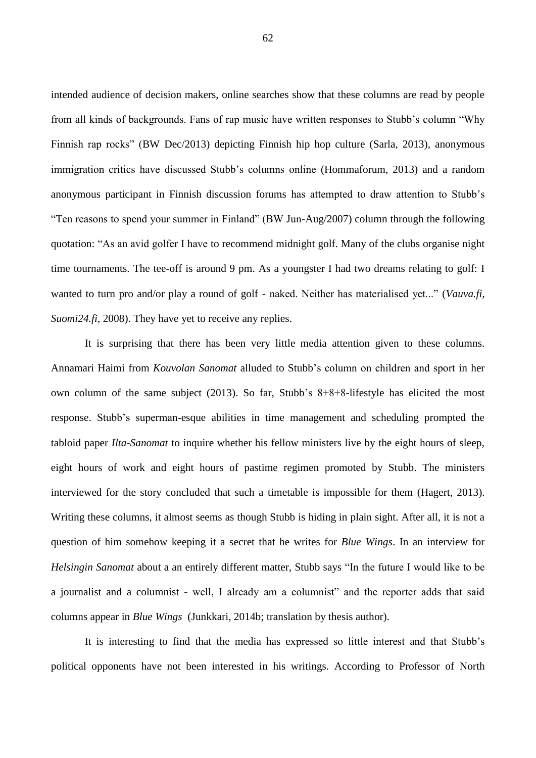intended audience of decision makers, online searches show that these columns are read by people from all kinds of backgrounds. Fans of rap music have written responses to Stubb's column "Why Finnish rap rocks" (BW Dec/2013) depicting Finnish hip hop culture (Sarla, 2013), anonymous immigration critics have discussed Stubb's columns online (Hommaforum, 2013) and a random anonymous participant in Finnish discussion forums has attempted to draw attention to Stubb's "Ten reasons to spend your summer in Finland" (BW Jun-Aug/2007) column through the following quotation: "As an avid golfer I have to recommend midnight golf. Many of the clubs organise night time tournaments. The tee-off is around 9 pm. As a youngster I had two dreams relating to golf: I wanted to turn pro and/or play a round of golf - naked. Neither has materialised yet..." (*Vauva.fi*, *Suomi24.fi*, 2008). They have yet to receive any replies.

It is surprising that there has been very little media attention given to these columns. Annamari Haimi from *Kouvolan Sanomat* alluded to Stubb's column on children and sport in her own column of the same subject (2013). So far, Stubb's 8+8+8-lifestyle has elicited the most response. Stubb's superman-esque abilities in time management and scheduling prompted the tabloid paper *Ilta-Sanomat* to inquire whether his fellow ministers live by the eight hours of sleep, eight hours of work and eight hours of pastime regimen promoted by Stubb. The ministers interviewed for the story concluded that such a timetable is impossible for them (Hagert, 2013). Writing these columns, it almost seems as though Stubb is hiding in plain sight. After all, it is not a question of him somehow keeping it a secret that he writes for *Blue Wings*. In an interview for *Helsingin Sanomat* about a an entirely different matter, Stubb says "In the future I would like to be a journalist and a columnist - well, I already am a columnist" and the reporter adds that said columns appear in *Blue Wings* (Junkkari, 2014b; translation by thesis author).

It is interesting to find that the media has expressed so little interest and that Stubb's political opponents have not been interested in his writings. According to Professor of North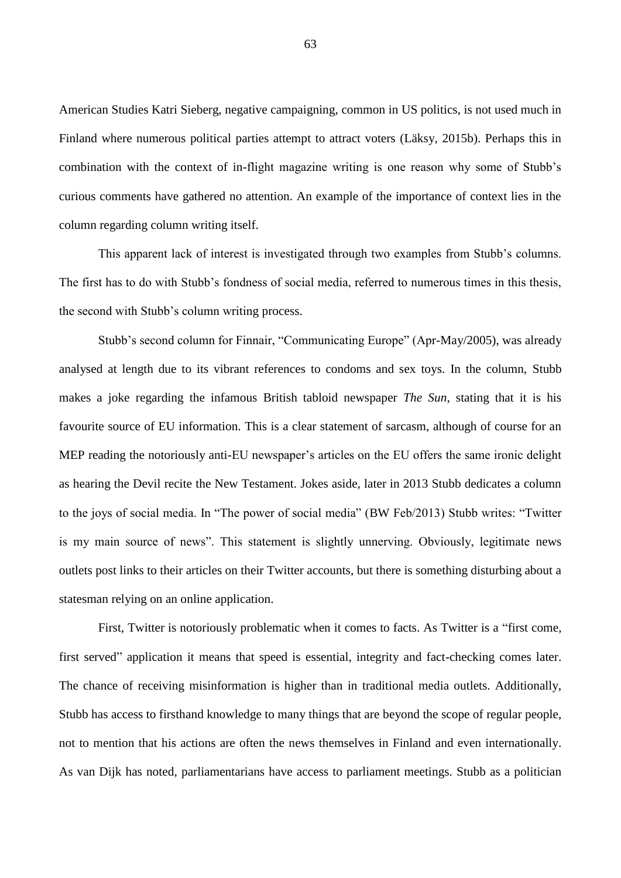American Studies Katri Sieberg, negative campaigning, common in US politics, is not used much in Finland where numerous political parties attempt to attract voters (Läksy, 2015b). Perhaps this in combination with the context of in-flight magazine writing is one reason why some of Stubb's curious comments have gathered no attention. An example of the importance of context lies in the column regarding column writing itself.

This apparent lack of interest is investigated through two examples from Stubb's columns. The first has to do with Stubb's fondness of social media, referred to numerous times in this thesis, the second with Stubb's column writing process.

Stubb's second column for Finnair, "Communicating Europe" (Apr-May/2005), was already analysed at length due to its vibrant references to condoms and sex toys. In the column, Stubb makes a joke regarding the infamous British tabloid newspaper *The Sun*, stating that it is his favourite source of EU information. This is a clear statement of sarcasm, although of course for an MEP reading the notoriously anti-EU newspaper's articles on the EU offers the same ironic delight as hearing the Devil recite the New Testament. Jokes aside, later in 2013 Stubb dedicates a column to the joys of social media. In "The power of social media" (BW Feb/2013) Stubb writes: "Twitter is my main source of news". This statement is slightly unnerving. Obviously, legitimate news outlets post links to their articles on their Twitter accounts, but there is something disturbing about a statesman relying on an online application.

First, Twitter is notoriously problematic when it comes to facts. As Twitter is a "first come, first served" application it means that speed is essential, integrity and fact-checking comes later. The chance of receiving misinformation is higher than in traditional media outlets. Additionally, Stubb has access to firsthand knowledge to many things that are beyond the scope of regular people, not to mention that his actions are often the news themselves in Finland and even internationally. As van Dijk has noted, parliamentarians have access to parliament meetings. Stubb as a politician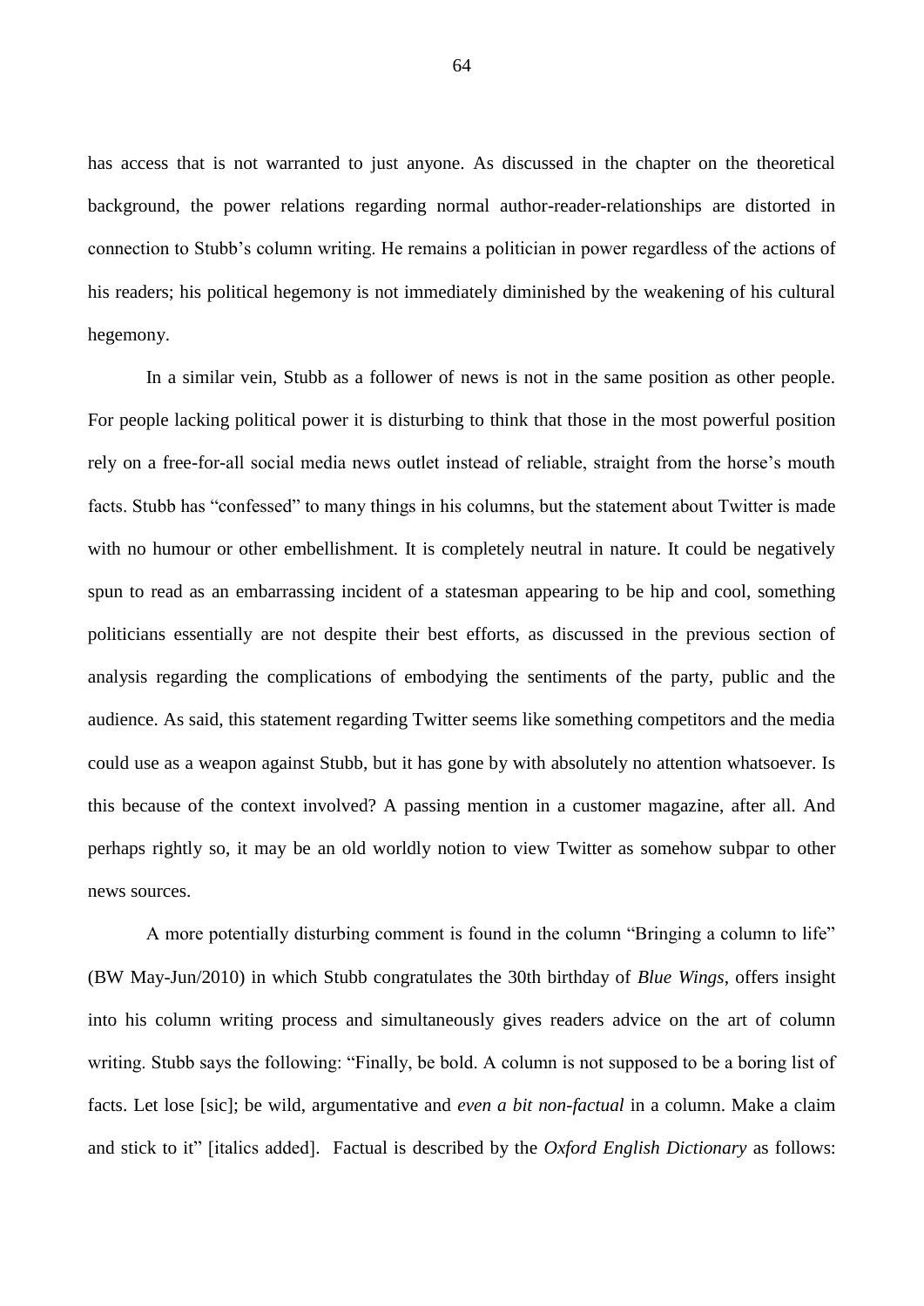has access that is not warranted to just anyone. As discussed in the chapter on the theoretical background, the power relations regarding normal author-reader-relationships are distorted in connection to Stubb's column writing. He remains a politician in power regardless of the actions of his readers; his political hegemony is not immediately diminished by the weakening of his cultural hegemony.

In a similar vein, Stubb as a follower of news is not in the same position as other people. For people lacking political power it is disturbing to think that those in the most powerful position rely on a free-for-all social media news outlet instead of reliable, straight from the horse's mouth facts. Stubb has "confessed" to many things in his columns, but the statement about Twitter is made with no humour or other embellishment. It is completely neutral in nature. It could be negatively spun to read as an embarrassing incident of a statesman appearing to be hip and cool, something politicians essentially are not despite their best efforts, as discussed in the previous section of analysis regarding the complications of embodying the sentiments of the party, public and the audience. As said, this statement regarding Twitter seems like something competitors and the media could use as a weapon against Stubb, but it has gone by with absolutely no attention whatsoever. Is this because of the context involved? A passing mention in a customer magazine, after all. And perhaps rightly so, it may be an old worldly notion to view Twitter as somehow subpar to other news sources.

A more potentially disturbing comment is found in the column "Bringing a column to life" (BW May-Jun/2010) in which Stubb congratulates the 30th birthday of *Blue Wings*, offers insight into his column writing process and simultaneously gives readers advice on the art of column writing. Stubb says the following: "Finally, be bold. A column is not supposed to be a boring list of facts. Let lose [sic]; be wild, argumentative and *even a bit non-factual* in a column. Make a claim and stick to it" [italics added]. Factual is described by the *Oxford English Dictionary* as follows: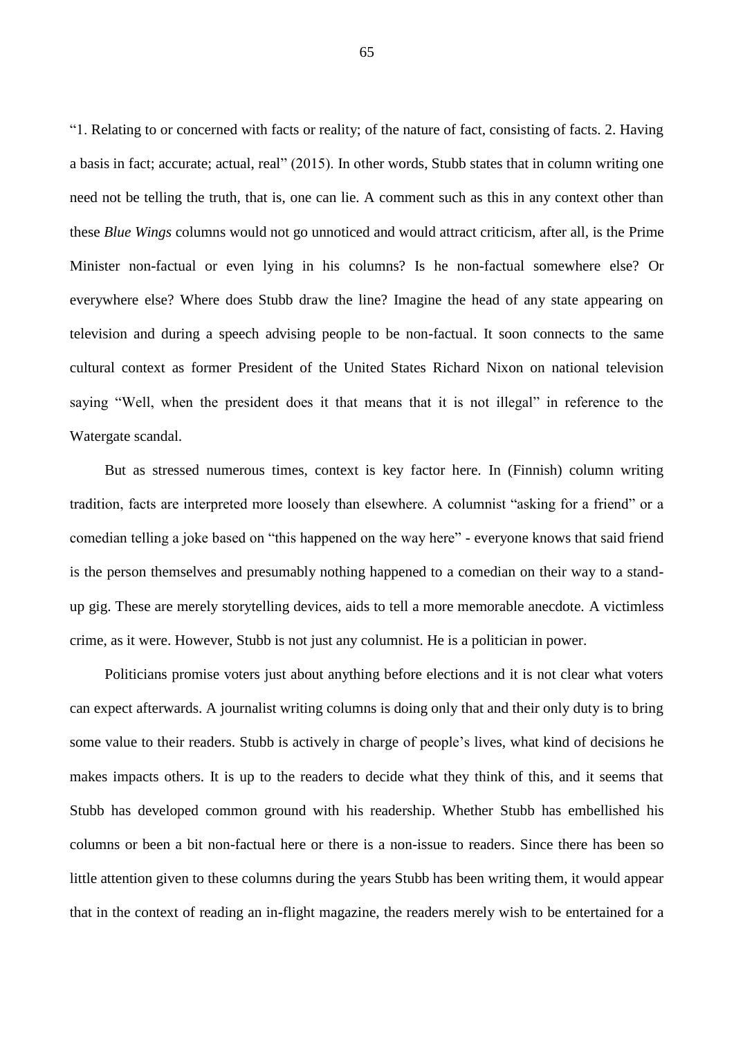"1. Relating to or concerned with facts or reality; of the nature of fact, consisting of facts. 2. Having a basis in fact; accurate; actual, real" (2015). In other words, Stubb states that in column writing one need not be telling the truth, that is, one can lie. A comment such as this in any context other than these *Blue Wings* columns would not go unnoticed and would attract criticism, after all, is the Prime Minister non-factual or even lying in his columns? Is he non-factual somewhere else? Or everywhere else? Where does Stubb draw the line? Imagine the head of any state appearing on television and during a speech advising people to be non-factual. It soon connects to the same cultural context as former President of the United States Richard Nixon on national television saying "Well, when the president does it that means that it is not illegal" in reference to the Watergate scandal.

But as stressed numerous times, context is key factor here. In (Finnish) column writing tradition, facts are interpreted more loosely than elsewhere. A columnist "asking for a friend" or a comedian telling a joke based on "this happened on the way here" - everyone knows that said friend is the person themselves and presumably nothing happened to a comedian on their way to a stand-up gig. These are merely storytelling devices, aids to tell a more memorable anecdote. A victimless crime, as it were. However, Stubb is not just any columnist. He is a politician in power.

Politicians promise voters just about anything before elections and it is not clear what voters can expect afterwards. A journalist writing columns is doing only that and their only duty is to bring some value to their readers. Stubb is actively in charge of people's lives, what kind of decisions he makes impacts others. It is up to the readers to decide what they think of this, and it seems that Stubb has developed common ground with his readership. Whether Stubb has embellished his columns or been a bit non-factual here or there is a non-issue to readers. Since there has been so little attention given to these columns during the years Stubb has been writing them, it would appear that in the context of reading an in-flight magazine, the readers merely wish to be entertained for a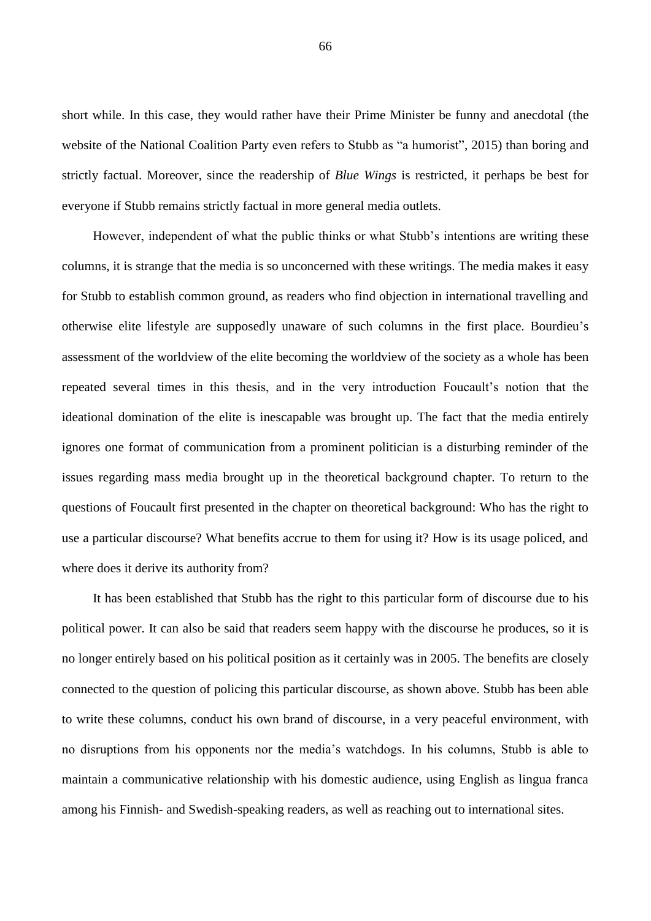short while. In this case, they would rather have their Prime Minister be funny and anecdotal (the website of the National Coalition Party even refers to Stubb as "a humorist", 2015) than boring and strictly factual. Moreover, since the readership of *Blue Wings* is restricted, it perhaps be best for everyone if Stubb remains strictly factual in more general media outlets.

However, independent of what the public thinks or what Stubb's intentions are writing these columns, it is strange that the media is so unconcerned with these writings. The media makes it easy for Stubb to establish common ground, as readers who find objection in international travelling and otherwise elite lifestyle are supposedly unaware of such columns in the first place. Bourdieu's assessment of the worldview of the elite becoming the worldview of the society as a whole has been repeated several times in this thesis, and in the very introduction Foucault's notion that the ideational domination of the elite is inescapable was brought up. The fact that the media entirely ignores one format of communication from a prominent politician is a disturbing reminder of the issues regarding mass media brought up in the theoretical background chapter. To return to the questions of Foucault first presented in the chapter on theoretical background: Who has the right to use a particular discourse? What benefits accrue to them for using it? How is its usage policed, and where does it derive its authority from?

It has been established that Stubb has the right to this particular form of discourse due to his political power. It can also be said that readers seem happy with the discourse he produces, so it is no longer entirely based on his political position as it certainly was in 2005. The benefits are closely connected to the question of policing this particular discourse, as shown above. Stubb has been able to write these columns, conduct his own brand of discourse, in a very peaceful environment, with no disruptions from his opponents nor the media's watchdogs. In his columns, Stubb is able to maintain a communicative relationship with his domestic audience, using English as lingua franca among his Finnish- and Swedish-speaking readers, as well as reaching out to international sites.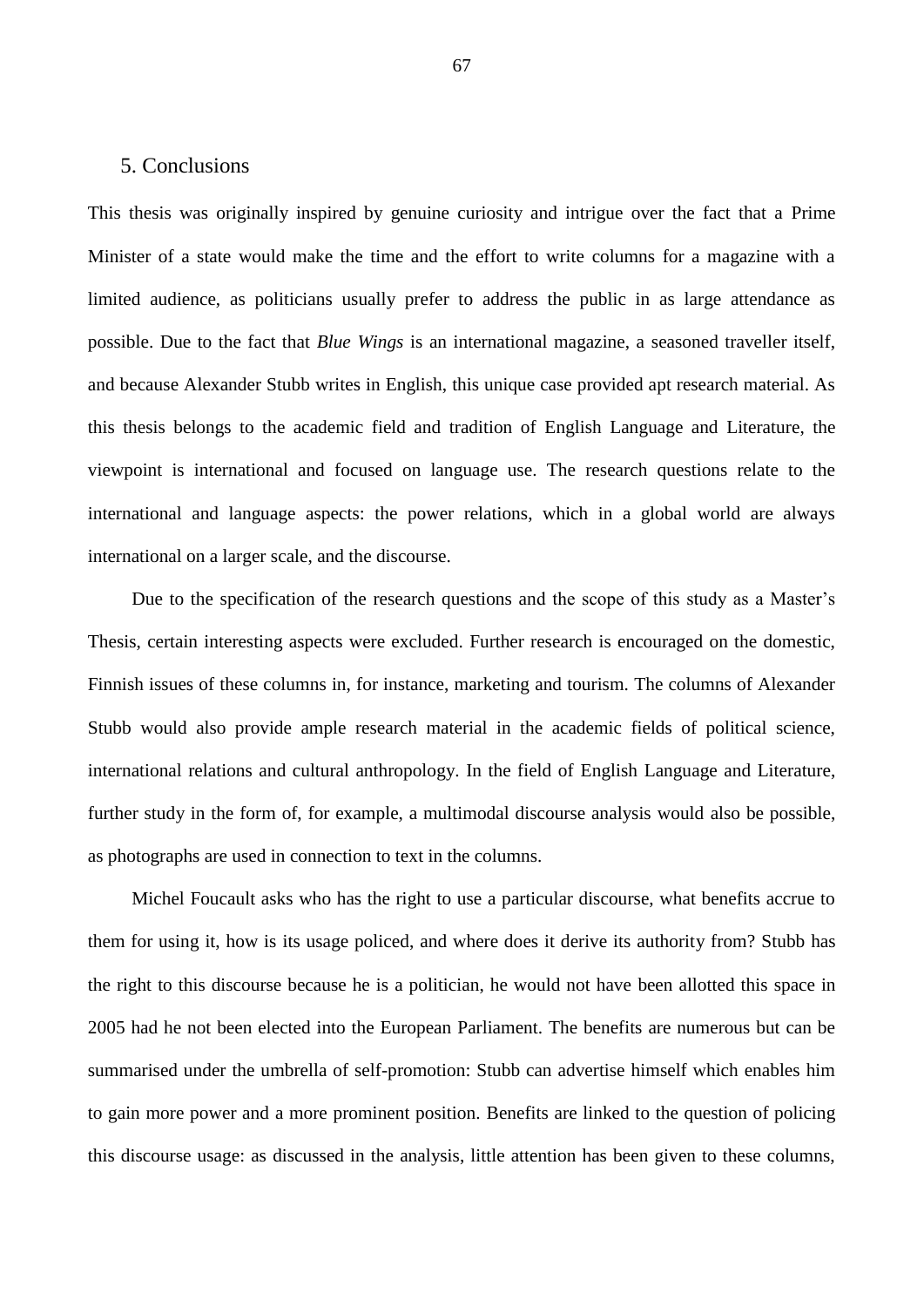## 5. Conclusions

This thesis was originally inspired by genuine curiosity and intrigue over the fact that a Prime Minister of a state would make the time and the effort to write columns for a magazine with a limited audience, as politicians usually prefer to address the public in as large attendance as possible. Due to the fact that *Blue Wings* is an international magazine, a seasoned traveller itself, and because Alexander Stubb writes in English, this unique case provided apt research material. As this thesis belongs to the academic field and tradition of English Language and Literature, the viewpoint is international and focused on language use. The research questions relate to the international and language aspects: the power relations, which in a global world are always international on a larger scale, and the discourse.

Due to the specification of the research questions and the scope of this study as a Master's Thesis, certain interesting aspects were excluded. Further research is encouraged on the domestic, Finnish issues of these columns in, for instance, marketing and tourism. The columns of Alexander Stubb would also provide ample research material in the academic fields of political science, international relations and cultural anthropology. In the field of English Language and Literature, further study in the form of, for example, a multimodal discourse analysis would also be possible, as photographs are used in connection to text in the columns.

Michel Foucault asks who has the right to use a particular discourse, what benefits accrue to them for using it, how is its usage policed, and where does it derive its authority from? Stubb has the right to this discourse because he is a politician, he would not have been allotted this space in 2005 had he not been elected into the European Parliament. The benefits are numerous but can be summarised under the umbrella of self-promotion: Stubb can advertise himself which enables him to gain more power and a more prominent position. Benefits are linked to the question of policing this discourse usage: as discussed in the analysis, little attention has been given to these columns,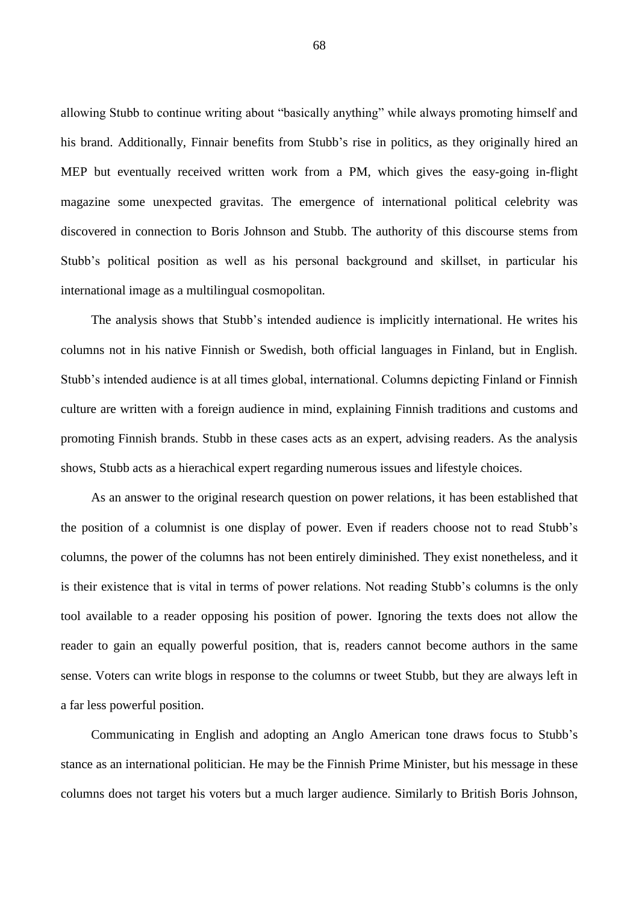allowing Stubb to continue writing about "basically anything" while always promoting himself and his brand. Additionally, Finnair benefits from Stubb's rise in politics, as they originally hired an MEP but eventually received written work from a PM, which gives the easy-going in-flight magazine some unexpected gravitas. The emergence of international political celebrity was discovered in connection to Boris Johnson and Stubb. The authority of this discourse stems from Stubb's political position as well as his personal background and skillset, in particular his international image as a multilingual cosmopolitan.

The analysis shows that Stubb's intended audience is implicitly international. He writes his columns not in his native Finnish or Swedish, both official languages in Finland, but in English. Stubb's intended audience is at all times global, international. Columns depicting Finland or Finnish culture are written with a foreign audience in mind, explaining Finnish traditions and customs and promoting Finnish brands. Stubb in these cases acts as an expert, advising readers. As the analysis shows, Stubb acts as a hierachical expert regarding numerous issues and lifestyle choices.

As an answer to the original research question on power relations, it has been established that the position of a columnist is one display of power. Even if readers choose not to read Stubb's columns, the power of the columns has not been entirely diminished. They exist nonetheless, and it is their existence that is vital in terms of power relations. Not reading Stubb's columns is the only tool available to a reader opposing his position of power. Ignoring the texts does not allow the reader to gain an equally powerful position, that is, readers cannot become authors in the same sense. Voters can write blogs in response to the columns or tweet Stubb, but they are always left in a far less powerful position.

Communicating in English and adopting an Anglo American tone draws focus to Stubb's stance as an international politician. He may be the Finnish Prime Minister, but his message in these columns does not target his voters but a much larger audience. Similarly to British Boris Johnson,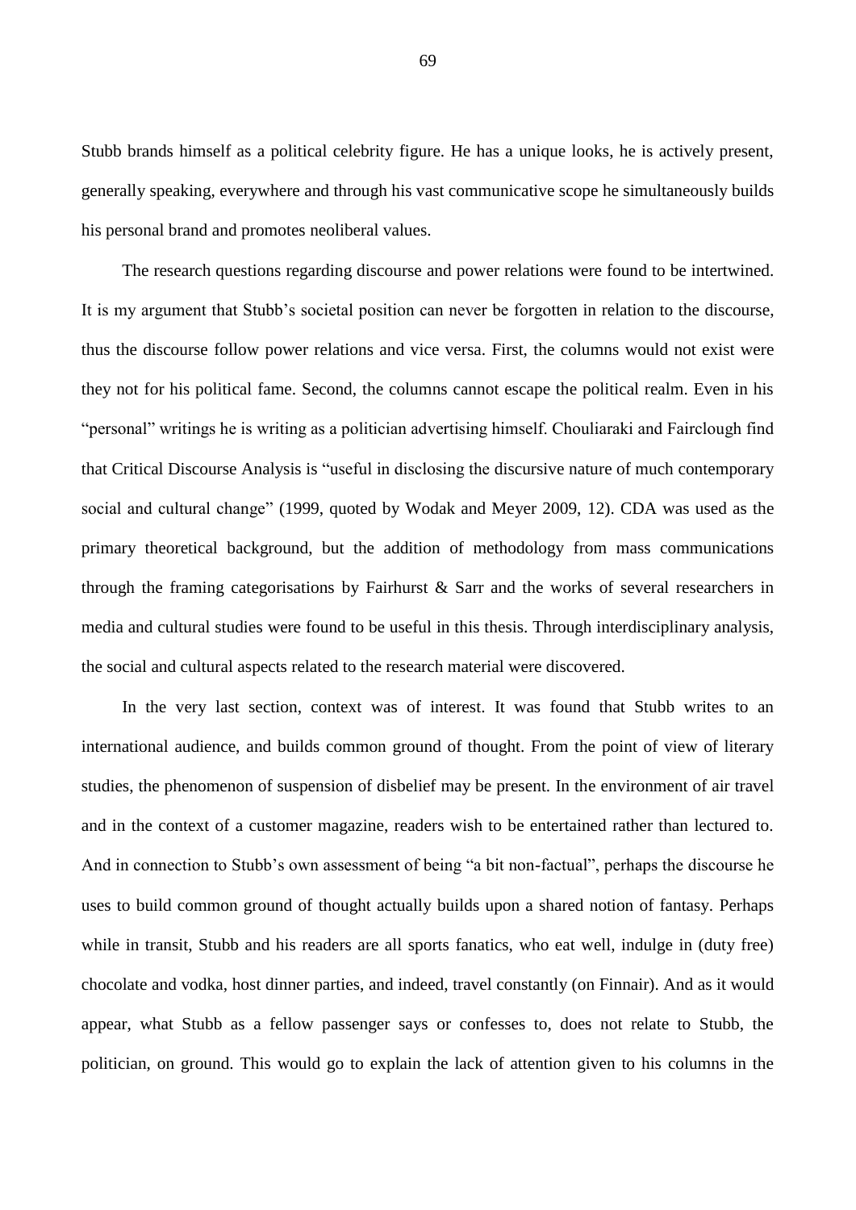Stubb brands himself as a political celebrity figure. He has a unique looks, he is actively present, generally speaking, everywhere and through his vast communicative scope he simultaneously builds his personal brand and promotes neoliberal values.

The research questions regarding discourse and power relations were found to be intertwined. It is my argument that Stubb's societal position can never be forgotten in relation to the discourse, thus the discourse follow power relations and vice versa. First, the columns would not exist were they not for his political fame. Second, the columns cannot escape the political realm. Even in his "personal" writings he is writing as a politician advertising himself. Chouliaraki and Fairclough find that Critical Discourse Analysis is "useful in disclosing the discursive nature of much contemporary social and cultural change" (1999, quoted by Wodak and Meyer 2009, 12). CDA was used as the primary theoretical background, but the addition of methodology from mass communications through the framing categorisations by Fairhurst & Sarr and the works of several researchers in media and cultural studies were found to be useful in this thesis. Through interdisciplinary analysis, the social and cultural aspects related to the research material were discovered.

In the very last section, context was of interest. It was found that Stubb writes to an international audience, and builds common ground of thought. From the point of view of literary studies, the phenomenon of suspension of disbelief may be present. In the environment of air travel and in the context of a customer magazine, readers wish to be entertained rather than lectured to. And in connection to Stubb's own assessment of being "a bit non-factual", perhaps the discourse he uses to build common ground of thought actually builds upon a shared notion of fantasy. Perhaps while in transit, Stubb and his readers are all sports fanatics, who eat well, indulge in (duty free) chocolate and vodka, host dinner parties, and indeed, travel constantly (on Finnair). And as it would appear, what Stubb as a fellow passenger says or confesses to, does not relate to Stubb, the politician, on ground. This would go to explain the lack of attention given to his columns in the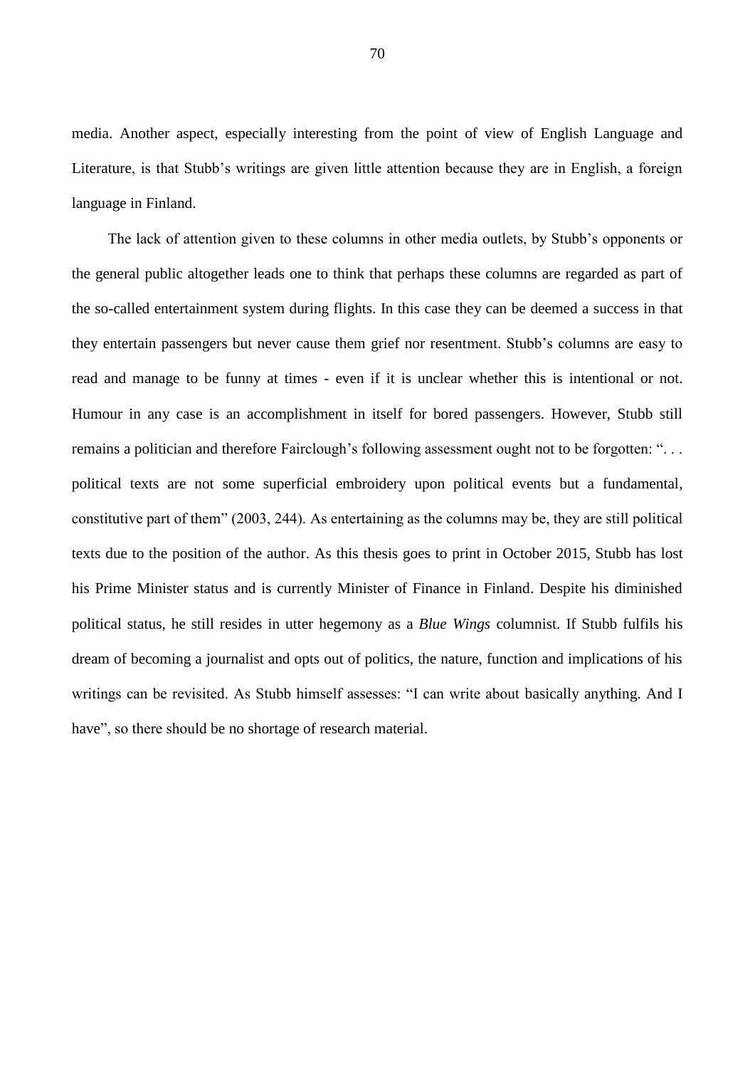media. Another aspect, especially interesting from the point of view of English Language and Literature, is that Stubb's writings are given little attention because they are in English, a foreign language in Finland.

The lack of attention given to these columns in other media outlets, by Stubb's opponents or the general public altogether leads one to think that perhaps these columns are regarded as part of the so-called entertainment system during flights. In this case they can be deemed a success in that they entertain passengers but never cause them grief nor resentment. Stubb's columns are easy to read and manage to be funny at times - even if it is unclear whether this is intentional or not. Humour in any case is an accomplishment in itself for bored passengers. However, Stubb still remains a politician and therefore Fairclough's following assessment ought not to be forgotten: ". . . political texts are not some superficial embroidery upon political events but a fundamental, constitutive part of them" (2003, 244). As entertaining as the columns may be, they are still political texts due to the position of the author. As this thesis goes to print in October 2015, Stubb has lost his Prime Minister status and is currently Minister of Finance in Finland. Despite his diminished political status, he still resides in utter hegemony as a *Blue Wings* columnist. If Stubb fulfils his dream of becoming a journalist and opts out of politics, the nature, function and implications of his writings can be revisited. As Stubb himself assesses: "I can write about basically anything. And I have", so there should be no shortage of research material.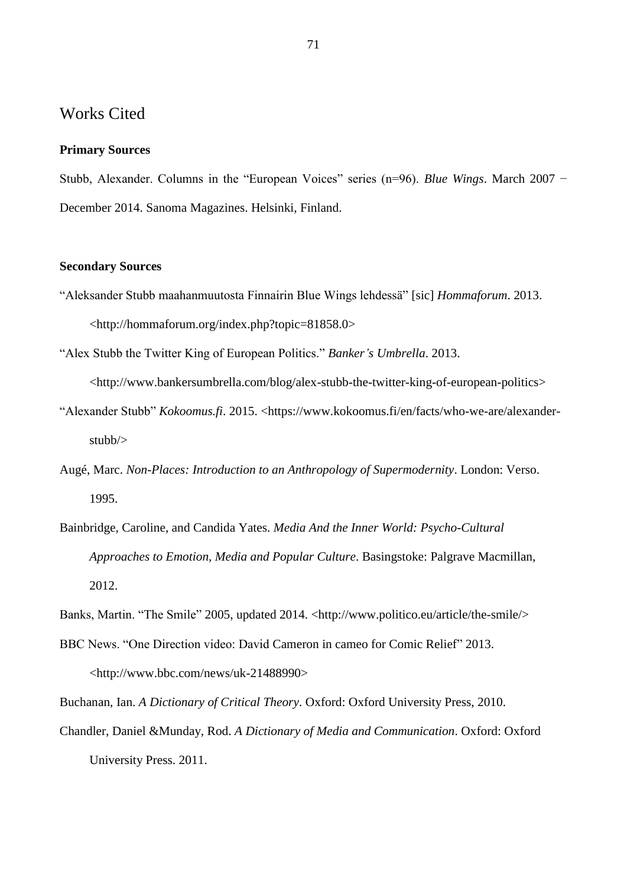## Works Cited

**Primary Sources**

Stubb, Alexander. Columns in the "European Voices" series (n=96). *Blue Wings*. March 2007 − December 2014. Sanoma Magazines. Helsinki, Finland.

**Secondary Sources**

"Aleksander Stubb maahanmuutosta Finnairin Blue Wings lehdessä" [sic] *Hommaforum*. 2013. <http://hommaforum.org/index.php?topic=81858.0>

"Alex Stubb the Twitter King of European Politics." *Banker's Umbrella*. 2013. <http://www.bankersumbrella.com/blog/alex-stubb-the-twitter-king-of-european-politics>

"Alexander Stubb" *Kokoomus.fi*. 2015. <https://www.kokoomus.fi/en/facts/who-we-are/alexander-stubb/>

Augé, Marc. *Non-Places: Introduction to an Anthropology of Supermodernity*. London: Verso. 1995.

Bainbridge, Caroline, and Candida Yates. *Media And the Inner World: Psycho-Cultural Approaches to Emotion, Media and Popular Culture*. Basingstoke: Palgrave Macmillan, 2012.

Banks, Martin. "The Smile" 2005, updated 2014. <http://www.politico.eu/article/the-smile/>

BBC News. "One Direction video: David Cameron in cameo for Comic Relief" 2013. <http://www.bbc.com/news/uk-21488990>

Buchanan, Ian. *A Dictionary of Critical Theory*. Oxford: Oxford University Press, 2010.

Chandler, Daniel &Munday, Rod. *A Dictionary of Media and Communication*. Oxford: Oxford University Press. 2011.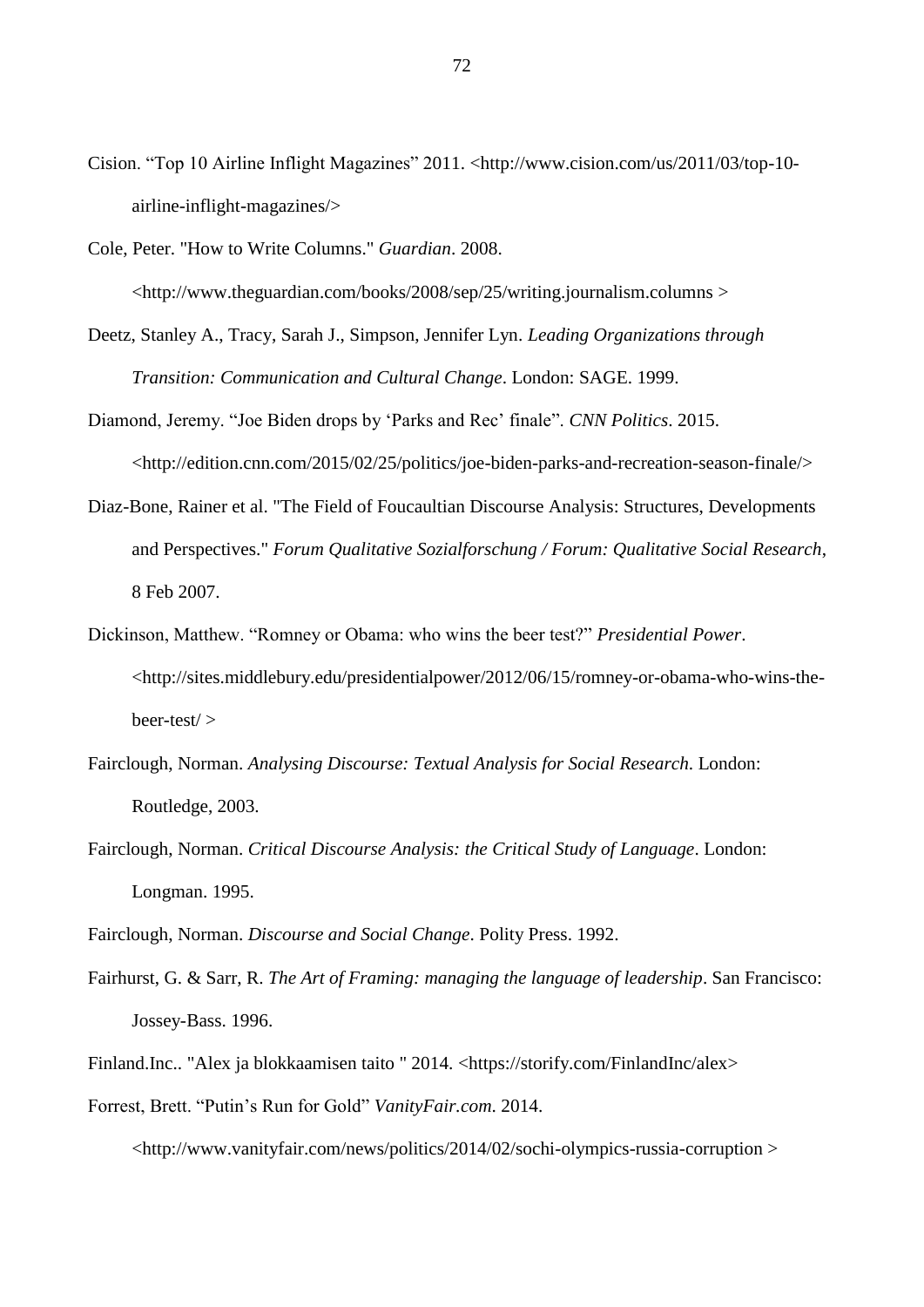Cision. “Top 10 Airline Inflight Magazines” 2011. <http://www.cision.com/us/2011/03/top-10-airline-inflight-magazines/>

Cole, Peter. "How to Write Columns." *Guardian*. 2008. <http://www.theguardian.com/books/2008/sep/25/writing.journalism.columns >

Deetz, Stanley A., Tracy, Sarah J., Simpson, Jennifer Lyn. *Leading Organizations through Transition: Communication and Cultural Change*. London: SAGE. 1999.

Diamond, Jeremy. “Joe Biden drops by ‘Parks and Rec’ finale”. *CNN Politics*. 2015. <http://edition.cnn.com/2015/02/25/politics/joe-biden-parks-and-recreation-season-finale/>

Diaz-Bone, Rainer et al. "The Field of Foucaultian Discourse Analysis: Structures, Developments and Perspectives." *Forum Qualitative Sozialforschung / Forum: Qualitative Social Research*, 8 Feb 2007.

Dickinson, Matthew. “Romney or Obama: who wins the beer test?” *Presidential Power*. <http://sites.middlebury.edu/presidentialpower/2012/06/15/romney-or-obama-who-wins-the-beer-test/ >

Fairclough, Norman. *Analysing Discourse: Textual Analysis for Social Research*. London: Routledge, 2003.

Fairclough, Norman. *Critical Discourse Analysis: the Critical Study of Language*. London: Longman. 1995.

Fairclough, Norman. *Discourse and Social Change*. Polity Press. 1992.

Fairhurst, G. & Sarr, R. *The Art of Framing: managing the language of leadership*. San Francisco: Jossey-Bass. 1996.

Finland.Inc.. "Alex ja blokkaamisen taito " 2014. <https://storify.com/FinlandInc/alex>

Forrest, Brett. “Putin’s Run for Gold” *VanityFair.com*. 2014. <http://www.vanityfair.com/news/politics/2014/02/sochi-olympics-russia-corruption >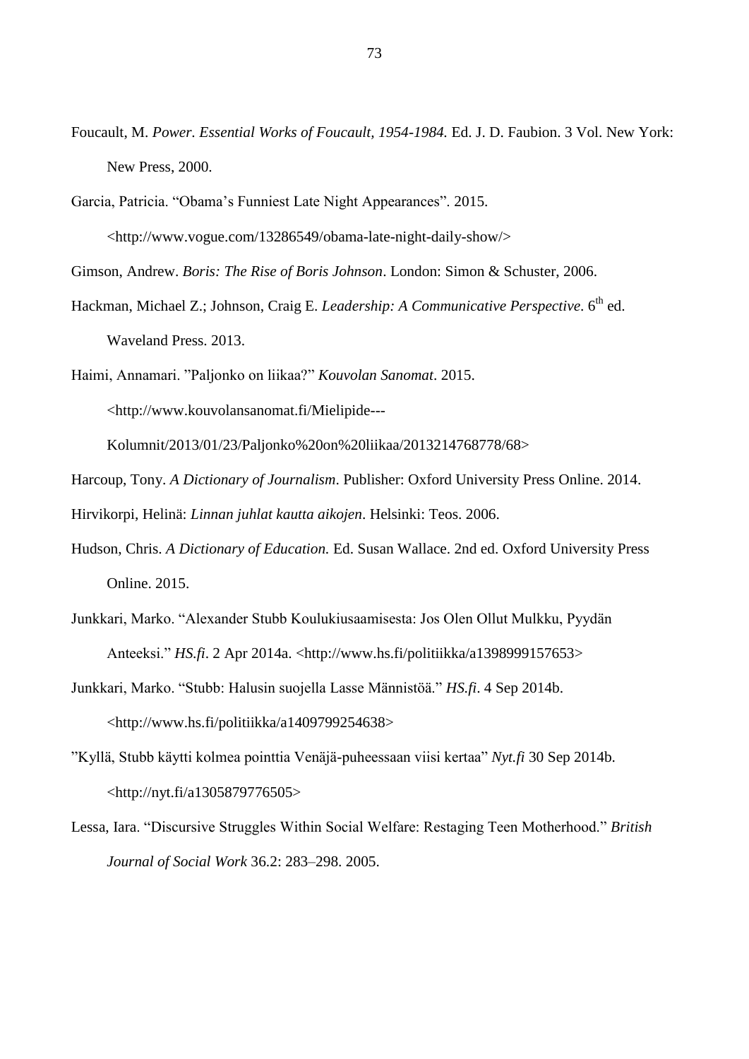Foucault, M. *Power. Essential Works of Foucault, 1954-1984.* Ed. J. D. Faubion. 3 Vol. New York: New Press, 2000.

Garcia, Patricia. "Obama's Funniest Late Night Appearances". 2015. <http://www.vogue.com/13286549/obama-late-night-daily-show/>

Gimson, Andrew. *Boris: The Rise of Boris Johnson*. London: Simon & Schuster, 2006.

Hackman, Michael Z.; Johnson, Craig E. *Leadership: A Communicative Perspective*. 6th ed. Waveland Press. 2013.

Haimi, Annamari. "Paljonko on liikaa?" *Kouvolan Sanomat*. 2015. <http://www.kouvolansanomat.fi/Mielipide---Kolumnit/2013/01/23/Paljonko%20on%20liikaa/2013214768778/68>

Harcoup, Tony. *A Dictionary of Journalism*. Publisher: Oxford University Press Online. 2014.

Hirvikorpi, Helinä: *Linnan juhlat kautta aikojen*. Helsinki: Teos. 2006.

Hudson, Chris. *A Dictionary of Education.* Ed. Susan Wallace. 2nd ed. Oxford University Press Online. 2015.

Junkkari, Marko. "Alexander Stubb Koulukiusaamisesta: Jos Olen Ollut Mulkku, Pyydän Anteeksi." *HS.fi*. 2 Apr 2014a. <http://www.hs.fi/politiikka/a1398999157653>

Junkkari, Marko. "Stubb: Halusin suojella Lasse Männistöä." *HS.fi*. 4 Sep 2014b. <http://www.hs.fi/politiikka/a1409799254638>

"Kyllä, Stubb käytti kolmea pointtia Venäjä-puheessaan viisi kertaa" *Nyt.fi* 30 Sep 2014b. <http://nyt.fi/a1305879776505>

Lessa, Iara. "Discursive Struggles Within Social Welfare: Restaging Teen Motherhood." *British Journal of Social Work* 36.2: 283–298. 2005.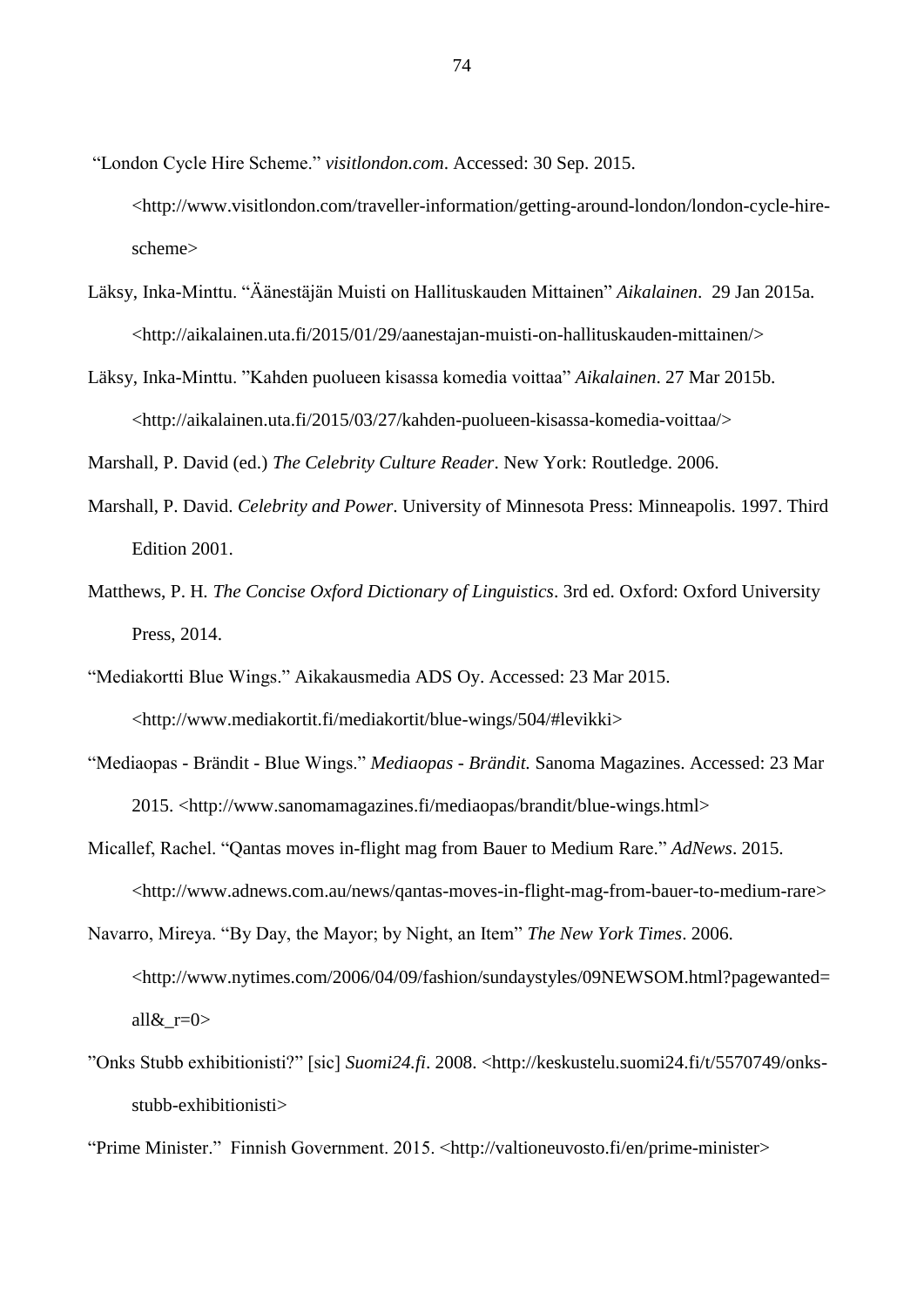"London Cycle Hire Scheme." *visitlondon.com*. Accessed: 30 Sep. 2015. <http://www.visitlondon.com/traveller-information/getting-around-london/london-cycle-hire-scheme>

Läksy, Inka-Minttu. "Äänestäjän Muisti on Hallituskauden Mittainen" *Aikalainen*. 29 Jan 2015a. <http://aikalainen.uta.fi/2015/01/29/aanestajan-muisti-on-hallituskauden-mittainen/>

Läksy, Inka-Minttu. "Kahden puolueen kisassa komedia voittaa" *Aikalainen*. 27 Mar 2015b. <http://aikalainen.uta.fi/2015/03/27/kahden-puolueen-kisassa-komedia-voittaa/>

Marshall, P. David (ed.) *The Celebrity Culture Reader*. New York: Routledge. 2006.

Marshall, P. David. *Celebrity and Power*. University of Minnesota Press: Minneapolis. 1997. Third Edition 2001.

Matthews, P. H. *The Concise Oxford Dictionary of Linguistics*. 3rd ed. Oxford: Oxford University Press, 2014.

"Mediakortti Blue Wings." Aikakausmedia ADS Oy. Accessed: 23 Mar 2015. <http://www.mediakortit.fi/mediakortit/blue-wings/504/#levikki>

"Mediaopas - Brändit - Blue Wings." *Mediaopas - Brändit.* Sanoma Magazines. Accessed: 23 Mar 2015. <http://www.sanomamagazines.fi/mediaopas/brandit/blue-wings.html>

Micallef, Rachel. "Qantas moves in-flight mag from Bauer to Medium Rare." *AdNews*. 2015. <http://www.adnews.com.au/news/qantas-moves-in-flight-mag-from-bauer-to-medium-rare>

Navarro, Mireya. "By Day, the Mayor; by Night, an Item" *The New York Times*. 2006. <http://www.nytimes.com/2006/04/09/fashion/sundaystyles/09NEWSOM.html?pagewanted=all&_r=0>

"Onks Stubb exhibitionisti?" [sic] *Suomi24.fi*. 2008. <http://keskustelu.suomi24.fi/t/5570749/onks-stubb-exhibitionisti>

"Prime Minister." Finnish Government. 2015. <http://valtioneuvosto.fi/en/prime-minister>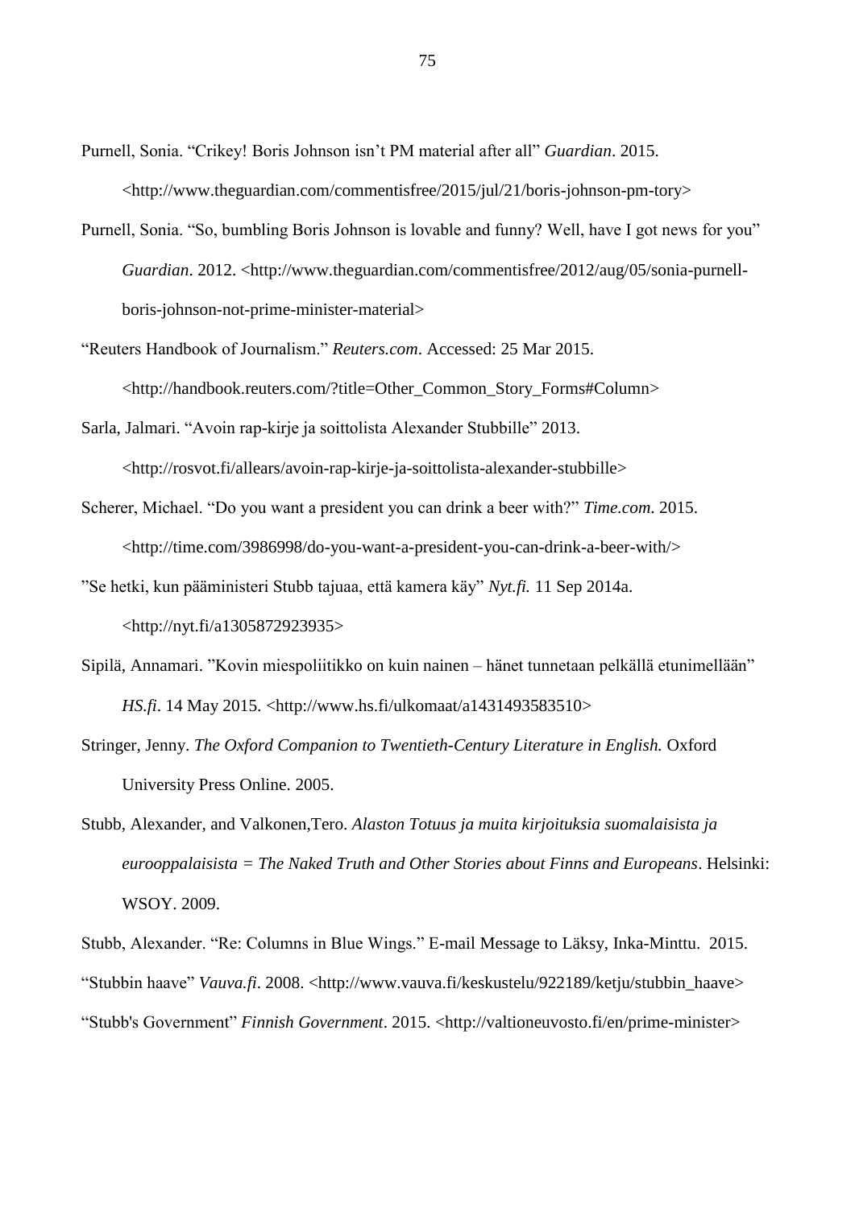Purnell, Sonia. “Crikey! Boris Johnson isn’t PM material after all” *Guardian*. 2015. <http://www.theguardian.com/commentisfree/2015/jul/21/boris-johnson-pm-tory>

Purnell, Sonia. “So, bumbling Boris Johnson is lovable and funny? Well, have I got news for you” *Guardian*. 2012. <http://www.theguardian.com/commentisfree/2012/aug/05/sonia-purnell-boris-johnson-not-prime-minister-material>

“Reuters Handbook of Journalism.” *Reuters.com*. Accessed: 25 Mar 2015. <http://handbook.reuters.com/?title=Other_Common_Story_Forms#Column>

Sarla, Jalmari. “Avoin rap-kirje ja soittolista Alexander Stubbille” 2013. <http://rosvot.fi/allears/avoin-rap-kirje-ja-soittolista-alexander-stubbille>

Scherer, Michael. “Do you want a president you can drink a beer with?” *Time.com*. 2015. <http://time.com/3986998/do-you-want-a-president-you-can-drink-a-beer-with/>

”Se hetki, kun pääministeri Stubb tajuaa, että kamera käy” *Nyt.fi.* 11 Sep 2014a. <http://nyt.fi/a1305872923935>

Sipilä, Annamari. ”Kovin miespoliitikko on kuin nainen – hänet tunnetaan pelkällä etunimellään” *HS.fi*. 14 May 2015. <http://www.hs.fi/ulkomaat/a1431493583510>

Stringer, Jenny. *The Oxford Companion to Twentieth-Century Literature in English.* Oxford University Press Online. 2005.

Stubb, Alexander, and Valkonen,Tero. *Alaston Totuus ja muita kirjoituksia suomalaisista ja eurooppalaisista = The Naked Truth and Other Stories about Finns and Europeans*. Helsinki: WSOY. 2009.

Stubb, Alexander. “Re: Columns in Blue Wings.” E-mail Message to Läksy, Inka-Minttu. 2015.

“Stubbin haave” *Vauva.fi*. 2008. <http://www.vauva.fi/keskustelu/922189/ketju/stubbin_haave>

“Stubb's Government” *Finnish Government*. 2015. <http://valtioneuvosto.fi/en/prime-minister>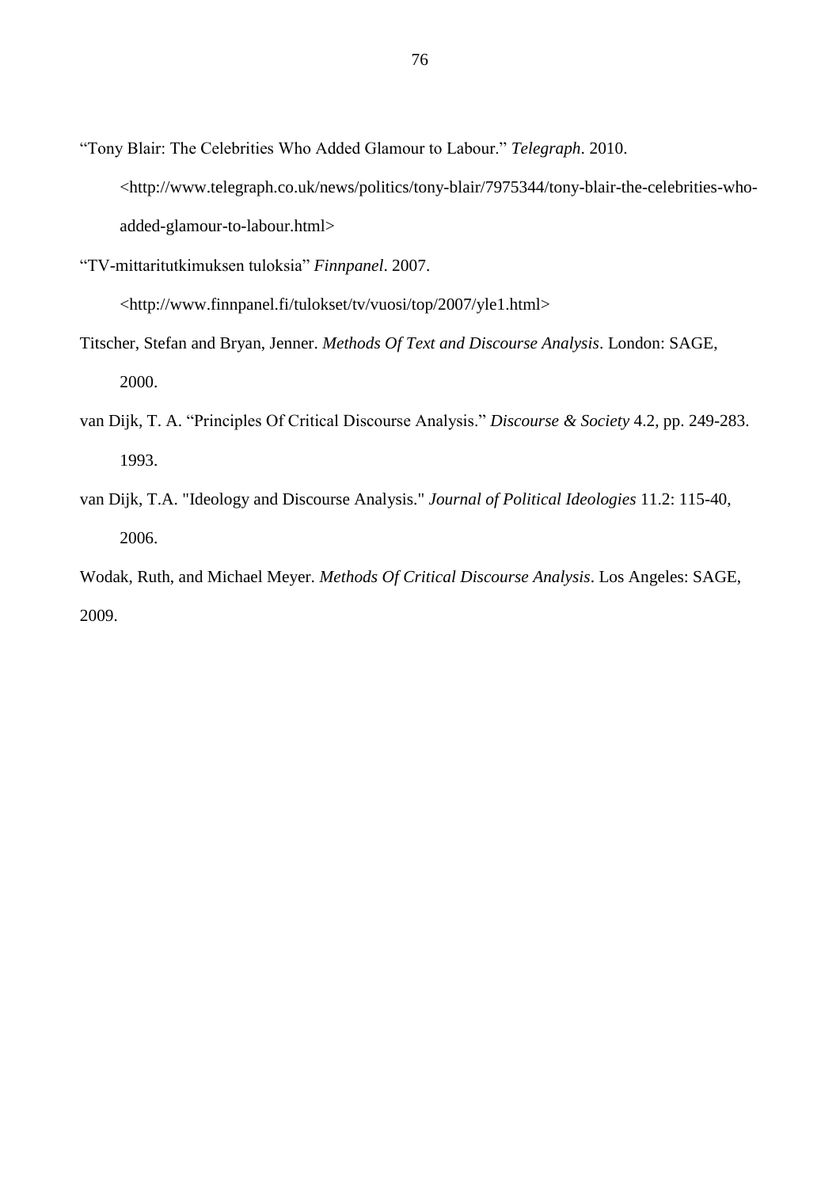"Tony Blair: The Celebrities Who Added Glamour to Labour." *Telegraph*. 2010. <http://www.telegraph.co.uk/news/politics/tony-blair/7975344/tony-blair-the-celebrities-who-added-glamour-to-labour.html>

"TV-mittaritutkimuksen tuloksia" *Finnpanel*. 2007. <http://www.finnpanel.fi/tulokset/tv/vuosi/top/2007/yle1.html>

Titscher, Stefan and Bryan, Jenner. *Methods Of Text and Discourse Analysis*. London: SAGE, 2000.

van Dijk, T. A. "Principles Of Critical Discourse Analysis." *Discourse & Society* 4.2, pp. 249-283. 1993.

van Dijk, T.A. "Ideology and Discourse Analysis." *Journal of Political Ideologies* 11.2: 115-40, 2006.

Wodak, Ruth, and Michael Meyer. *Methods Of Critical Discourse Analysis*. Los Angeles: SAGE, 2009.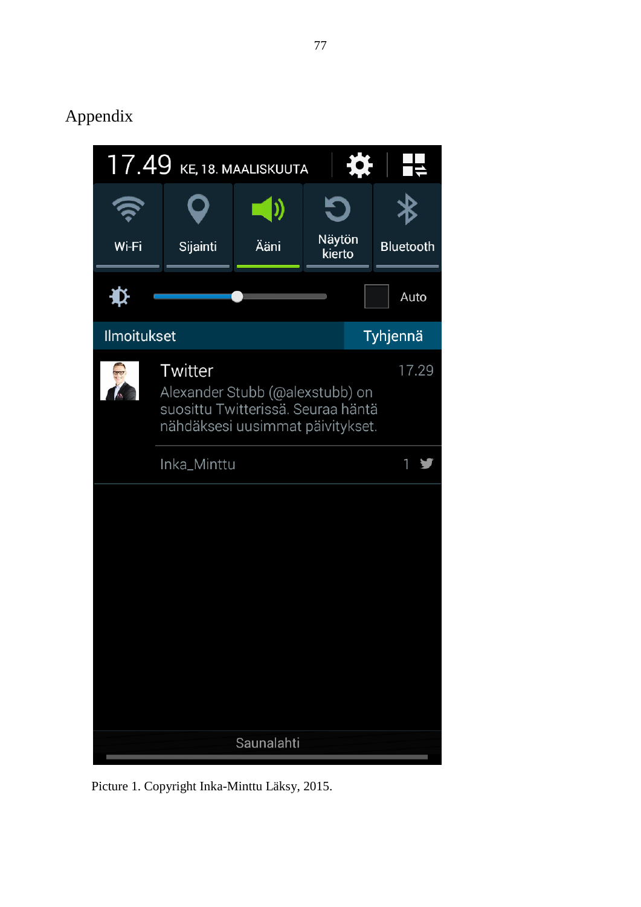# Appendix

Picture 1. Copyright Inka-Minttu Läksy, 2015.